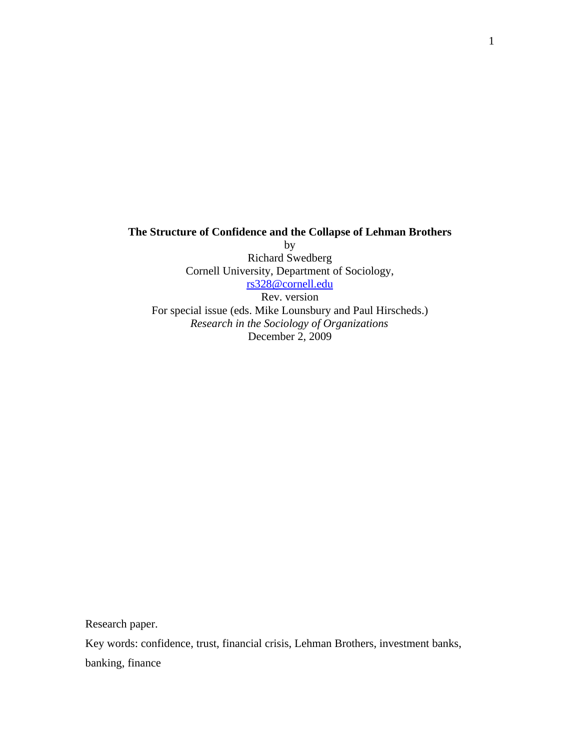**The Structure of Confidence and the Collapse of Lehman Brothers**

by

Richard Swedberg

Cornell University, Department of Sociology,

rs328@cornell.edu

Rev. version

For special issue (eds. Mike Lounsbury and Paul Hirscheds.)

*Research in the Sociology of Organizations*

December 2, 2009

Research paper.

Key words: confidence, trust, financial crisis, Lehman Brothers, investment banks, banking, finance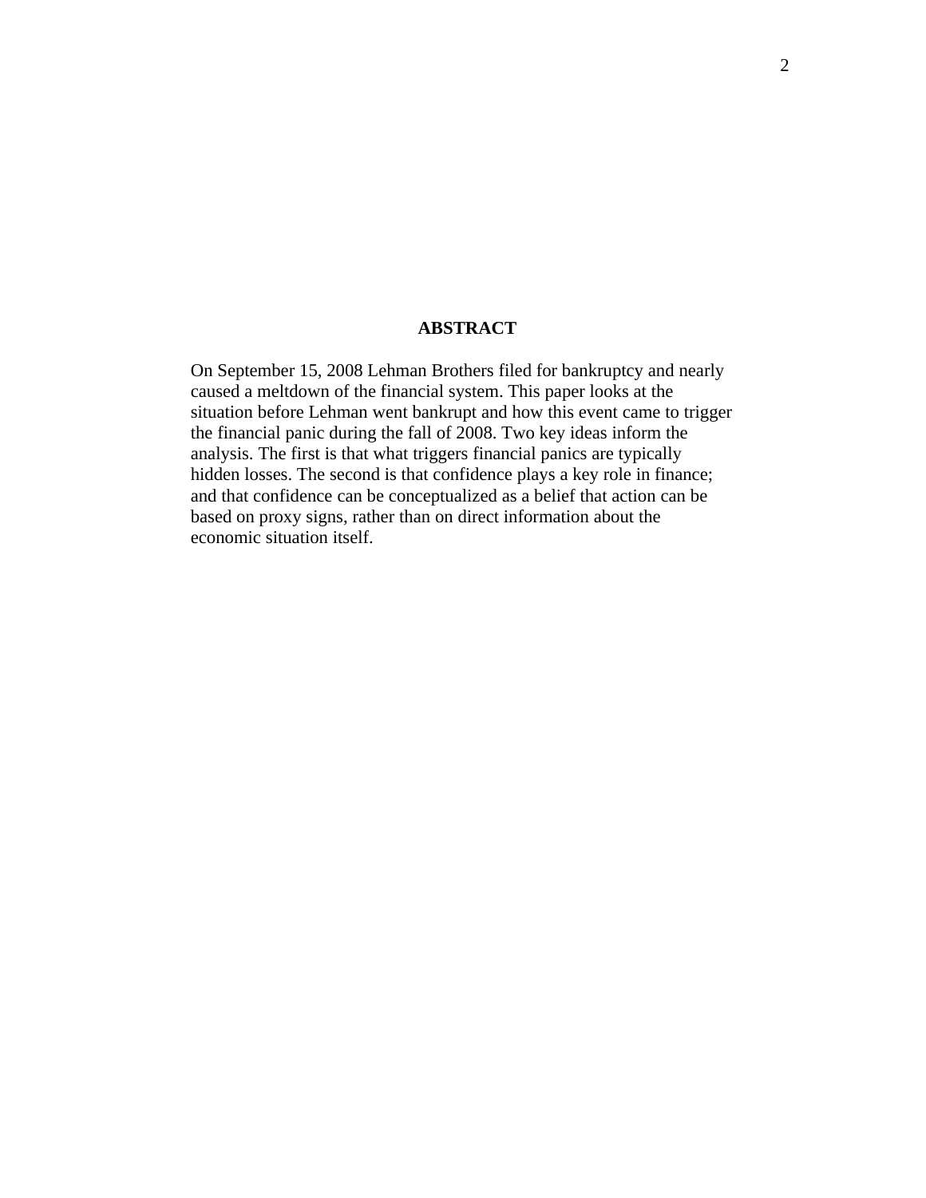## ABSTRACT

On September 15, 2008 Lehman Brothers filed for bankruptcy and nearly caused a meltdown of the financial system. This paper looks at the situation before Lehman went bankrupt and how this event came to trigger the financial panic during the fall of 2008. Two key ideas inform the analysis. The first is that what triggers financial panics are typically hidden losses. The second is that confidence plays a key role in finance; and that confidence can be conceptualized as a belief that action can be based on proxy signs, rather than on direct information about the economic situation itself.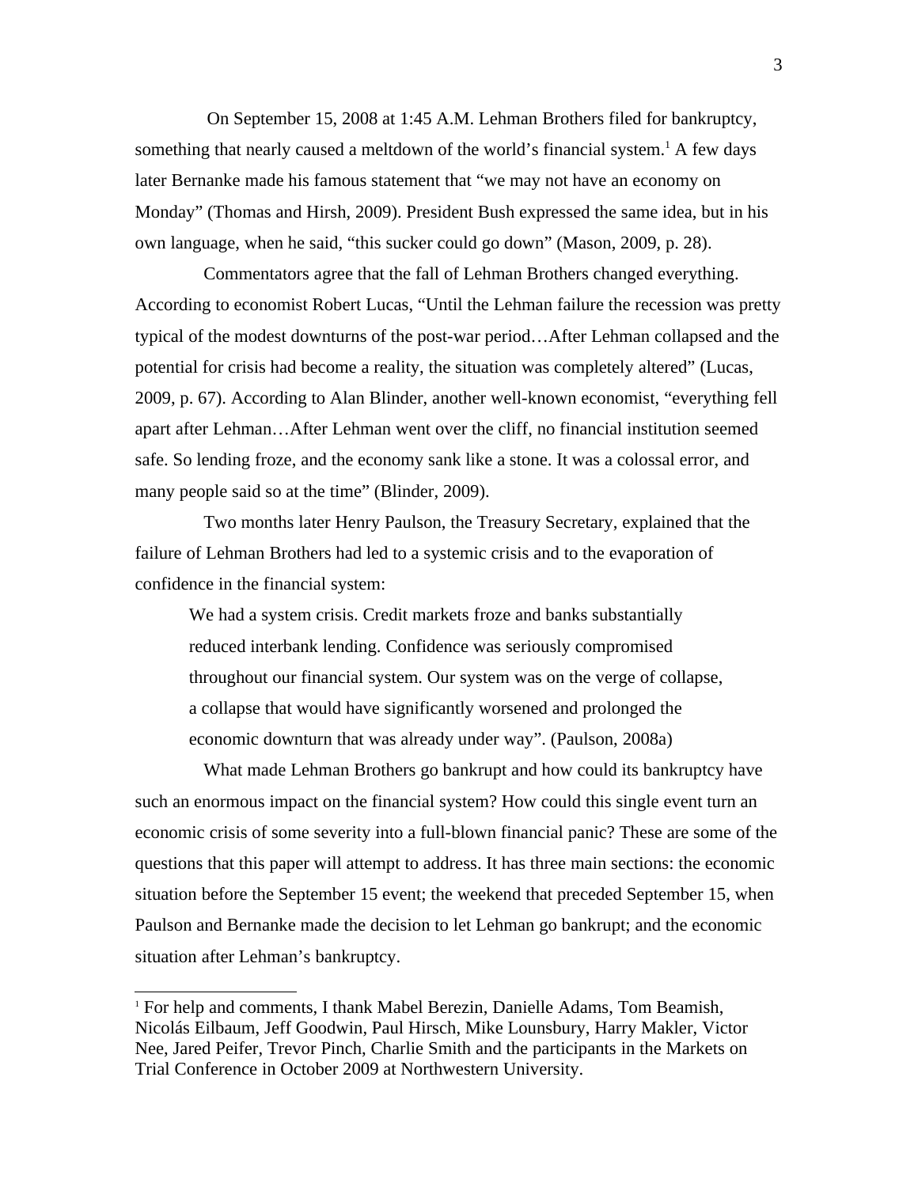On September 15, 2008 at 1:45 A.M. Lehman Brothers filed for bankruptcy, something that nearly caused a meltdown of the world's financial system.[1] A few days later Bernanke made his famous statement that "we may not have an economy on Monday" (Thomas and Hirsh, 2009). President Bush expressed the same idea, but in his own language, when he said, "this sucker could go down" (Mason, 2009, p. 28).

Commentators agree that the fall of Lehman Brothers changed everything. According to economist Robert Lucas, "Until the Lehman failure the recession was pretty typical of the modest downturns of the post-war period…After Lehman collapsed and the potential for crisis had become a reality, the situation was completely altered" (Lucas, 2009, p. 67). According to Alan Blinder, another well-known economist, "everything fell apart after Lehman…After Lehman went over the cliff, no financial institution seemed safe. So lending froze, and the economy sank like a stone. It was a colossal error, and many people said so at the time" (Blinder, 2009).

Two months later Henry Paulson, the Treasury Secretary, explained that the failure of Lehman Brothers had led to a systemic crisis and to the evaporation of confidence in the financial system:

> We had a system crisis. Credit markets froze and banks substantially reduced interbank lending. Confidence was seriously compromised throughout our financial system. Our system was on the verge of collapse, a collapse that would have significantly worsened and prolonged the economic downturn that was already under way". (Paulson, 2008a)

What made Lehman Brothers go bankrupt and how could its bankruptcy have such an enormous impact on the financial system? How could this single event turn an economic crisis of some severity into a full-blown financial panic? These are some of the questions that this paper will attempt to address. It has three main sections: the economic situation before the September 15 event; the weekend that preceded September 15, when Paulson and Bernanke made the decision to let Lehman go bankrupt; and the economic situation after Lehman's bankruptcy.

[1] For help and comments, I thank Mabel Berezin, Danielle Adams, Tom Beamish, Nicolás Eilbaum, Jeff Goodwin, Paul Hirsch, Mike Lounsbury, Harry Makler, Victor Nee, Jared Peifer, Trevor Pinch, Charlie Smith and the participants in the Markets on Trial Conference in October 2009 at Northwestern University.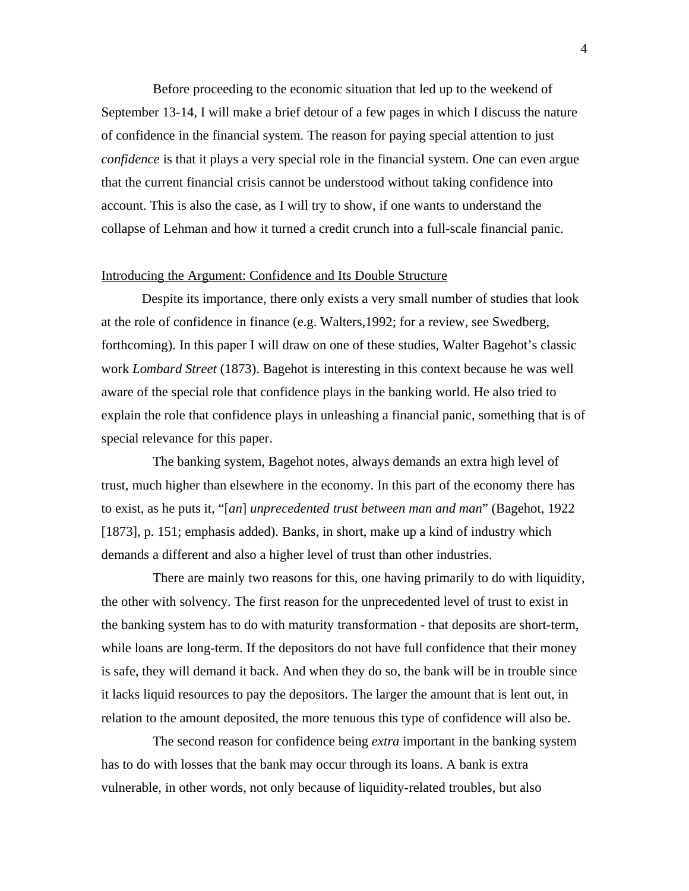Before proceeding to the economic situation that led up to the weekend of September 13-14, I will make a brief detour of a few pages in which I discuss the nature of confidence in the financial system. The reason for paying special attention to just *confidence* is that it plays a very special role in the financial system. One can even argue that the current financial crisis cannot be understood without taking confidence into account. This is also the case, as I will try to show, if one wants to understand the collapse of Lehman and how it turned a credit crunch into a full-scale financial panic.

<u>Introducing the Argument: Confidence and Its Double Structure</u>

Despite its importance, there only exists a very small number of studies that look at the role of confidence in finance (e.g. Walters,1992; for a review, see Swedberg, forthcoming). In this paper I will draw on one of these studies, Walter Bagehot's classic work *Lombard Street* (1873). Bagehot is interesting in this context because he was well aware of the special role that confidence plays in the banking world. He also tried to explain the role that confidence plays in unleashing a financial panic, something that is of special relevance for this paper.

The banking system, Bagehot notes, always demands an extra high level of trust, much higher than elsewhere in the economy. In this part of the economy there has to exist, as he puts it, "[*an*] *unprecedented trust between man and man*" (Bagehot, 1922 [1873], p. 151; emphasis added). Banks, in short, make up a kind of industry which demands a different and also a higher level of trust than other industries.

There are mainly two reasons for this, one having primarily to do with liquidity, the other with solvency. The first reason for the unprecedented level of trust to exist in the banking system has to do with maturity transformation - that deposits are short-term, while loans are long-term. If the depositors do not have full confidence that their money is safe, they will demand it back. And when they do so, the bank will be in trouble since it lacks liquid resources to pay the depositors. The larger the amount that is lent out, in relation to the amount deposited, the more tenuous this type of confidence will also be.

The second reason for confidence being *extra* important in the banking system has to do with losses that the bank may occur through its loans. A bank is extra vulnerable, in other words, not only because of liquidity-related troubles, but also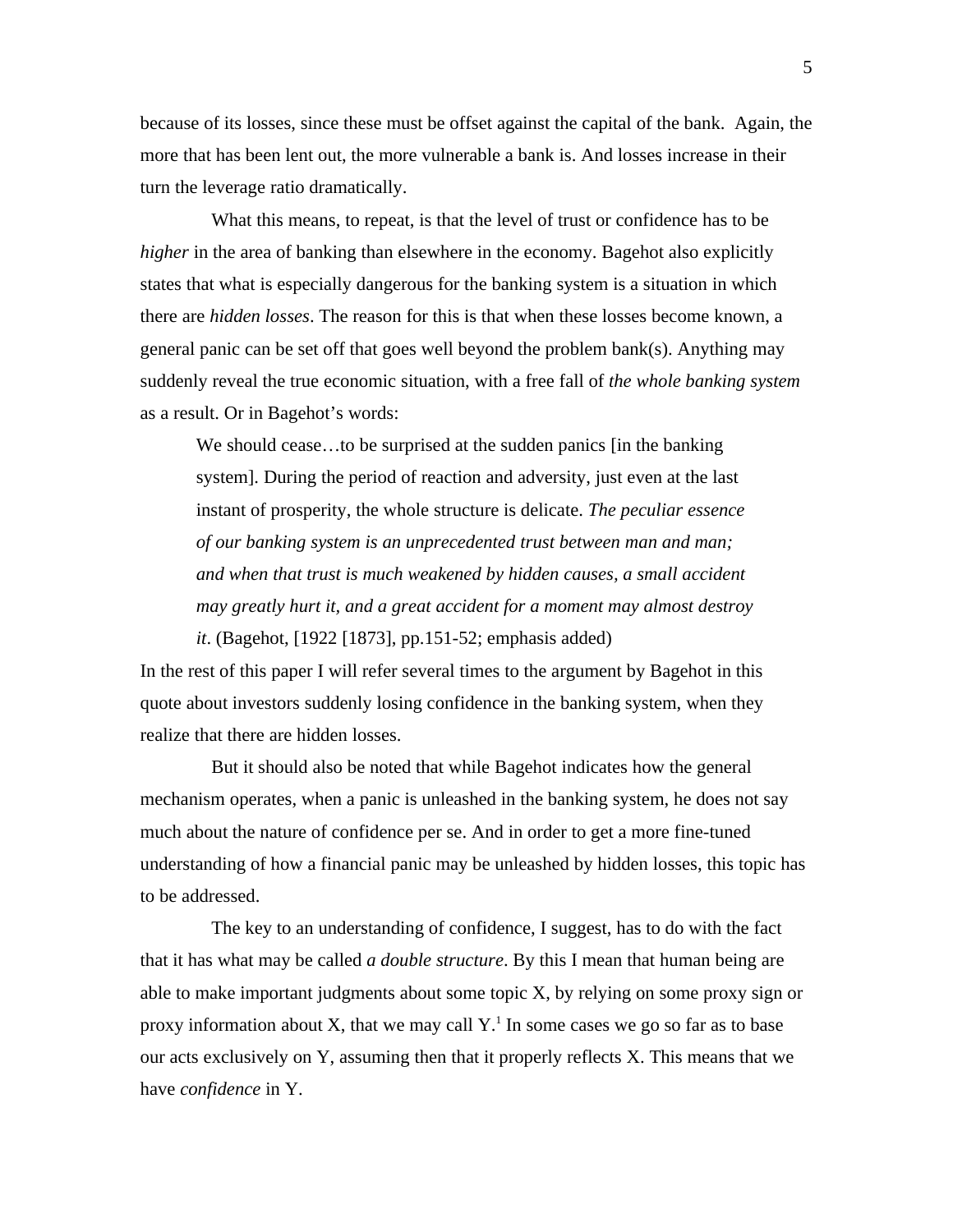because of its losses, since these must be offset against the capital of the bank. Again, the more that has been lent out, the more vulnerable a bank is. And losses increase in their turn the leverage ratio dramatically.

What this means, to repeat, is that the level of trust or confidence has to be *higher* in the area of banking than elsewhere in the economy. Bagehot also explicitly states that what is especially dangerous for the banking system is a situation in which there are *hidden losses*. The reason for this is that when these losses become known, a general panic can be set off that goes well beyond the problem bank(s). Anything may suddenly reveal the true economic situation, with a free fall of *the whole banking system* as a result. Or in Bagehot's words:

> We should cease…to be surprised at the sudden panics [in the banking system]. During the period of reaction and adversity, just even at the last instant of prosperity, the whole structure is delicate. *The peculiar essence of our banking system is an unprecedented trust between man and man; and when that trust is much weakened by hidden causes, a small accident may greatly hurt it, and a great accident for a moment may almost destroy it*. (Bagehot, [1922 [1873], pp.151-52; emphasis added)

In the rest of this paper I will refer several times to the argument by Bagehot in this quote about investors suddenly losing confidence in the banking system, when they realize that there are hidden losses.

But it should also be noted that while Bagehot indicates how the general mechanism operates, when a panic is unleashed in the banking system, he does not say much about the nature of confidence per se. And in order to get a more fine-tuned understanding of how a financial panic may be unleashed by hidden losses, this topic has to be addressed.

The key to an understanding of confidence, I suggest, has to do with the fact that it has what may be called *a double structure*. By this I mean that human being are able to make important judgments about some topic X, by relying on some proxy sign or proxy information about X, that we may call Y.[1] In some cases we go so far as to base our acts exclusively on Y, assuming then that it properly reflects X. This means that we have *confidence* in Y.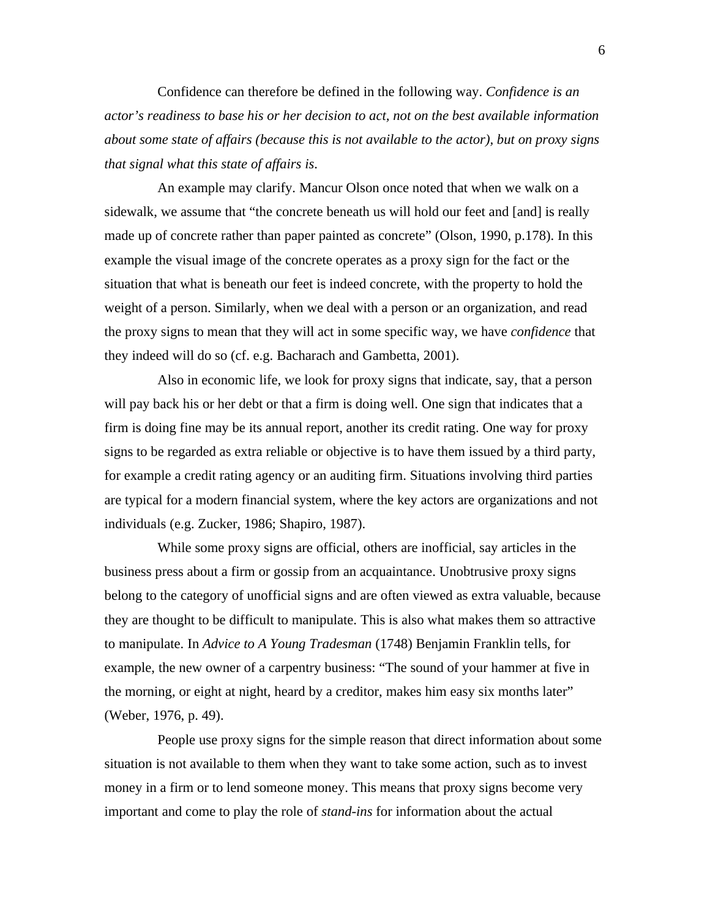Confidence can therefore be defined in the following way. *Confidence is an actor's readiness to base his or her decision to act, not on the best available information about some state of affairs (because this is not available to the actor), but on proxy signs that signal what this state of affairs is.*

An example may clarify. Mancur Olson once noted that when we walk on a sidewalk, we assume that "the concrete beneath us will hold our feet and [and] is really made up of concrete rather than paper painted as concrete" (Olson, 1990, p.178). In this example the visual image of the concrete operates as a proxy sign for the fact or the situation that what is beneath our feet is indeed concrete, with the property to hold the weight of a person. Similarly, when we deal with a person or an organization, and read the proxy signs to mean that they will act in some specific way, we have *confidence* that they indeed will do so (cf. e.g. Bacharach and Gambetta, 2001).

Also in economic life, we look for proxy signs that indicate, say, that a person will pay back his or her debt or that a firm is doing well. One sign that indicates that a firm is doing fine may be its annual report, another its credit rating. One way for proxy signs to be regarded as extra reliable or objective is to have them issued by a third party, for example a credit rating agency or an auditing firm. Situations involving third parties are typical for a modern financial system, where the key actors are organizations and not individuals (e.g. Zucker, 1986; Shapiro, 1987).

While some proxy signs are official, others are inofficial, say articles in the business press about a firm or gossip from an acquaintance. Unobtrusive proxy signs belong to the category of unofficial signs and are often viewed as extra valuable, because they are thought to be difficult to manipulate. This is also what makes them so attractive to manipulate. In *Advice to A Young Tradesman* (1748) Benjamin Franklin tells, for example, the new owner of a carpentry business: "The sound of your hammer at five in the morning, or eight at night, heard by a creditor, makes him easy six months later" (Weber, 1976, p. 49).

People use proxy signs for the simple reason that direct information about some situation is not available to them when they want to take some action, such as to invest money in a firm or to lend someone money. This means that proxy signs become very important and come to play the role of *stand-ins* for information about the actual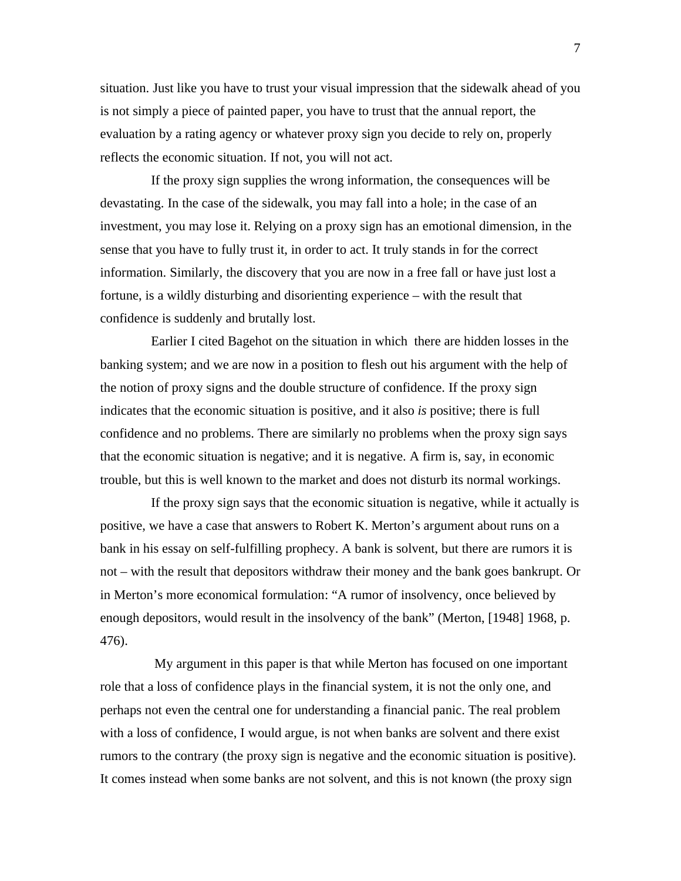situation. Just like you have to trust your visual impression that the sidewalk ahead of you is not simply a piece of painted paper, you have to trust that the annual report, the evaluation by a rating agency or whatever proxy sign you decide to rely on, properly reflects the economic situation. If not, you will not act.

If the proxy sign supplies the wrong information, the consequences will be devastating. In the case of the sidewalk, you may fall into a hole; in the case of an investment, you may lose it. Relying on a proxy sign has an emotional dimension, in the sense that you have to fully trust it, in order to act. It truly stands in for the correct information. Similarly, the discovery that you are now in a free fall or have just lost a fortune, is a wildly disturbing and disorienting experience – with the result that confidence is suddenly and brutally lost.

Earlier I cited Bagehot on the situation in which there are hidden losses in the banking system; and we are now in a position to flesh out his argument with the help of the notion of proxy signs and the double structure of confidence. If the proxy sign indicates that the economic situation is positive, and it also *is* positive; there is full confidence and no problems. There are similarly no problems when the proxy sign says that the economic situation is negative; and it is negative. A firm is, say, in economic trouble, but this is well known to the market and does not disturb its normal workings.

If the proxy sign says that the economic situation is negative, while it actually is positive, we have a case that answers to Robert K. Merton's argument about runs on a bank in his essay on self-fulfilling prophecy. A bank is solvent, but there are rumors it is not – with the result that depositors withdraw their money and the bank goes bankrupt. Or in Merton's more economical formulation: "A rumor of insolvency, once believed by enough depositors, would result in the insolvency of the bank" (Merton, [1948] 1968, p. 476).

My argument in this paper is that while Merton has focused on one important role that a loss of confidence plays in the financial system, it is not the only one, and perhaps not even the central one for understanding a financial panic. The real problem with a loss of confidence, I would argue, is not when banks are solvent and there exist rumors to the contrary (the proxy sign is negative and the economic situation is positive). It comes instead when some banks are not solvent, and this is not known (the proxy sign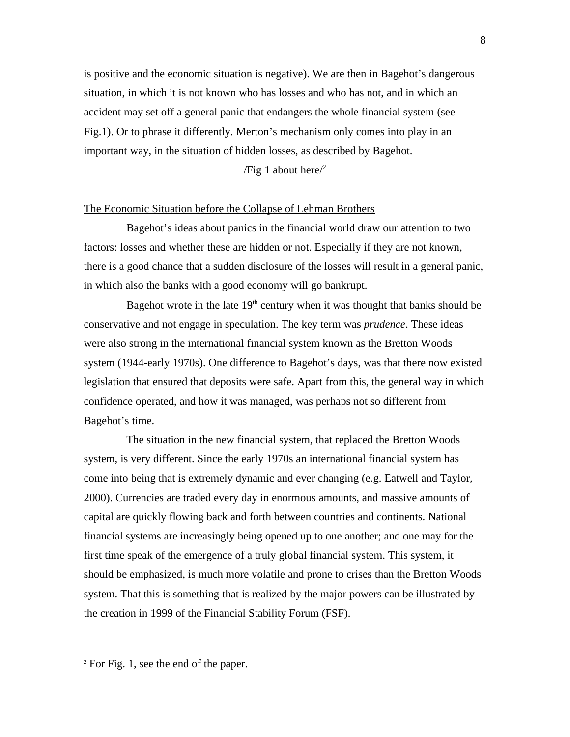is positive and the economic situation is negative). We are then in Bagehot's dangerous situation, in which it is not known who has losses and who has not, and in which an accident may set off a general panic that endangers the whole financial system (see Fig.1). Or to phrase it differently. Merton's mechanism only comes into play in an important way, in the situation of hidden losses, as described by Bagehot.

/Fig 1 about here/[2]

## The Economic Situation before the Collapse of Lehman Brothers

Bagehot's ideas about panics in the financial world draw our attention to two factors: losses and whether these are hidden or not. Especially if they are not known, there is a good chance that a sudden disclosure of the losses will result in a general panic, in which also the banks with a good economy will go bankrupt.

Bagehot wrote in the late 19th century when it was thought that banks should be conservative and not engage in speculation. The key term was *prudence*. These ideas were also strong in the international financial system known as the Bretton Woods system (1944-early 1970s). One difference to Bagehot's days, was that there now existed legislation that ensured that deposits were safe. Apart from this, the general way in which confidence operated, and how it was managed, was perhaps not so different from Bagehot's time.

The situation in the new financial system, that replaced the Bretton Woods system, is very different. Since the early 1970s an international financial system has come into being that is extremely dynamic and ever changing (e.g. Eatwell and Taylor, 2000). Currencies are traded every day in enormous amounts, and massive amounts of capital are quickly flowing back and forth between countries and continents. National financial systems are increasingly being opened up to one another; and one may for the first time speak of the emergence of a truly global financial system. This system, it should be emphasized, is much more volatile and prone to crises than the Bretton Woods system. That this is something that is realized by the major powers can be illustrated by the creation in 1999 of the Financial Stability Forum (FSF).

---

[2] For Fig. 1, see the end of the paper.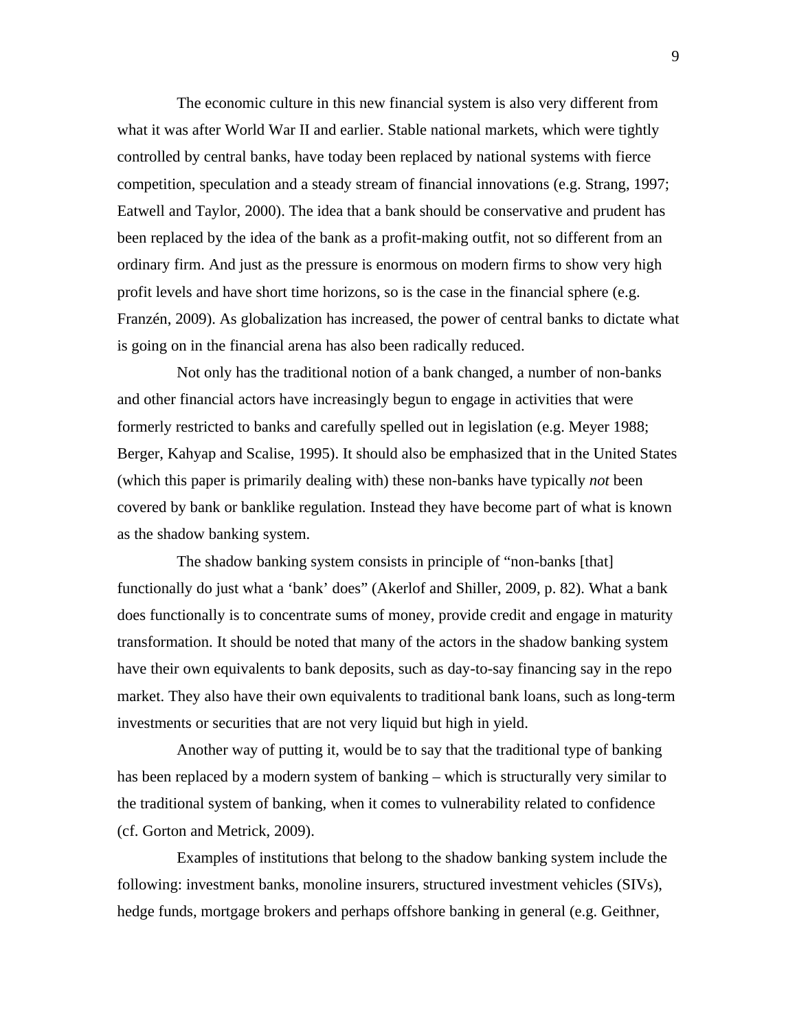The economic culture in this new financial system is also very different from what it was after World War II and earlier. Stable national markets, which were tightly controlled by central banks, have today been replaced by national systems with fierce competition, speculation and a steady stream of financial innovations (e.g. Strang, 1997; Eatwell and Taylor, 2000). The idea that a bank should be conservative and prudent has been replaced by the idea of the bank as a profit-making outfit, not so different from an ordinary firm. And just as the pressure is enormous on modern firms to show very high profit levels and have short time horizons, so is the case in the financial sphere (e.g. Franzén, 2009). As globalization has increased, the power of central banks to dictate what is going on in the financial arena has also been radically reduced.

Not only has the traditional notion of a bank changed, a number of non-banks and other financial actors have increasingly begun to engage in activities that were formerly restricted to banks and carefully spelled out in legislation (e.g. Meyer 1988; Berger, Kahyap and Scalise, 1995). It should also be emphasized that in the United States (which this paper is primarily dealing with) these non-banks have typically *not* been covered by bank or banklike regulation. Instead they have become part of what is known as the shadow banking system.

The shadow banking system consists in principle of "non-banks [that] functionally do just what a 'bank' does" (Akerlof and Shiller, 2009, p. 82). What a bank does functionally is to concentrate sums of money, provide credit and engage in maturity transformation. It should be noted that many of the actors in the shadow banking system have their own equivalents to bank deposits, such as day-to-say financing say in the repo market. They also have their own equivalents to traditional bank loans, such as long-term investments or securities that are not very liquid but high in yield.

Another way of putting it, would be to say that the traditional type of banking has been replaced by a modern system of banking – which is structurally very similar to the traditional system of banking, when it comes to vulnerability related to confidence (cf. Gorton and Metrick, 2009).

Examples of institutions that belong to the shadow banking system include the following: investment banks, monoline insurers, structured investment vehicles (SIVs), hedge funds, mortgage brokers and perhaps offshore banking in general (e.g. Geithner,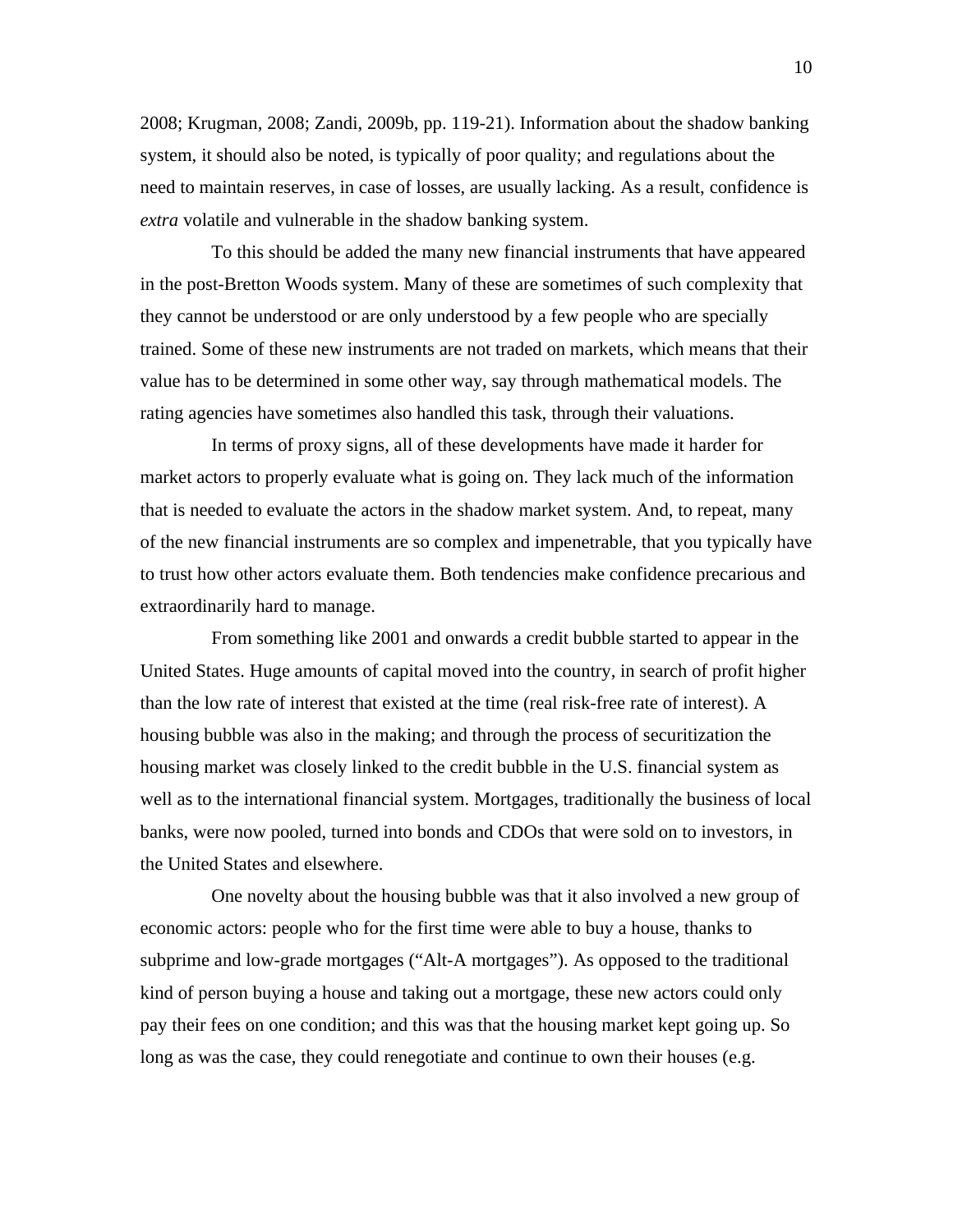2008; Krugman, 2008; Zandi, 2009b, pp. 119-21). Information about the shadow banking system, it should also be noted, is typically of poor quality; and regulations about the need to maintain reserves, in case of losses, are usually lacking. As a result, confidence is *extra* volatile and vulnerable in the shadow banking system.

To this should be added the many new financial instruments that have appeared in the post-Bretton Woods system. Many of these are sometimes of such complexity that they cannot be understood or are only understood by a few people who are specially trained. Some of these new instruments are not traded on markets, which means that their value has to be determined in some other way, say through mathematical models. The rating agencies have sometimes also handled this task, through their valuations.

In terms of proxy signs, all of these developments have made it harder for market actors to properly evaluate what is going on. They lack much of the information that is needed to evaluate the actors in the shadow market system. And, to repeat, many of the new financial instruments are so complex and impenetrable, that you typically have to trust how other actors evaluate them. Both tendencies make confidence precarious and extraordinarily hard to manage.

From something like 2001 and onwards a credit bubble started to appear in the United States. Huge amounts of capital moved into the country, in search of profit higher than the low rate of interest that existed at the time (real risk-free rate of interest). A housing bubble was also in the making; and through the process of securitization the housing market was closely linked to the credit bubble in the U.S. financial system as well as to the international financial system. Mortgages, traditionally the business of local banks, were now pooled, turned into bonds and CDOs that were sold on to investors, in the United States and elsewhere.

One novelty about the housing bubble was that it also involved a new group of economic actors: people who for the first time were able to buy a house, thanks to subprime and low-grade mortgages ("Alt-A mortgages"). As opposed to the traditional kind of person buying a house and taking out a mortgage, these new actors could only pay their fees on one condition; and this was that the housing market kept going up. So long as was the case, they could renegotiate and continue to own their houses (e.g.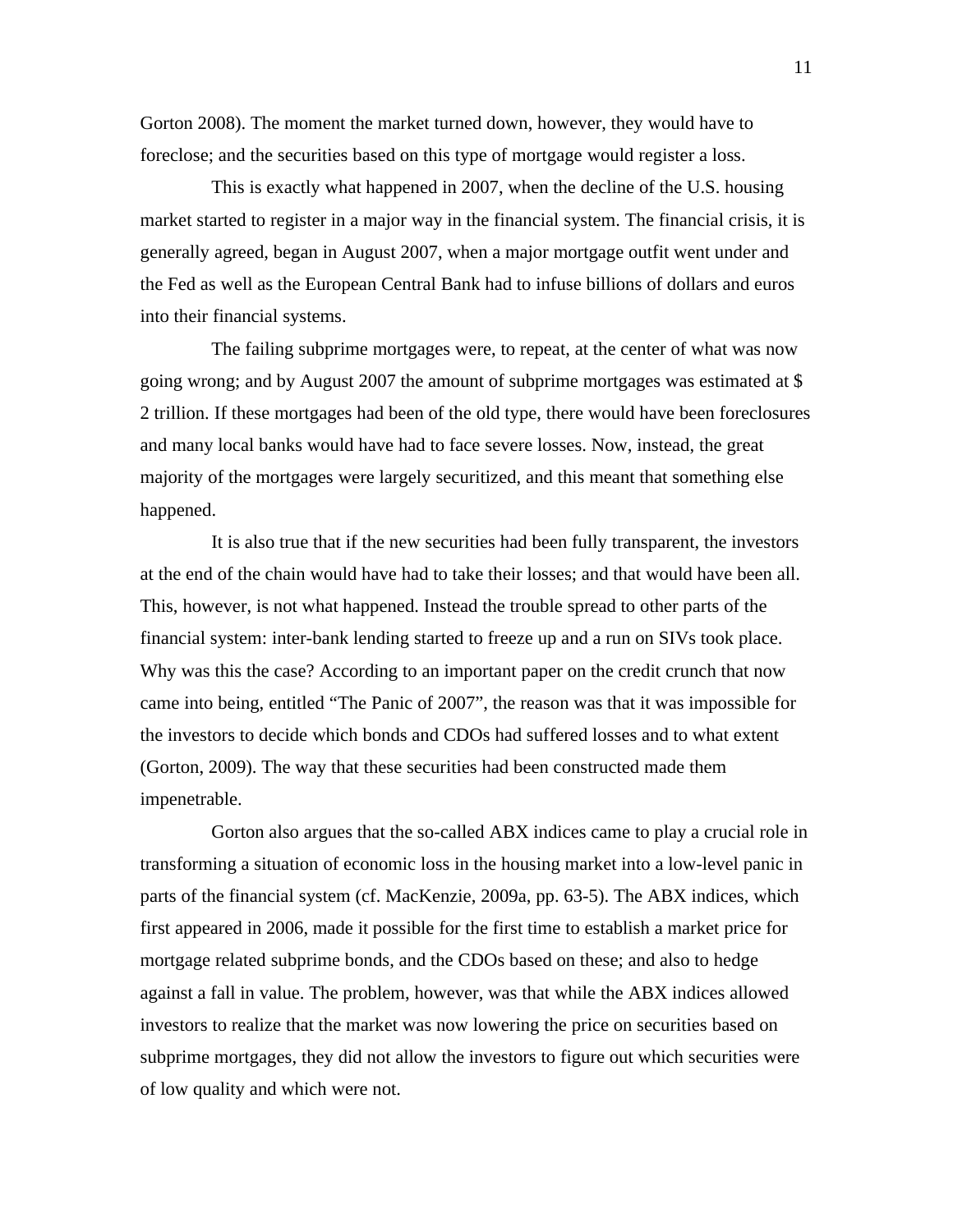Gorton 2008). The moment the market turned down, however, they would have to foreclose; and the securities based on this type of mortgage would register a loss.

This is exactly what happened in 2007, when the decline of the U.S. housing market started to register in a major way in the financial system. The financial crisis, it is generally agreed, began in August 2007, when a major mortgage outfit went under and the Fed as well as the European Central Bank had to infuse billions of dollars and euros into their financial systems.

The failing subprime mortgages were, to repeat, at the center of what was now going wrong; and by August 2007 the amount of subprime mortgages was estimated at $ 2 trillion. If these mortgages had been of the old type, there would have been foreclosures and many local banks would have had to face severe losses. Now, instead, the great majority of the mortgages were largely securitized, and this meant that something else happened.

It is also true that if the new securities had been fully transparent, the investors at the end of the chain would have had to take their losses; and that would have been all. This, however, is not what happened. Instead the trouble spread to other parts of the financial system: inter-bank lending started to freeze up and a run on SIVs took place. Why was this the case? According to an important paper on the credit crunch that now came into being, entitled "The Panic of 2007", the reason was that it was impossible for the investors to decide which bonds and CDOs had suffered losses and to what extent (Gorton, 2009). The way that these securities had been constructed made them impenetrable.

Gorton also argues that the so-called ABX indices came to play a crucial role in transforming a situation of economic loss in the housing market into a low-level panic in parts of the financial system (cf. MacKenzie, 2009a, pp. 63-5). The ABX indices, which first appeared in 2006, made it possible for the first time to establish a market price for mortgage related subprime bonds, and the CDOs based on these; and also to hedge against a fall in value. The problem, however, was that while the ABX indices allowed investors to realize that the market was now lowering the price on securities based on subprime mortgages, they did not allow the investors to figure out which securities were of low quality and which were not.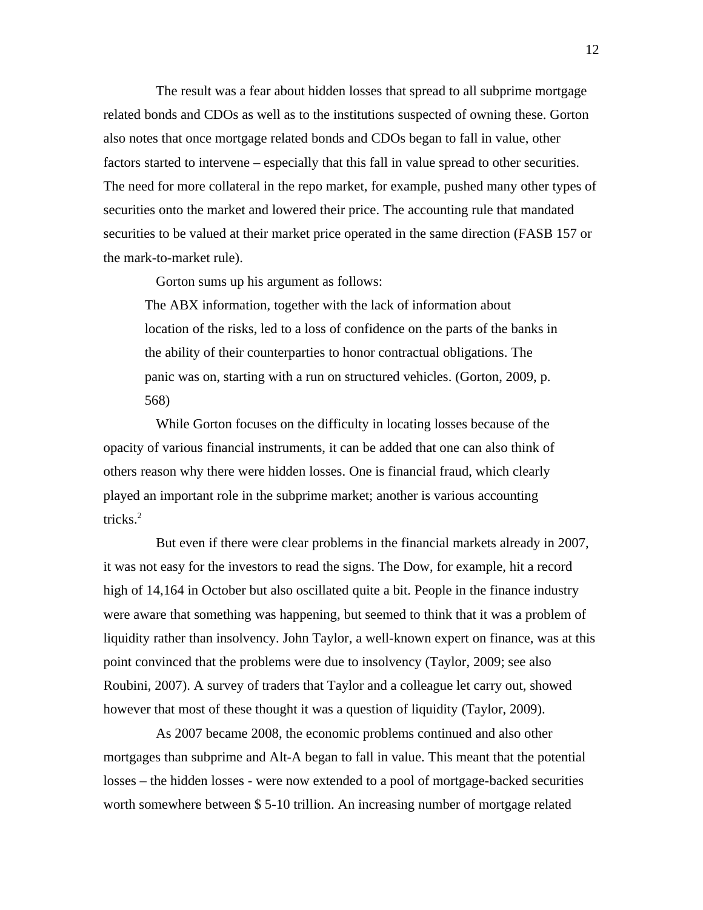The result was a fear about hidden losses that spread to all subprime mortgage related bonds and CDOs as well as to the institutions suspected of owning these. Gorton also notes that once mortgage related bonds and CDOs began to fall in value, other factors started to intervene – especially that this fall in value spread to other securities. The need for more collateral in the repo market, for example, pushed many other types of securities onto the market and lowered their price. The accounting rule that mandated securities to be valued at their market price operated in the same direction (FASB 157 or the mark-to-market rule).

Gorton sums up his argument as follows:

> The ABX information, together with the lack of information about location of the risks, led to a loss of confidence on the parts of the banks in the ability of their counterparties to honor contractual obligations. The panic was on, starting with a run on structured vehicles. (Gorton, 2009, p. 568)

While Gorton focuses on the difficulty in locating losses because of the opacity of various financial instruments, it can be added that one can also think of others reason why there were hidden losses. One is financial fraud, which clearly played an important role in the subprime market; another is various accounting tricks.[2]

But even if there were clear problems in the financial markets already in 2007, it was not easy for the investors to read the signs. The Dow, for example, hit a record high of 14,164 in October but also oscillated quite a bit. People in the finance industry were aware that something was happening, but seemed to think that it was a problem of liquidity rather than insolvency. John Taylor, a well-known expert on finance, was at this point convinced that the problems were due to insolvency (Taylor, 2009; see also Roubini, 2007). A survey of traders that Taylor and a colleague let carry out, showed however that most of these thought it was a question of liquidity (Taylor, 2009).

As 2007 became 2008, the economic problems continued and also other mortgages than subprime and Alt-A began to fall in value. This meant that the potential losses – the hidden losses - were now extended to a pool of mortgage-backed securities worth somewhere between $ 5-10 trillion. An increasing number of mortgage related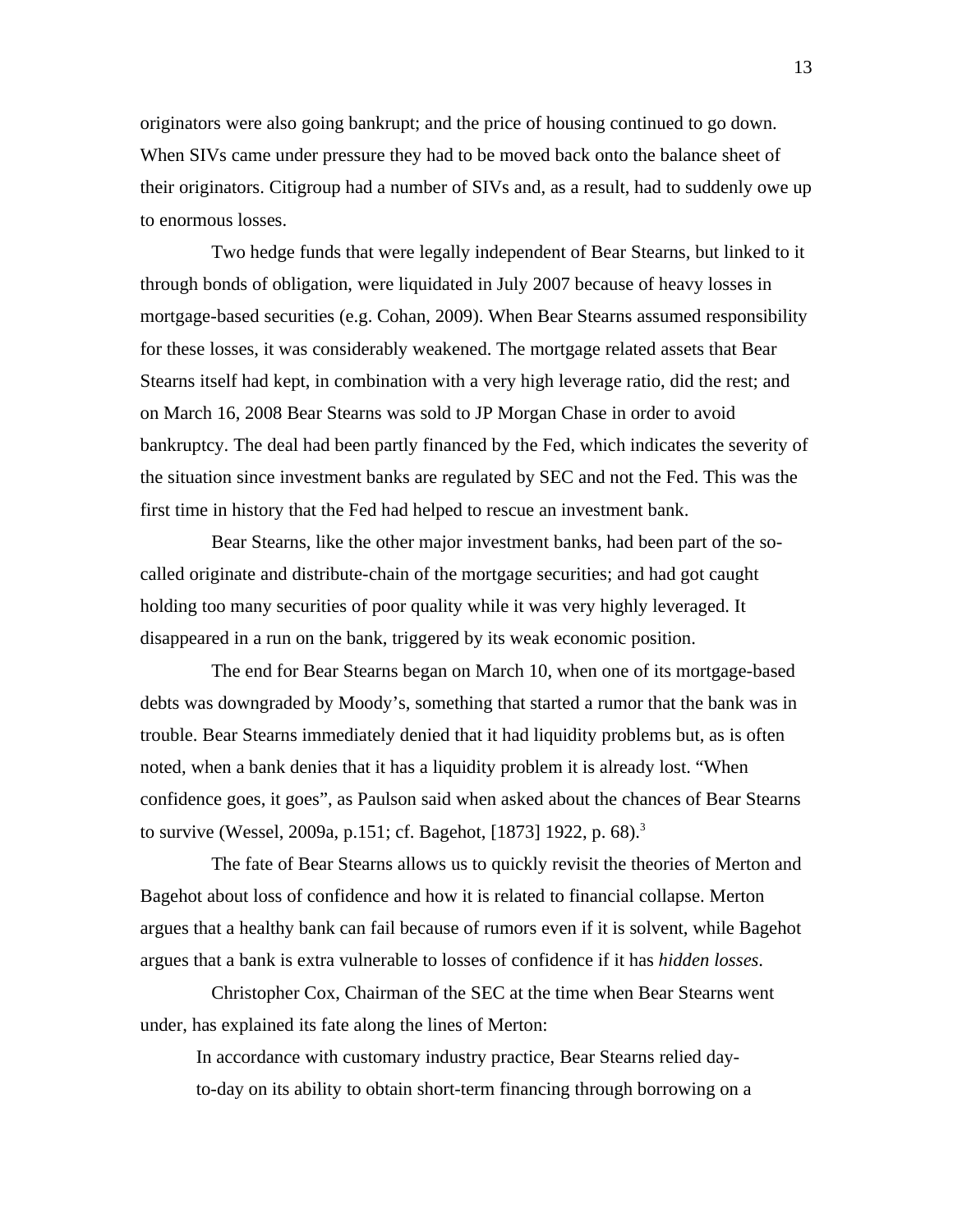originators were also going bankrupt; and the price of housing continued to go down. When SIVs came under pressure they had to be moved back onto the balance sheet of their originators. Citigroup had a number of SIVs and, as a result, had to suddenly owe up to enormous losses.

Two hedge funds that were legally independent of Bear Stearns, but linked to it through bonds of obligation, were liquidated in July 2007 because of heavy losses in mortgage-based securities (e.g. Cohan, 2009). When Bear Stearns assumed responsibility for these losses, it was considerably weakened. The mortgage related assets that Bear Stearns itself had kept, in combination with a very high leverage ratio, did the rest; and on March 16, 2008 Bear Stearns was sold to JP Morgan Chase in order to avoid bankruptcy. The deal had been partly financed by the Fed, which indicates the severity of the situation since investment banks are regulated by SEC and not the Fed. This was the first time in history that the Fed had helped to rescue an investment bank.

Bear Stearns, like the other major investment banks, had been part of the so-called originate and distribute-chain of the mortgage securities; and had got caught holding too many securities of poor quality while it was very highly leveraged. It disappeared in a run on the bank, triggered by its weak economic position.

The end for Bear Stearns began on March 10, when one of its mortgage-based debts was downgraded by Moody's, something that started a rumor that the bank was in trouble. Bear Stearns immediately denied that it had liquidity problems but, as is often noted, when a bank denies that it has a liquidity problem it is already lost. "When confidence goes, it goes", as Paulson said when asked about the chances of Bear Stearns to survive (Wessel, 2009a, p.151; cf. Bagehot, [1873] 1922, p. 68).[3]

The fate of Bear Stearns allows us to quickly revisit the theories of Merton and Bagehot about loss of confidence and how it is related to financial collapse. Merton argues that a healthy bank can fail because of rumors even if it is solvent, while Bagehot argues that a bank is extra vulnerable to losses of confidence if it has *hidden losses*.

Christopher Cox, Chairman of the SEC at the time when Bear Stearns went under, has explained its fate along the lines of Merton:

> In accordance with customary industry practice, Bear Stearns relied day-to-day on its ability to obtain short-term financing through borrowing on a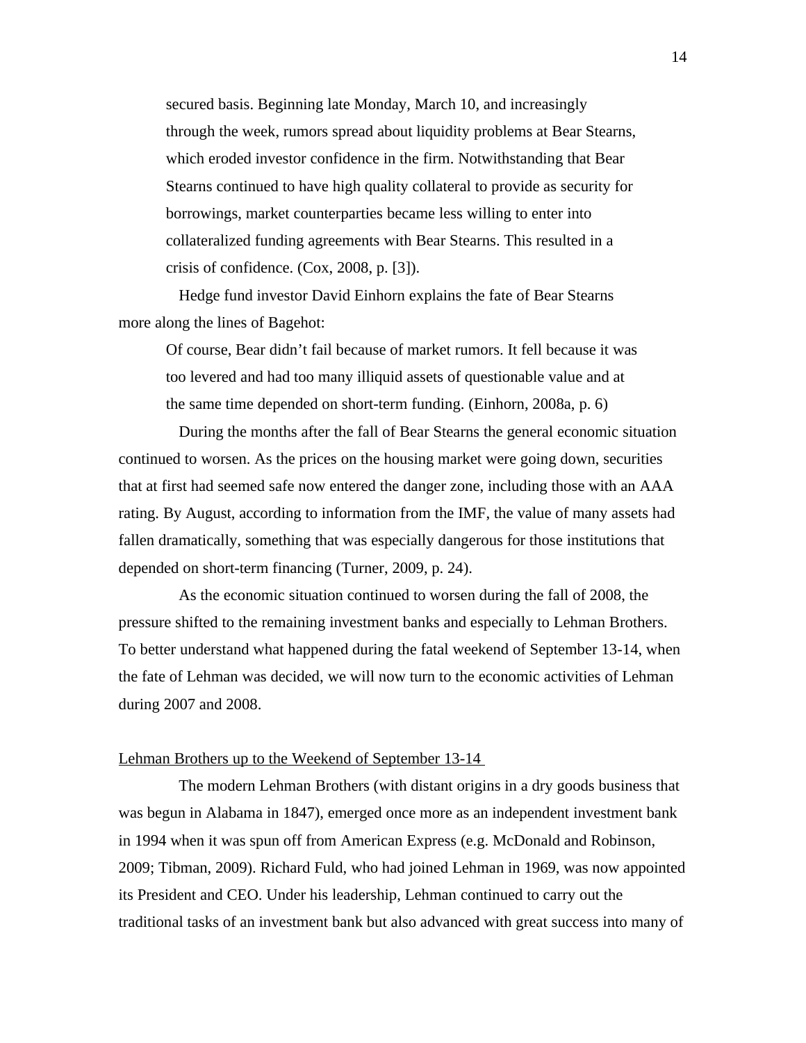> secured basis. Beginning late Monday, March 10, and increasingly through the week, rumors spread about liquidity problems at Bear Stearns, which eroded investor confidence in the firm. Notwithstanding that Bear Stearns continued to have high quality collateral to provide as security for borrowings, market counterparties became less willing to enter into collateralized funding agreements with Bear Stearns. This resulted in a crisis of confidence. (Cox, 2008, p. [3]).

Hedge fund investor David Einhorn explains the fate of Bear Stearns more along the lines of Bagehot:

> Of course, Bear didn't fail because of market rumors. It fell because it was too levered and had too many illiquid assets of questionable value and at the same time depended on short-term funding. (Einhorn, 2008a, p. 6)

During the months after the fall of Bear Stearns the general economic situation continued to worsen. As the prices on the housing market were going down, securities that at first had seemed safe now entered the danger zone, including those with an AAA rating. By August, according to information from the IMF, the value of many assets had fallen dramatically, something that was especially dangerous for those institutions that depended on short-term financing (Turner, 2009, p. 24).

As the economic situation continued to worsen during the fall of 2008, the pressure shifted to the remaining investment banks and especially to Lehman Brothers. To better understand what happened during the fatal weekend of September 13-14, when the fate of Lehman was decided, we will now turn to the economic activities of Lehman during 2007 and 2008.

## Lehman Brothers up to the Weekend of September 13-14

The modern Lehman Brothers (with distant origins in a dry goods business that was begun in Alabama in 1847), emerged once more as an independent investment bank in 1994 when it was spun off from American Express (e.g. McDonald and Robinson, 2009; Tibman, 2009). Richard Fuld, who had joined Lehman in 1969, was now appointed its President and CEO. Under his leadership, Lehman continued to carry out the traditional tasks of an investment bank but also advanced with great success into many of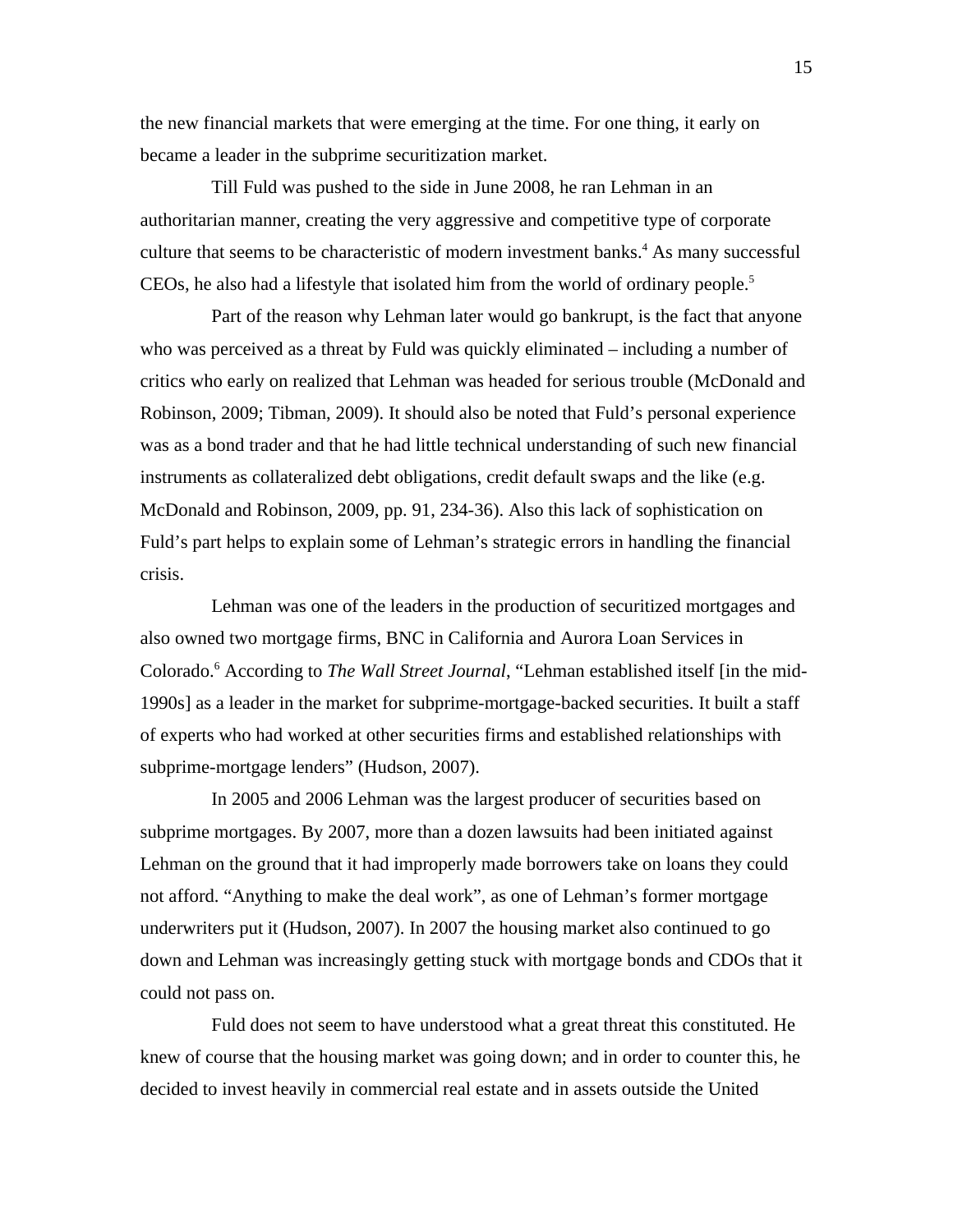the new financial markets that were emerging at the time. For one thing, it early on became a leader in the subprime securitization market.

Till Fuld was pushed to the side in June 2008, he ran Lehman in an authoritarian manner, creating the very aggressive and competitive type of corporate culture that seems to be characteristic of modern investment banks.[4] As many successful CEOs, he also had a lifestyle that isolated him from the world of ordinary people.[5]

Part of the reason why Lehman later would go bankrupt, is the fact that anyone who was perceived as a threat by Fuld was quickly eliminated – including a number of critics who early on realized that Lehman was headed for serious trouble (McDonald and Robinson, 2009; Tibman, 2009). It should also be noted that Fuld's personal experience was as a bond trader and that he had little technical understanding of such new financial instruments as collateralized debt obligations, credit default swaps and the like (e.g. McDonald and Robinson, 2009, pp. 91, 234-36). Also this lack of sophistication on Fuld's part helps to explain some of Lehman's strategic errors in handling the financial crisis.

Lehman was one of the leaders in the production of securitized mortgages and also owned two mortgage firms, BNC in California and Aurora Loan Services in Colorado.[6] According to *The Wall Street Journal*, "Lehman established itself [in the mid-1990s] as a leader in the market for subprime-mortgage-backed securities. It built a staff of experts who had worked at other securities firms and established relationships with subprime-mortgage lenders" (Hudson, 2007).

In 2005 and 2006 Lehman was the largest producer of securities based on subprime mortgages. By 2007, more than a dozen lawsuits had been initiated against Lehman on the ground that it had improperly made borrowers take on loans they could not afford. "Anything to make the deal work", as one of Lehman's former mortgage underwriters put it (Hudson, 2007). In 2007 the housing market also continued to go down and Lehman was increasingly getting stuck with mortgage bonds and CDOs that it could not pass on.

Fuld does not seem to have understood what a great threat this constituted. He knew of course that the housing market was going down; and in order to counter this, he decided to invest heavily in commercial real estate and in assets outside the United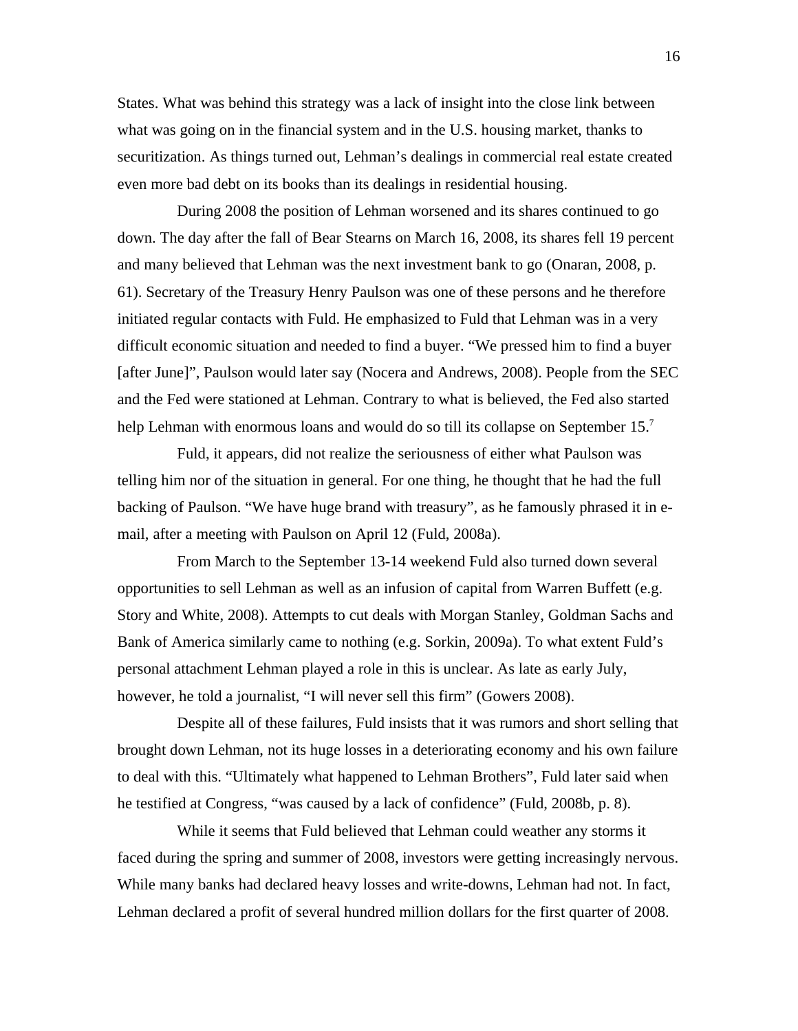States. What was behind this strategy was a lack of insight into the close link between what was going on in the financial system and in the U.S. housing market, thanks to securitization. As things turned out, Lehman's dealings in commercial real estate created even more bad debt on its books than its dealings in residential housing.

During 2008 the position of Lehman worsened and its shares continued to go down. The day after the fall of Bear Stearns on March 16, 2008, its shares fell 19 percent and many believed that Lehman was the next investment bank to go (Onaran, 2008, p. 61). Secretary of the Treasury Henry Paulson was one of these persons and he therefore initiated regular contacts with Fuld. He emphasized to Fuld that Lehman was in a very difficult economic situation and needed to find a buyer. "We pressed him to find a buyer [after June]", Paulson would later say (Nocera and Andrews, 2008). People from the SEC and the Fed were stationed at Lehman. Contrary to what is believed, the Fed also started help Lehman with enormous loans and would do so till its collapse on September 15.[7]

Fuld, it appears, did not realize the seriousness of either what Paulson was telling him nor of the situation in general. For one thing, he thought that he had the full backing of Paulson. "We have huge brand with treasury", as he famously phrased it in e-mail, after a meeting with Paulson on April 12 (Fuld, 2008a).

From March to the September 13-14 weekend Fuld also turned down several opportunities to sell Lehman as well as an infusion of capital from Warren Buffett (e.g. Story and White, 2008). Attempts to cut deals with Morgan Stanley, Goldman Sachs and Bank of America similarly came to nothing (e.g. Sorkin, 2009a). To what extent Fuld's personal attachment Lehman played a role in this is unclear. As late as early July, however, he told a journalist, "I will never sell this firm" (Gowers 2008).

Despite all of these failures, Fuld insists that it was rumors and short selling that brought down Lehman, not its huge losses in a deteriorating economy and his own failure to deal with this. "Ultimately what happened to Lehman Brothers", Fuld later said when he testified at Congress, "was caused by a lack of confidence" (Fuld, 2008b, p. 8).

While it seems that Fuld believed that Lehman could weather any storms it faced during the spring and summer of 2008, investors were getting increasingly nervous. While many banks had declared heavy losses and write-downs, Lehman had not. In fact, Lehman declared a profit of several hundred million dollars for the first quarter of 2008.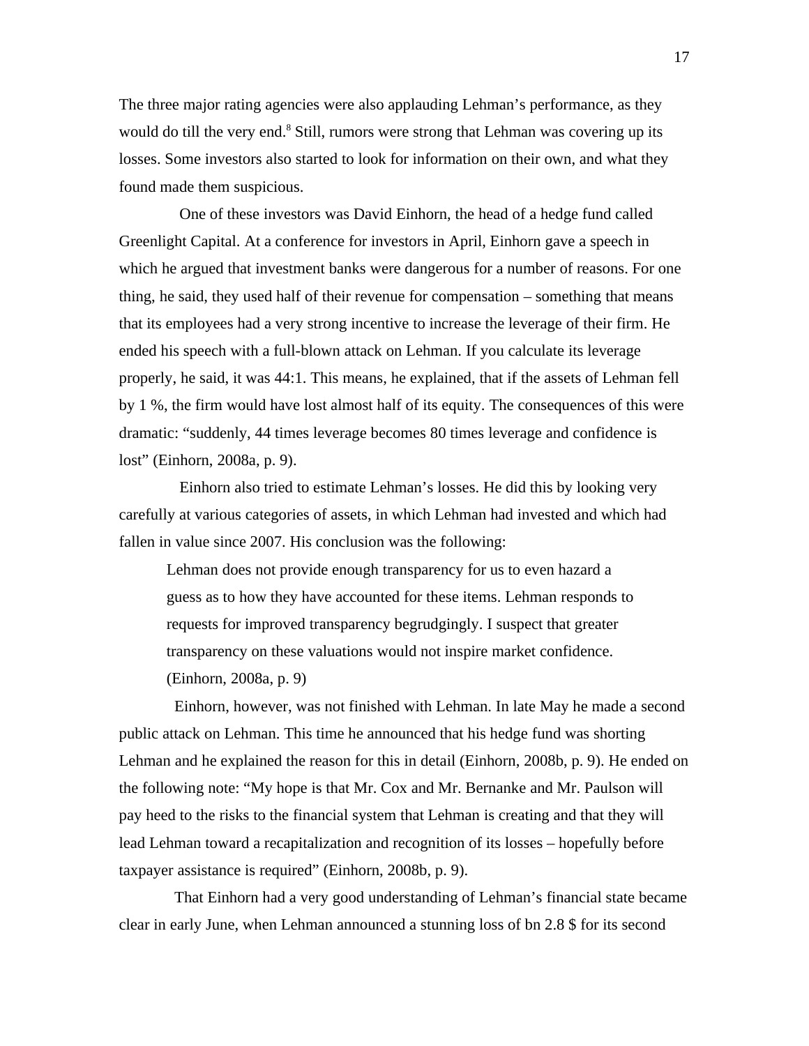The three major rating agencies were also applauding Lehman's performance, as they would do till the very end.[8] Still, rumors were strong that Lehman was covering up its losses. Some investors also started to look for information on their own, and what they found made them suspicious.

One of these investors was David Einhorn, the head of a hedge fund called Greenlight Capital. At a conference for investors in April, Einhorn gave a speech in which he argued that investment banks were dangerous for a number of reasons. For one thing, he said, they used half of their revenue for compensation – something that means that its employees had a very strong incentive to increase the leverage of their firm. He ended his speech with a full-blown attack on Lehman. If you calculate its leverage properly, he said, it was 44:1. This means, he explained, that if the assets of Lehman fell by 1 %, the firm would have lost almost half of its equity. The consequences of this were dramatic: "suddenly, 44 times leverage becomes 80 times leverage and confidence is lost" (Einhorn, 2008a, p. 9).

Einhorn also tried to estimate Lehman's losses. He did this by looking very carefully at various categories of assets, in which Lehman had invested and which had fallen in value since 2007. His conclusion was the following:

> Lehman does not provide enough transparency for us to even hazard a guess as to how they have accounted for these items. Lehman responds to requests for improved transparency begrudgingly. I suspect that greater transparency on these valuations would not inspire market confidence. (Einhorn, 2008a, p. 9)

Einhorn, however, was not finished with Lehman. In late May he made a second public attack on Lehman. This time he announced that his hedge fund was shorting Lehman and he explained the reason for this in detail (Einhorn, 2008b, p. 9). He ended on the following note: "My hope is that Mr. Cox and Mr. Bernanke and Mr. Paulson will pay heed to the risks to the financial system that Lehman is creating and that they will lead Lehman toward a recapitalization and recognition of its losses – hopefully before taxpayer assistance is required" (Einhorn, 2008b, p. 9).

That Einhorn had a very good understanding of Lehman's financial state became clear in early June, when Lehman announced a stunning loss of bn 2.8 $ for its second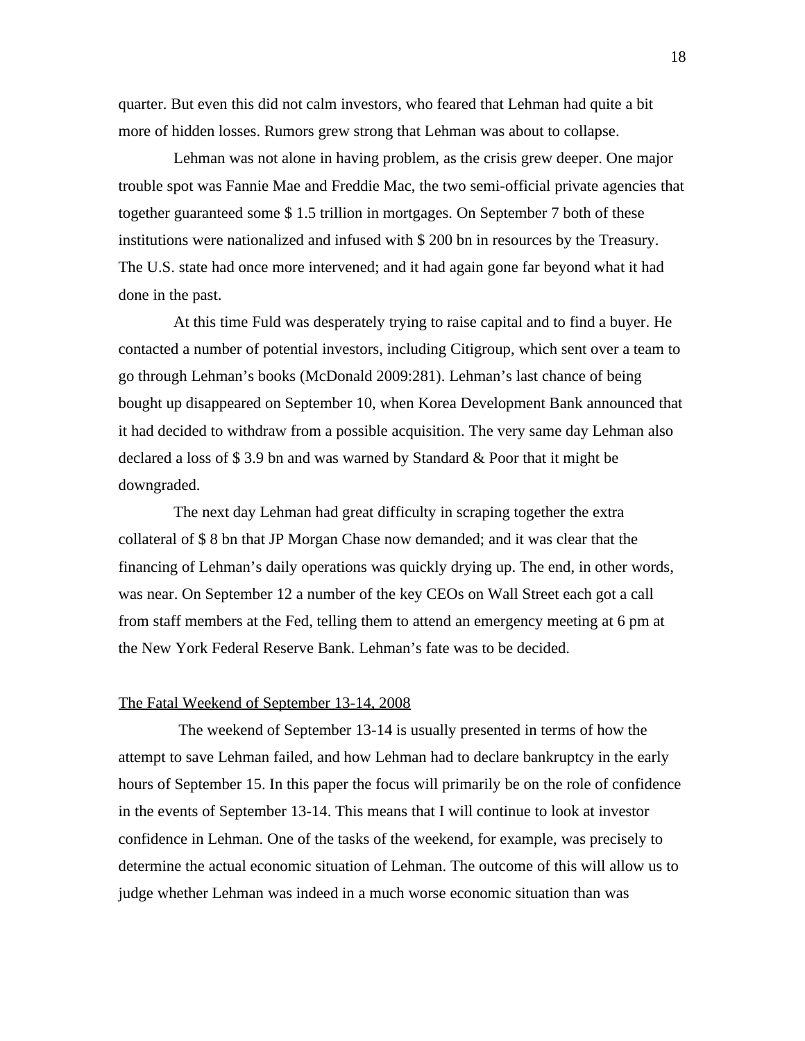quarter. But even this did not calm investors, who feared that Lehman had quite a bit more of hidden losses. Rumors grew strong that Lehman was about to collapse.

Lehman was not alone in having problem, as the crisis grew deeper. One major trouble spot was Fannie Mae and Freddie Mac, the two semi-official private agencies that together guaranteed some $ 1.5 trillion in mortgages. On September 7 both of these institutions were nationalized and infused with $ 200 bn in resources by the Treasury. The U.S. state had once more intervened; and it had again gone far beyond what it had done in the past.

At this time Fuld was desperately trying to raise capital and to find a buyer. He contacted a number of potential investors, including Citigroup, which sent over a team to go through Lehman's books (McDonald 2009:281). Lehman's last chance of being bought up disappeared on September 10, when Korea Development Bank announced that it had decided to withdraw from a possible acquisition. The very same day Lehman also declared a loss of $ 3.9 bn and was warned by Standard & Poor that it might be downgraded.

The next day Lehman had great difficulty in scraping together the extra collateral of $ 8 bn that JP Morgan Chase now demanded; and it was clear that the financing of Lehman's daily operations was quickly drying up. The end, in other words, was near. On September 12 a number of the key CEOs on Wall Street each got a call from staff members at the Fed, telling them to attend an emergency meeting at 6 pm at the New York Federal Reserve Bank. Lehman's fate was to be decided.

## The Fatal Weekend of September 13-14, 2008

The weekend of September 13-14 is usually presented in terms of how the attempt to save Lehman failed, and how Lehman had to declare bankruptcy in the early hours of September 15. In this paper the focus will primarily be on the role of confidence in the events of September 13-14. This means that I will continue to look at investor confidence in Lehman. One of the tasks of the weekend, for example, was precisely to determine the actual economic situation of Lehman. The outcome of this will allow us to judge whether Lehman was indeed in a much worse economic situation than was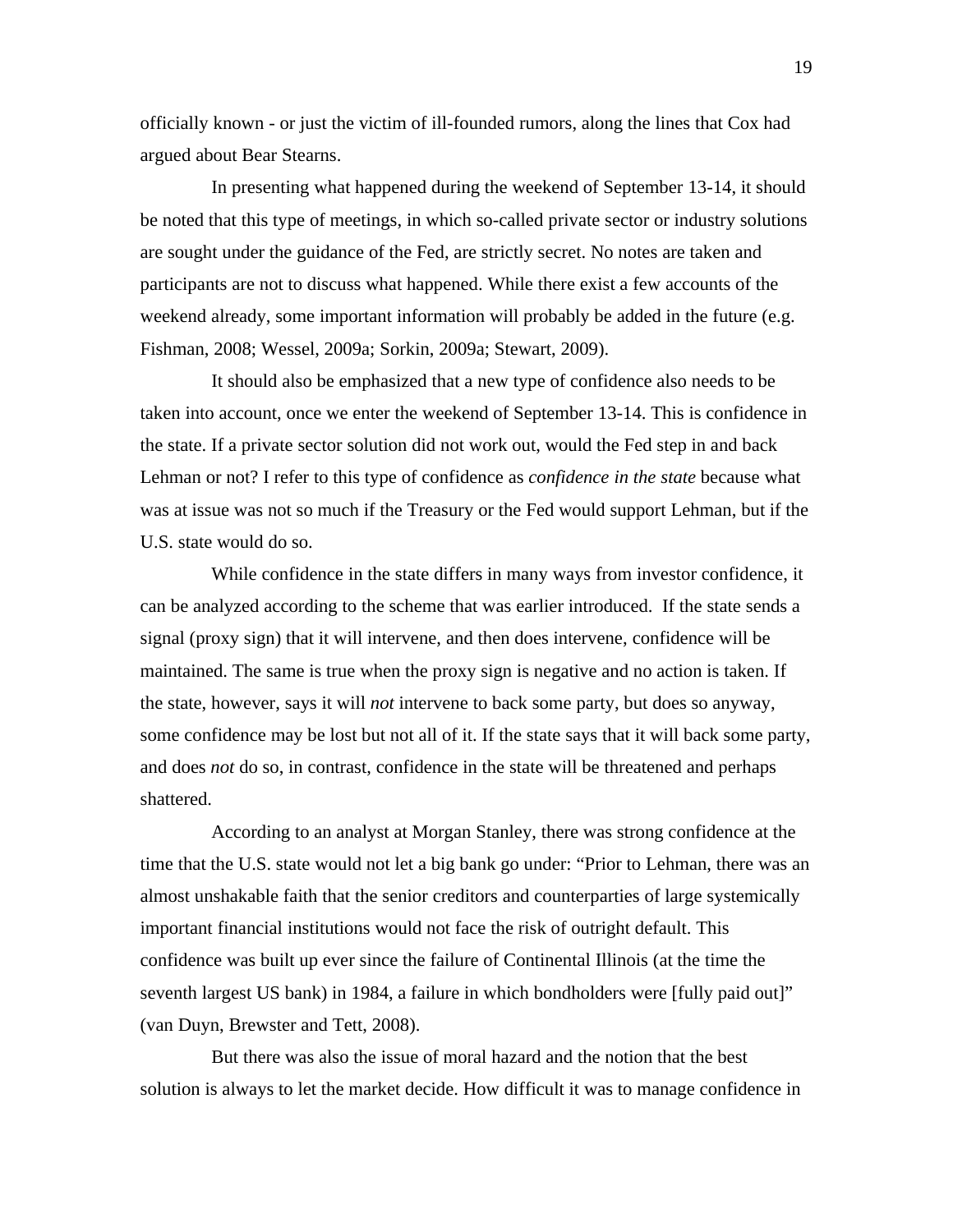officially known - or just the victim of ill-founded rumors, along the lines that Cox had argued about Bear Stearns.

In presenting what happened during the weekend of September 13-14, it should be noted that this type of meetings, in which so-called private sector or industry solutions are sought under the guidance of the Fed, are strictly secret. No notes are taken and participants are not to discuss what happened. While there exist a few accounts of the weekend already, some important information will probably be added in the future (e.g. Fishman, 2008; Wessel, 2009a; Sorkin, 2009a; Stewart, 2009).

It should also be emphasized that a new type of confidence also needs to be taken into account, once we enter the weekend of September 13-14. This is confidence in the state. If a private sector solution did not work out, would the Fed step in and back Lehman or not? I refer to this type of confidence as *confidence in the state* because what was at issue was not so much if the Treasury or the Fed would support Lehman, but if the U.S. state would do so.

While confidence in the state differs in many ways from investor confidence, it can be analyzed according to the scheme that was earlier introduced. If the state sends a signal (proxy sign) that it will intervene, and then does intervene, confidence will be maintained. The same is true when the proxy sign is negative and no action is taken. If the state, however, says it will *not* intervene to back some party, but does so anyway, some confidence may be lost but not all of it. If the state says that it will back some party, and does *not* do so, in contrast, confidence in the state will be threatened and perhaps shattered.

According to an analyst at Morgan Stanley, there was strong confidence at the time that the U.S. state would not let a big bank go under: "Prior to Lehman, there was an almost unshakable faith that the senior creditors and counterparties of large systemically important financial institutions would not face the risk of outright default. This confidence was built up ever since the failure of Continental Illinois (at the time the seventh largest US bank) in 1984, a failure in which bondholders were [fully paid out]" (van Duyn, Brewster and Tett, 2008).

But there was also the issue of moral hazard and the notion that the best solution is always to let the market decide. How difficult it was to manage confidence in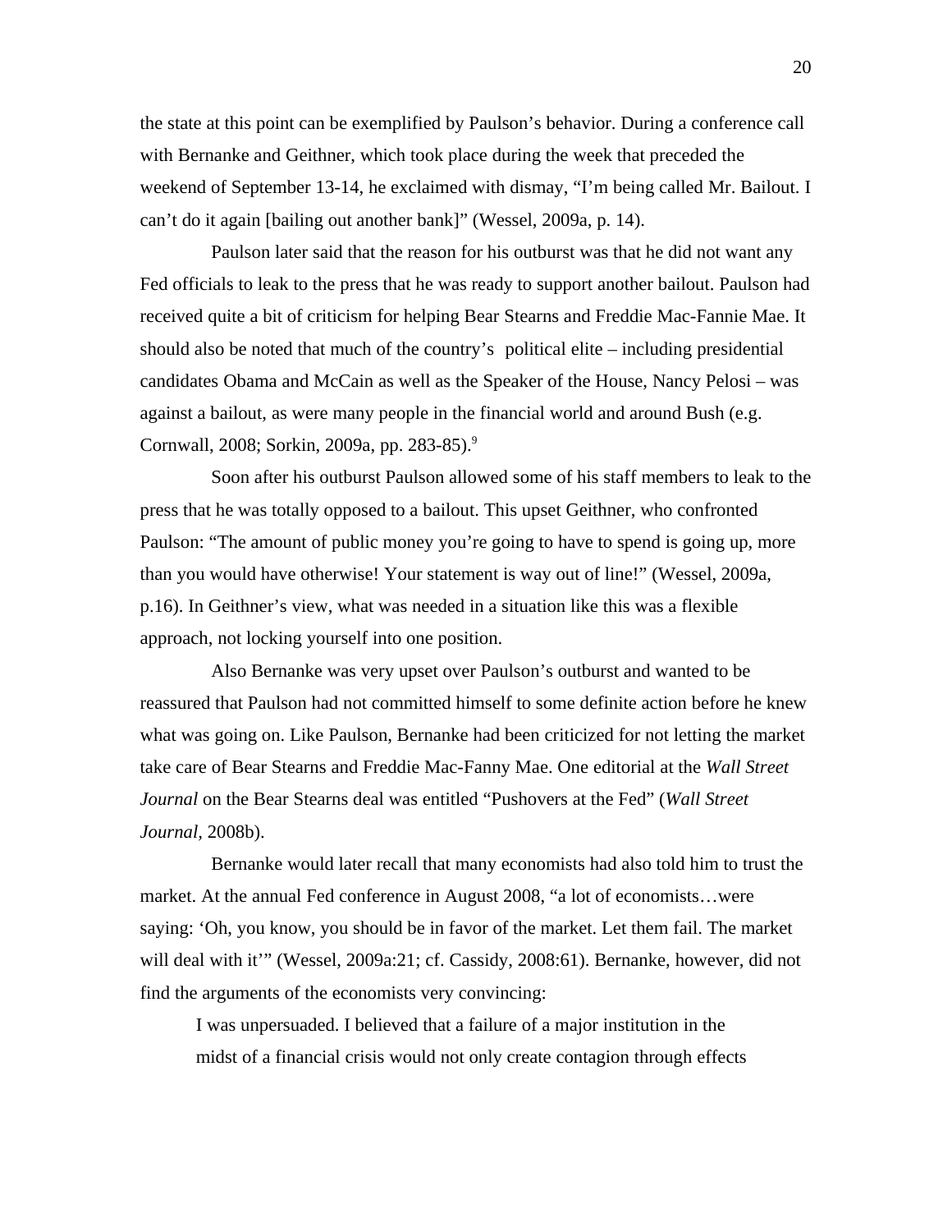the state at this point can be exemplified by Paulson's behavior. During a conference call with Bernanke and Geithner, which took place during the week that preceded the weekend of September 13-14, he exclaimed with dismay, "I'm being called Mr. Bailout. I can't do it again [bailing out another bank]" (Wessel, 2009a, p. 14).

Paulson later said that the reason for his outburst was that he did not want any Fed officials to leak to the press that he was ready to support another bailout. Paulson had received quite a bit of criticism for helping Bear Stearns and Freddie Mac-Fannie Mae. It should also be noted that much of the country's political elite – including presidential candidates Obama and McCain as well as the Speaker of the House, Nancy Pelosi – was against a bailout, as were many people in the financial world and around Bush (e.g. Cornwall, 2008; Sorkin, 2009a, pp. 283-85).[9]

Soon after his outburst Paulson allowed some of his staff members to leak to the press that he was totally opposed to a bailout. This upset Geithner, who confronted Paulson: "The amount of public money you're going to have to spend is going up, more than you would have otherwise! Your statement is way out of line!" (Wessel, 2009a, p.16). In Geithner's view, what was needed in a situation like this was a flexible approach, not locking yourself into one position.

Also Bernanke was very upset over Paulson's outburst and wanted to be reassured that Paulson had not committed himself to some definite action before he knew what was going on. Like Paulson, Bernanke had been criticized for not letting the market take care of Bear Stearns and Freddie Mac-Fanny Mae. One editorial at the *Wall Street Journal* on the Bear Stearns deal was entitled "Pushovers at the Fed" (*Wall Street Journal*, 2008b).

Bernanke would later recall that many economists had also told him to trust the market. At the annual Fed conference in August 2008, "a lot of economists…were saying: 'Oh, you know, you should be in favor of the market. Let them fail. The market will deal with it'" (Wessel, 2009a:21; cf. Cassidy, 2008:61). Bernanke, however, did not find the arguments of the economists very convincing:

> I was unpersuaded. I believed that a failure of a major institution in the midst of a financial crisis would not only create contagion through effects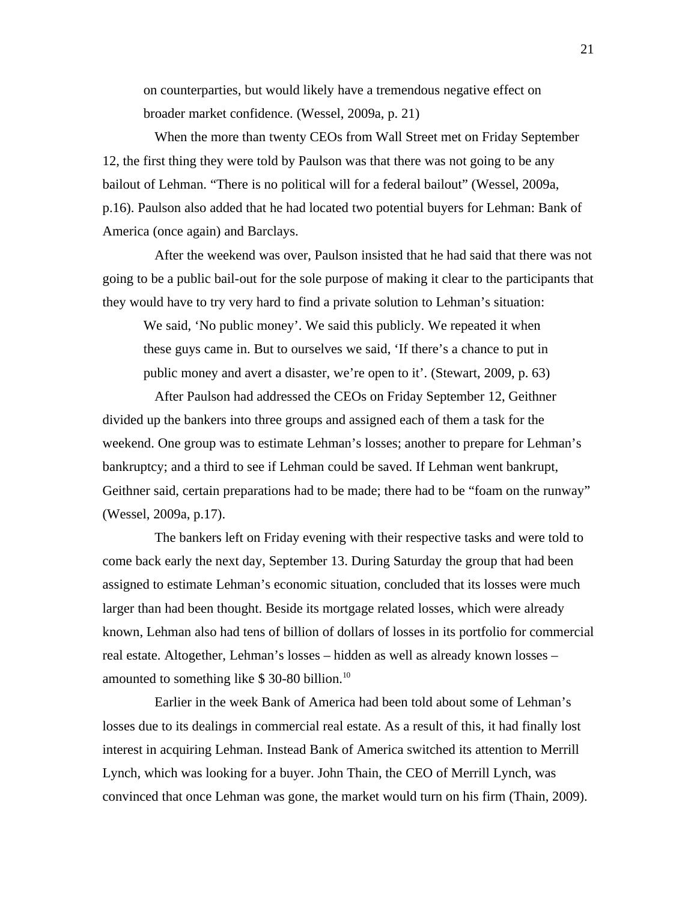on counterparties, but would likely have a tremendous negative effect on broader market confidence. (Wessel, 2009a, p. 21)

When the more than twenty CEOs from Wall Street met on Friday September 12, the first thing they were told by Paulson was that there was not going to be any bailout of Lehman. "There is no political will for a federal bailout" (Wessel, 2009a, p.16). Paulson also added that he had located two potential buyers for Lehman: Bank of America (once again) and Barclays.

After the weekend was over, Paulson insisted that he had said that there was not going to be a public bail-out for the sole purpose of making it clear to the participants that they would have to try very hard to find a private solution to Lehman's situation:

> We said, 'No public money'. We said this publicly. We repeated it when these guys came in. But to ourselves we said, 'If there's a chance to put in public money and avert a disaster, we're open to it'. (Stewart, 2009, p. 63)

After Paulson had addressed the CEOs on Friday September 12, Geithner divided up the bankers into three groups and assigned each of them a task for the weekend. One group was to estimate Lehman's losses; another to prepare for Lehman's bankruptcy; and a third to see if Lehman could be saved. If Lehman went bankrupt, Geithner said, certain preparations had to be made; there had to be "foam on the runway" (Wessel, 2009a, p.17).

The bankers left on Friday evening with their respective tasks and were told to come back early the next day, September 13. During Saturday the group that had been assigned to estimate Lehman's economic situation, concluded that its losses were much larger than had been thought. Beside its mortgage related losses, which were already known, Lehman also had tens of billion of dollars of losses in its portfolio for commercial real estate. Altogether, Lehman's losses – hidden as well as already known losses – amounted to something like $ 30-80 billion.[10]

Earlier in the week Bank of America had been told about some of Lehman's losses due to its dealings in commercial real estate. As a result of this, it had finally lost interest in acquiring Lehman. Instead Bank of America switched its attention to Merrill Lynch, which was looking for a buyer. John Thain, the CEO of Merrill Lynch, was convinced that once Lehman was gone, the market would turn on his firm (Thain, 2009).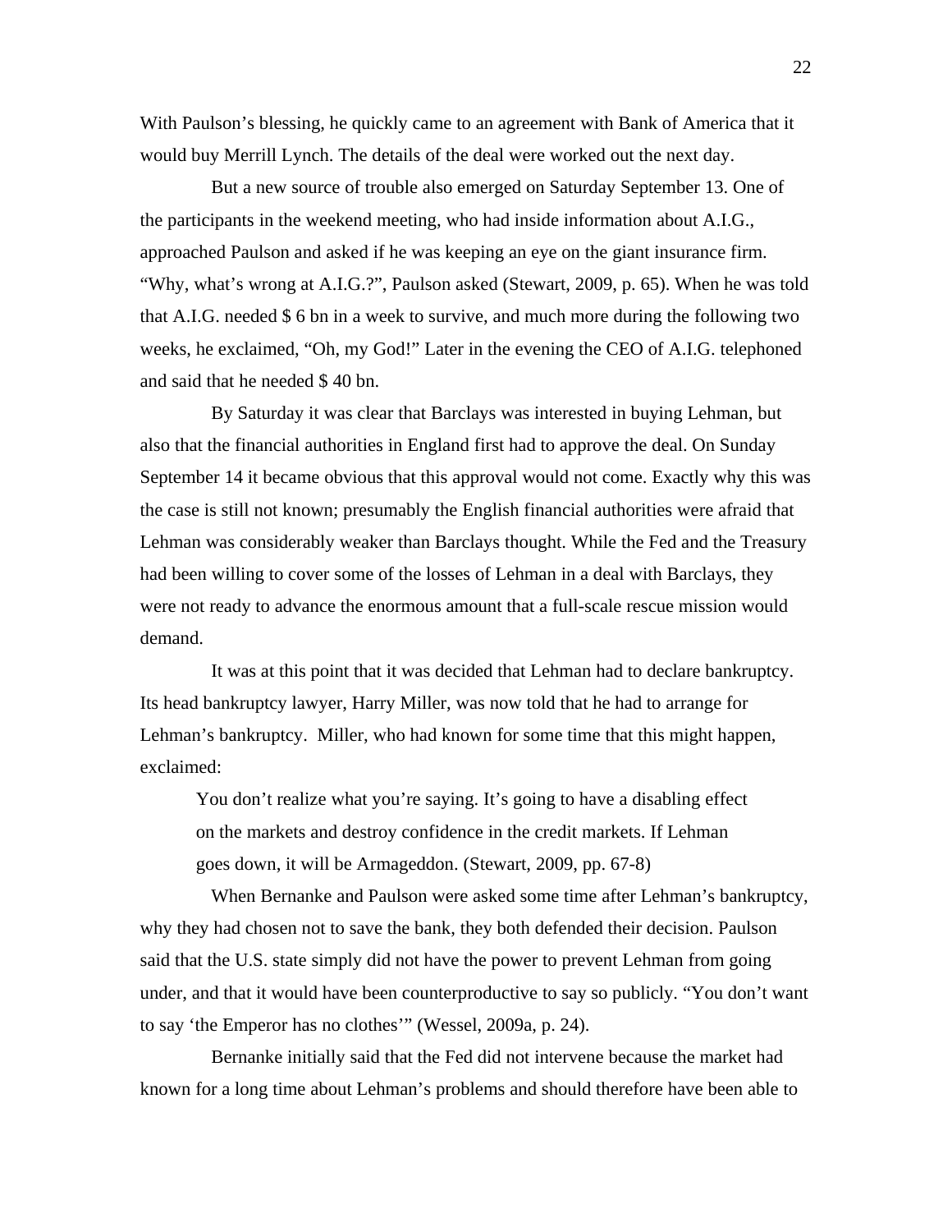With Paulson’s blessing, he quickly came to an agreement with Bank of America that it would buy Merrill Lynch. The details of the deal were worked out the next day.

But a new source of trouble also emerged on Saturday September 13. One of the participants in the weekend meeting, who had inside information about A.I.G., approached Paulson and asked if he was keeping an eye on the giant insurance firm. “Why, what’s wrong at A.I.G.?”, Paulson asked (Stewart, 2009, p. 65). When he was told that A.I.G. needed $ 6 bn in a week to survive, and much more during the following two weeks, he exclaimed, “Oh, my God!” Later in the evening the CEO of A.I.G. telephoned and said that he needed $ 40 bn.

By Saturday it was clear that Barclays was interested in buying Lehman, but also that the financial authorities in England first had to approve the deal. On Sunday September 14 it became obvious that this approval would not come. Exactly why this was the case is still not known; presumably the English financial authorities were afraid that Lehman was considerably weaker than Barclays thought. While the Fed and the Treasury had been willing to cover some of the losses of Lehman in a deal with Barclays, they were not ready to advance the enormous amount that a full-scale rescue mission would demand.

It was at this point that it was decided that Lehman had to declare bankruptcy. Its head bankruptcy lawyer, Harry Miller, was now told that he had to arrange for Lehman’s bankruptcy. Miller, who had known for some time that this might happen, exclaimed:

> You don’t realize what you’re saying. It’s going to have a disabling effect on the markets and destroy confidence in the credit markets. If Lehman goes down, it will be Armageddon. (Stewart, 2009, pp. 67-8)

When Bernanke and Paulson were asked some time after Lehman’s bankruptcy, why they had chosen not to save the bank, they both defended their decision. Paulson said that the U.S. state simply did not have the power to prevent Lehman from going under, and that it would have been counterproductive to say so publicly. “You don’t want to say ‘the Emperor has no clothes’” (Wessel, 2009a, p. 24).

Bernanke initially said that the Fed did not intervene because the market had known for a long time about Lehman’s problems and should therefore have been able to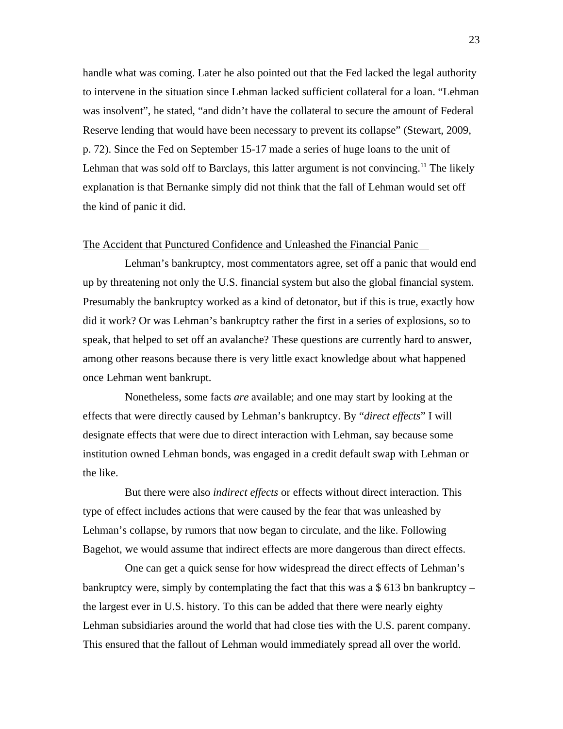handle what was coming. Later he also pointed out that the Fed lacked the legal authority to intervene in the situation since Lehman lacked sufficient collateral for a loan. “Lehman was insolvent”, he stated, “and didn’t have the collateral to secure the amount of Federal Reserve lending that would have been necessary to prevent its collapse” (Stewart, 2009, p. 72). Since the Fed on September 15-17 made a series of huge loans to the unit of Lehman that was sold off to Barclays, this latter argument is not convincing.[11] The likely explanation is that Bernanke simply did not think that the fall of Lehman would set off the kind of panic it did.

## The Accident that Punctured Confidence and Unleashed the Financial Panic

Lehman’s bankruptcy, most commentators agree, set off a panic that would end up by threatening not only the U.S. financial system but also the global financial system. Presumably the bankruptcy worked as a kind of detonator, but if this is true, exactly how did it work? Or was Lehman’s bankruptcy rather the first in a series of explosions, so to speak, that helped to set off an avalanche? These questions are currently hard to answer, among other reasons because there is very little exact knowledge about what happened once Lehman went bankrupt.

Nonetheless, some facts *are* available; and one may start by looking at the effects that were directly caused by Lehman’s bankruptcy. By “*direct effects*” I will designate effects that were due to direct interaction with Lehman, say because some institution owned Lehman bonds, was engaged in a credit default swap with Lehman or the like.

But there were also *indirect effects* or effects without direct interaction. This type of effect includes actions that were caused by the fear that was unleashed by Lehman’s collapse, by rumors that now began to circulate, and the like. Following Bagehot, we would assume that indirect effects are more dangerous than direct effects.

One can get a quick sense for how widespread the direct effects of Lehman’s bankruptcy were, simply by contemplating the fact that this was a $ 613 bn bankruptcy – the largest ever in U.S. history. To this can be added that there were nearly eighty Lehman subsidiaries around the world that had close ties with the U.S. parent company. This ensured that the fallout of Lehman would immediately spread all over the world.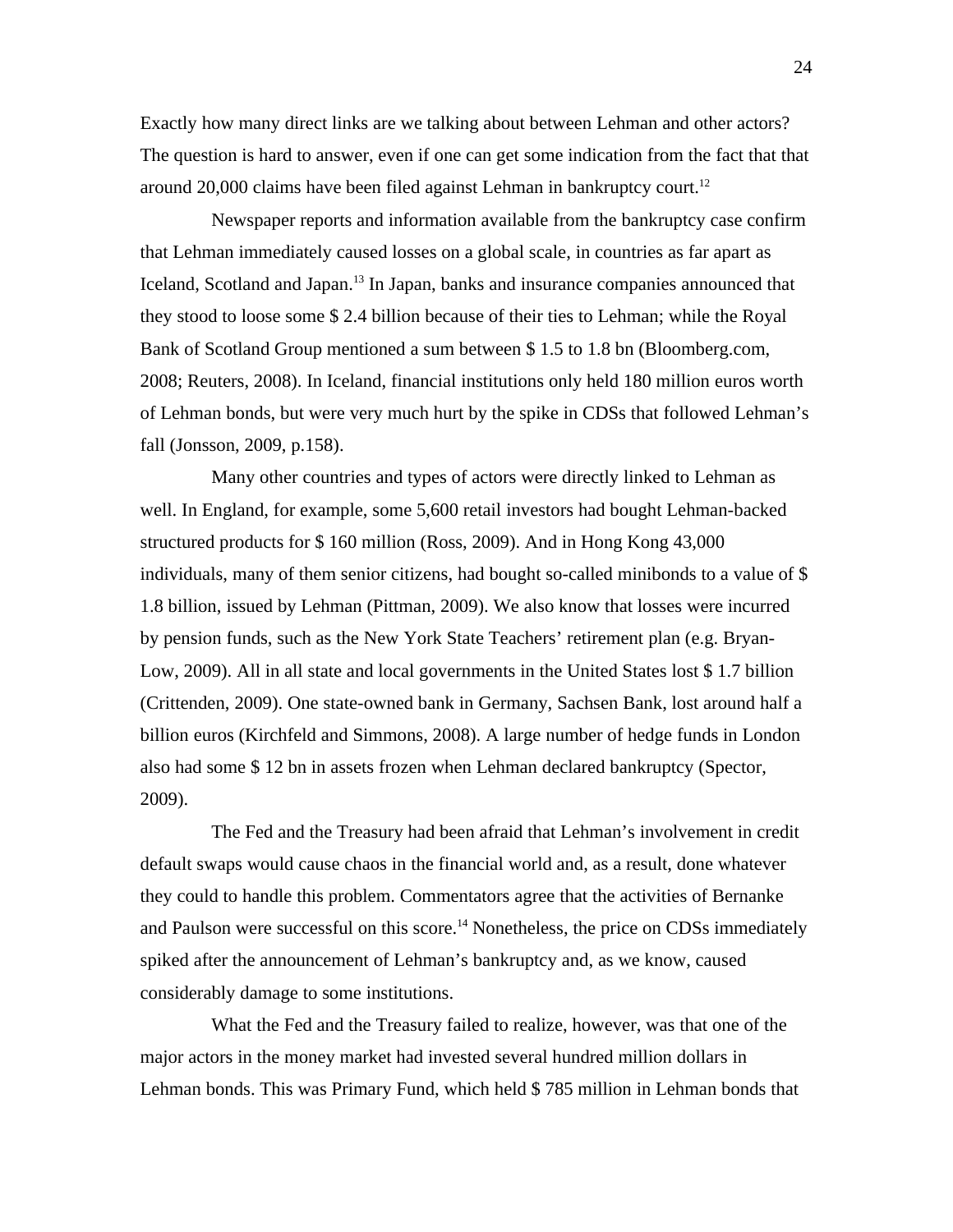Exactly how many direct links are we talking about between Lehman and other actors? The question is hard to answer, even if one can get some indication from the fact that that around 20,000 claims have been filed against Lehman in bankruptcy court.[12]

Newspaper reports and information available from the bankruptcy case confirm that Lehman immediately caused losses on a global scale, in countries as far apart as Iceland, Scotland and Japan.[13] In Japan, banks and insurance companies announced that they stood to loose some $ 2.4 billion because of their ties to Lehman; while the Royal Bank of Scotland Group mentioned a sum between $ 1.5 to 1.8 bn (Bloomberg.com, 2008; Reuters, 2008). In Iceland, financial institutions only held 180 million euros worth of Lehman bonds, but were very much hurt by the spike in CDSs that followed Lehman's fall (Jonsson, 2009, p.158).

Many other countries and types of actors were directly linked to Lehman as well. In England, for example, some 5,600 retail investors had bought Lehman-backed structured products for $ 160 million (Ross, 2009). And in Hong Kong 43,000 individuals, many of them senior citizens, had bought so-called minibonds to a value of $ 1.8 billion, issued by Lehman (Pittman, 2009). We also know that losses were incurred by pension funds, such as the New York State Teachers' retirement plan (e.g. Bryan-Low, 2009). All in all state and local governments in the United States lost $ 1.7 billion (Crittenden, 2009). One state-owned bank in Germany, Sachsen Bank, lost around half a billion euros (Kirchfeld and Simmons, 2008). A large number of hedge funds in London also had some $ 12 bn in assets frozen when Lehman declared bankruptcy (Spector, 2009).

The Fed and the Treasury had been afraid that Lehman's involvement in credit default swaps would cause chaos in the financial world and, as a result, done whatever they could to handle this problem. Commentators agree that the activities of Bernanke and Paulson were successful on this score.[14] Nonetheless, the price on CDSs immediately spiked after the announcement of Lehman's bankruptcy and, as we know, caused considerably damage to some institutions.

What the Fed and the Treasury failed to realize, however, was that one of the major actors in the money market had invested several hundred million dollars in Lehman bonds. This was Primary Fund, which held $ 785 million in Lehman bonds that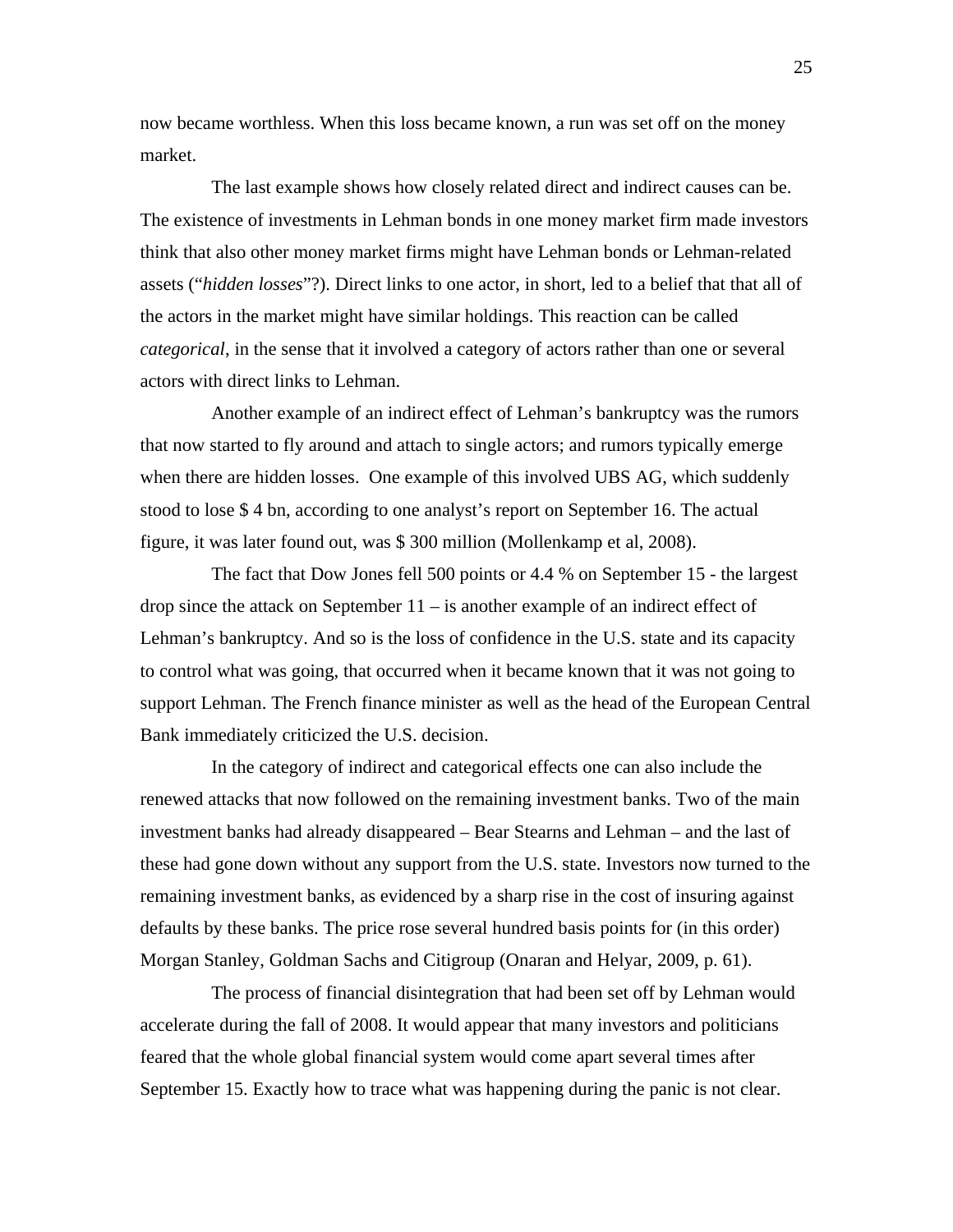now became worthless. When this loss became known, a run was set off on the money market.

The last example shows how closely related direct and indirect causes can be. The existence of investments in Lehman bonds in one money market firm made investors think that also other money market firms might have Lehman bonds or Lehman-related assets ("*hidden losses*"?). Direct links to one actor, in short, led to a belief that that all of the actors in the market might have similar holdings. This reaction can be called *categorical*, in the sense that it involved a category of actors rather than one or several actors with direct links to Lehman.

Another example of an indirect effect of Lehman's bankruptcy was the rumors that now started to fly around and attach to single actors; and rumors typically emerge when there are hidden losses. One example of this involved UBS AG, which suddenly stood to lose $ 4 bn, according to one analyst's report on September 16. The actual figure, it was later found out, was $ 300 million (Mollenkamp et al, 2008).

The fact that Dow Jones fell 500 points or 4.4 % on September 15 - the largest drop since the attack on September 11 – is another example of an indirect effect of Lehman's bankruptcy. And so is the loss of confidence in the U.S. state and its capacity to control what was going, that occurred when it became known that it was not going to support Lehman. The French finance minister as well as the head of the European Central Bank immediately criticized the U.S. decision.

In the category of indirect and categorical effects one can also include the renewed attacks that now followed on the remaining investment banks. Two of the main investment banks had already disappeared – Bear Stearns and Lehman – and the last of these had gone down without any support from the U.S. state. Investors now turned to the remaining investment banks, as evidenced by a sharp rise in the cost of insuring against defaults by these banks. The price rose several hundred basis points for (in this order) Morgan Stanley, Goldman Sachs and Citigroup (Onaran and Helyar, 2009, p. 61).

The process of financial disintegration that had been set off by Lehman would accelerate during the fall of 2008. It would appear that many investors and politicians feared that the whole global financial system would come apart several times after September 15. Exactly how to trace what was happening during the panic is not clear.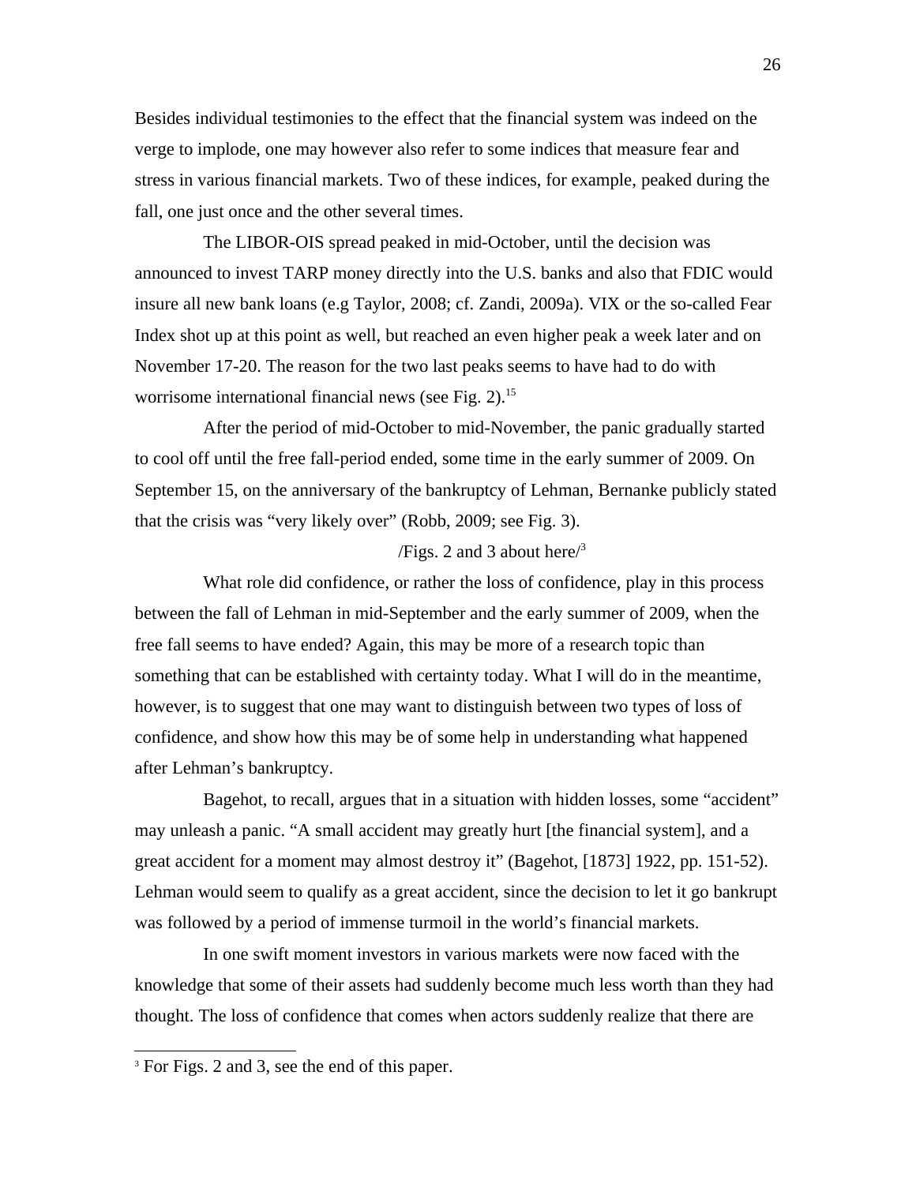Besides individual testimonies to the effect that the financial system was indeed on the verge to implode, one may however also refer to some indices that measure fear and stress in various financial markets. Two of these indices, for example, peaked during the fall, one just once and the other several times.

The LIBOR-OIS spread peaked in mid-October, until the decision was announced to invest TARP money directly into the U.S. banks and also that FDIC would insure all new bank loans (e.g Taylor, 2008; cf. Zandi, 2009a). VIX or the so-called Fear Index shot up at this point as well, but reached an even higher peak a week later and on November 17-20. The reason for the two last peaks seems to have had to do with worrisome international financial news (see Fig. 2).[15]

After the period of mid-October to mid-November, the panic gradually started to cool off until the free fall-period ended, some time in the early summer of 2009. On September 15, on the anniversary of the bankruptcy of Lehman, Bernanke publicly stated that the crisis was "very likely over" (Robb, 2009; see Fig. 3).

/Figs. 2 and 3 about here/[3]

What role did confidence, or rather the loss of confidence, play in this process between the fall of Lehman in mid-September and the early summer of 2009, when the free fall seems to have ended? Again, this may be more of a research topic than something that can be established with certainty today. What I will do in the meantime, however, is to suggest that one may want to distinguish between two types of loss of confidence, and show how this may be of some help in understanding what happened after Lehman's bankruptcy.

Bagehot, to recall, argues that in a situation with hidden losses, some "accident" may unleash a panic. "A small accident may greatly hurt [the financial system], and a great accident for a moment may almost destroy it" (Bagehot, [1873] 1922, pp. 151-52). Lehman would seem to qualify as a great accident, since the decision to let it go bankrupt was followed by a period of immense turmoil in the world's financial markets.

In one swift moment investors in various markets were now faced with the knowledge that some of their assets had suddenly become much less worth than they had thought. The loss of confidence that comes when actors suddenly realize that there are

[3] For Figs. 2 and 3, see the end of this paper.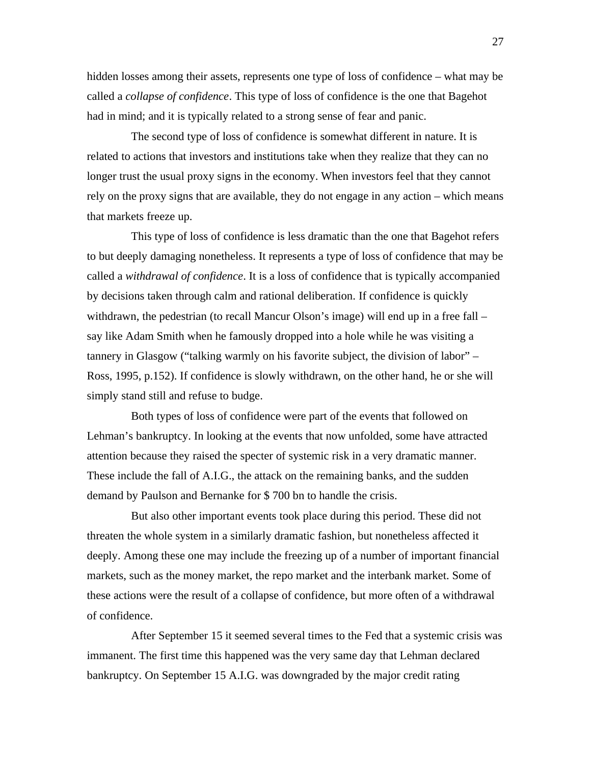hidden losses among their assets, represents one type of loss of confidence – what may be called a *collapse of confidence*. This type of loss of confidence is the one that Bagehot had in mind; and it is typically related to a strong sense of fear and panic.

The second type of loss of confidence is somewhat different in nature. It is related to actions that investors and institutions take when they realize that they can no longer trust the usual proxy signs in the economy. When investors feel that they cannot rely on the proxy signs that are available, they do not engage in any action – which means that markets freeze up.

This type of loss of confidence is less dramatic than the one that Bagehot refers to but deeply damaging nonetheless. It represents a type of loss of confidence that may be called a *withdrawal of confidence*. It is a loss of confidence that is typically accompanied by decisions taken through calm and rational deliberation. If confidence is quickly withdrawn, the pedestrian (to recall Mancur Olson's image) will end up in a free fall – say like Adam Smith when he famously dropped into a hole while he was visiting a tannery in Glasgow ("talking warmly on his favorite subject, the division of labor" – Ross, 1995, p.152). If confidence is slowly withdrawn, on the other hand, he or she will simply stand still and refuse to budge.

Both types of loss of confidence were part of the events that followed on Lehman's bankruptcy. In looking at the events that now unfolded, some have attracted attention because they raised the specter of systemic risk in a very dramatic manner. These include the fall of A.I.G., the attack on the remaining banks, and the sudden demand by Paulson and Bernanke for $ 700 bn to handle the crisis.

But also other important events took place during this period. These did not threaten the whole system in a similarly dramatic fashion, but nonetheless affected it deeply. Among these one may include the freezing up of a number of important financial markets, such as the money market, the repo market and the interbank market. Some of these actions were the result of a collapse of confidence, but more often of a withdrawal of confidence.

After September 15 it seemed several times to the Fed that a systemic crisis was immanent. The first time this happened was the very same day that Lehman declared bankruptcy. On September 15 A.I.G. was downgraded by the major credit rating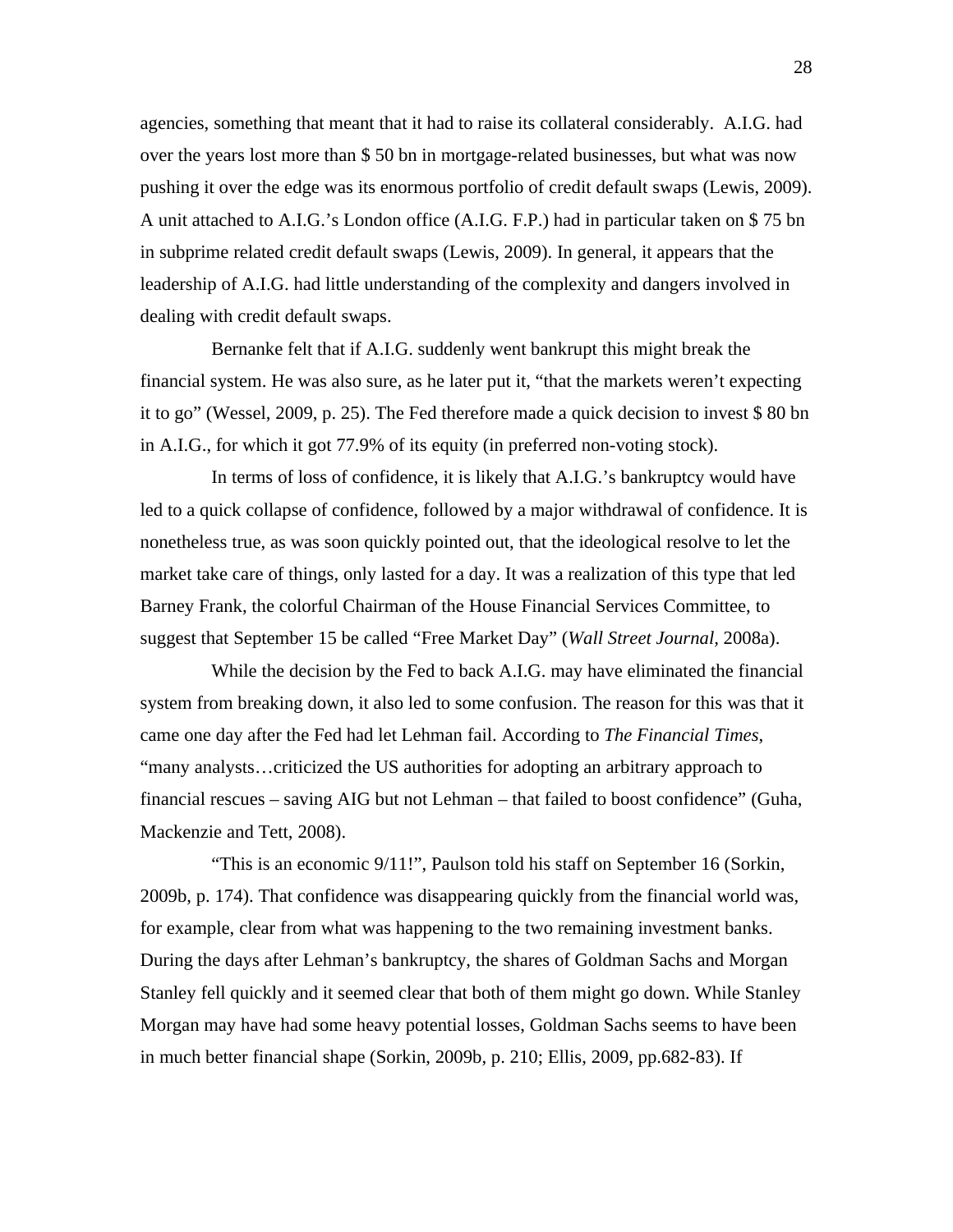agencies, something that meant that it had to raise its collateral considerably. A.I.G. had over the years lost more than $ 50 bn in mortgage-related businesses, but what was now pushing it over the edge was its enormous portfolio of credit default swaps (Lewis, 2009). A unit attached to A.I.G.'s London office (A.I.G. F.P.) had in particular taken on $ 75 bn in subprime related credit default swaps (Lewis, 2009). In general, it appears that the leadership of A.I.G. had little understanding of the complexity and dangers involved in dealing with credit default swaps.

Bernanke felt that if A.I.G. suddenly went bankrupt this might break the financial system. He was also sure, as he later put it, "that the markets weren't expecting it to go" (Wessel, 2009, p. 25). The Fed therefore made a quick decision to invest $ 80 bn in A.I.G., for which it got 77.9% of its equity (in preferred non-voting stock).

In terms of loss of confidence, it is likely that A.I.G.'s bankruptcy would have led to a quick collapse of confidence, followed by a major withdrawal of confidence. It is nonetheless true, as was soon quickly pointed out, that the ideological resolve to let the market take care of things, only lasted for a day. It was a realization of this type that led Barney Frank, the colorful Chairman of the House Financial Services Committee, to suggest that September 15 be called "Free Market Day" (*Wall Street Journal*, 2008a).

While the decision by the Fed to back A.I.G. may have eliminated the financial system from breaking down, it also led to some confusion. The reason for this was that it came one day after the Fed had let Lehman fail. According to *The Financial Times*, "many analysts…criticized the US authorities for adopting an arbitrary approach to financial rescues – saving AIG but not Lehman – that failed to boost confidence" (Guha, Mackenzie and Tett, 2008).

"This is an economic 9/11!", Paulson told his staff on September 16 (Sorkin, 2009b, p. 174). That confidence was disappearing quickly from the financial world was, for example, clear from what was happening to the two remaining investment banks. During the days after Lehman's bankruptcy, the shares of Goldman Sachs and Morgan Stanley fell quickly and it seemed clear that both of them might go down. While Stanley Morgan may have had some heavy potential losses, Goldman Sachs seems to have been in much better financial shape (Sorkin, 2009b, p. 210; Ellis, 2009, pp.682-83). If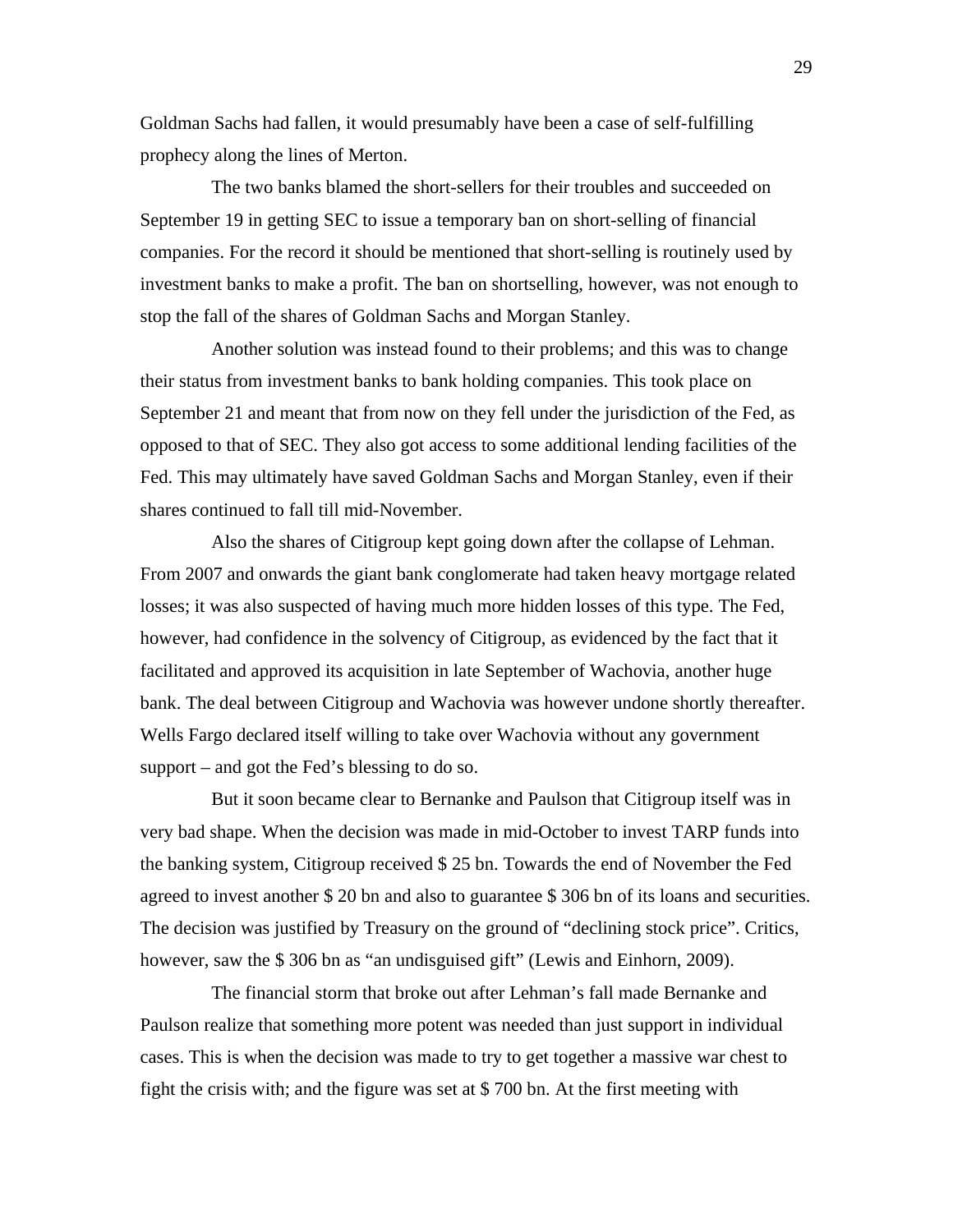Goldman Sachs had fallen, it would presumably have been a case of self-fulfilling prophecy along the lines of Merton.

The two banks blamed the short-sellers for their troubles and succeeded on September 19 in getting SEC to issue a temporary ban on short-selling of financial companies. For the record it should be mentioned that short-selling is routinely used by investment banks to make a profit. The ban on shortselling, however, was not enough to stop the fall of the shares of Goldman Sachs and Morgan Stanley.

Another solution was instead found to their problems; and this was to change their status from investment banks to bank holding companies. This took place on September 21 and meant that from now on they fell under the jurisdiction of the Fed, as opposed to that of SEC. They also got access to some additional lending facilities of the Fed. This may ultimately have saved Goldman Sachs and Morgan Stanley, even if their shares continued to fall till mid-November.

Also the shares of Citigroup kept going down after the collapse of Lehman. From 2007 and onwards the giant bank conglomerate had taken heavy mortgage related losses; it was also suspected of having much more hidden losses of this type. The Fed, however, had confidence in the solvency of Citigroup, as evidenced by the fact that it facilitated and approved its acquisition in late September of Wachovia, another huge bank. The deal between Citigroup and Wachovia was however undone shortly thereafter. Wells Fargo declared itself willing to take over Wachovia without any government support – and got the Fed's blessing to do so.

But it soon became clear to Bernanke and Paulson that Citigroup itself was in very bad shape. When the decision was made in mid-October to invest TARP funds into the banking system, Citigroup received $ 25 bn. Towards the end of November the Fed agreed to invest another $ 20 bn and also to guarantee $ 306 bn of its loans and securities. The decision was justified by Treasury on the ground of "declining stock price". Critics, however, saw the $ 306 bn as "an undisguised gift" (Lewis and Einhorn, 2009).

The financial storm that broke out after Lehman's fall made Bernanke and Paulson realize that something more potent was needed than just support in individual cases. This is when the decision was made to try to get together a massive war chest to fight the crisis with; and the figure was set at $ 700 bn. At the first meeting with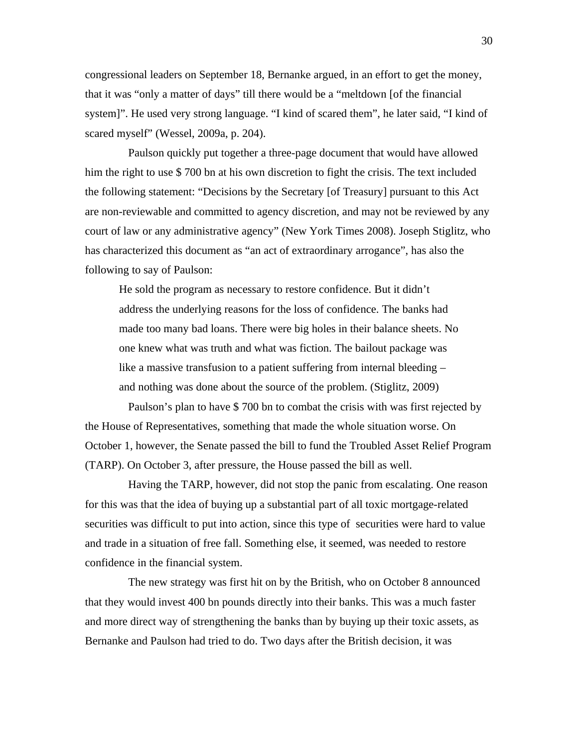congressional leaders on September 18, Bernanke argued, in an effort to get the money, that it was “only a matter of days” till there would be a “meltdown [of the financial system]”. He used very strong language. “I kind of scared them”, he later said, “I kind of scared myself” (Wessel, 2009a, p. 204).

Paulson quickly put together a three-page document that would have allowed him the right to use $ 700 bn at his own discretion to fight the crisis. The text included the following statement: “Decisions by the Secretary [of Treasury] pursuant to this Act are non-reviewable and committed to agency discretion, and may not be reviewed by any court of law or any administrative agency” (New York Times 2008). Joseph Stiglitz, who has characterized this document as “an act of extraordinary arrogance”, has also the following to say of Paulson:

> He sold the program as necessary to restore confidence. But it didn’t address the underlying reasons for the loss of confidence. The banks had made too many bad loans. There were big holes in their balance sheets. No one knew what was truth and what was fiction. The bailout package was like a massive transfusion to a patient suffering from internal bleeding – and nothing was done about the source of the problem. (Stiglitz, 2009)

Paulson’s plan to have $ 700 bn to combat the crisis with was first rejected by the House of Representatives, something that made the whole situation worse. On October 1, however, the Senate passed the bill to fund the Troubled Asset Relief Program (TARP). On October 3, after pressure, the House passed the bill as well.

Having the TARP, however, did not stop the panic from escalating. One reason for this was that the idea of buying up a substantial part of all toxic mortgage-related securities was difficult to put into action, since this type of securities were hard to value and trade in a situation of free fall. Something else, it seemed, was needed to restore confidence in the financial system.

The new strategy was first hit on by the British, who on October 8 announced that they would invest 400 bn pounds directly into their banks. This was a much faster and more direct way of strengthening the banks than by buying up their toxic assets, as Bernanke and Paulson had tried to do. Two days after the British decision, it was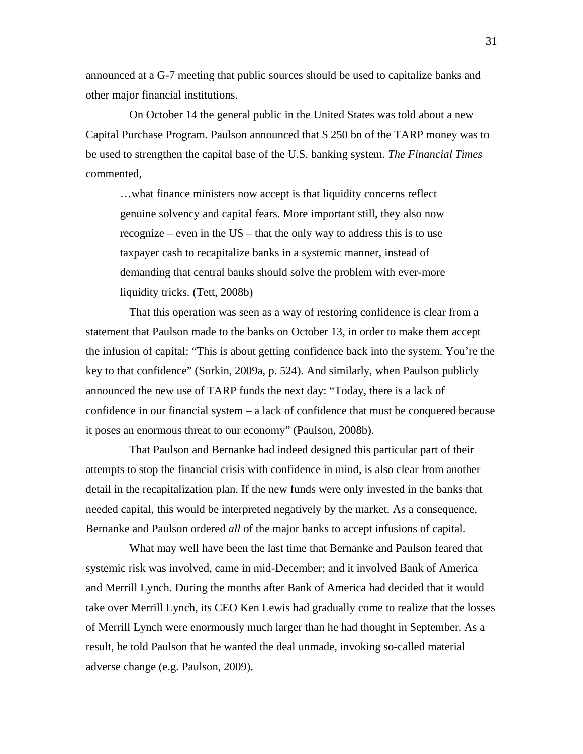announced at a G-7 meeting that public sources should be used to capitalize banks and other major financial institutions.

On October 14 the general public in the United States was told about a new Capital Purchase Program. Paulson announced that $ 250 bn of the TARP money was to be used to strengthen the capital base of the U.S. banking system. *The Financial Times* commented,

> …what finance ministers now accept is that liquidity concerns reflect genuine solvency and capital fears. More important still, they also now recognize – even in the US – that the only way to address this is to use taxpayer cash to recapitalize banks in a systemic manner, instead of demanding that central banks should solve the problem with ever-more liquidity tricks. (Tett, 2008b)

That this operation was seen as a way of restoring confidence is clear from a statement that Paulson made to the banks on October 13, in order to make them accept the infusion of capital: "This is about getting confidence back into the system. You're the key to that confidence" (Sorkin, 2009a, p. 524). And similarly, when Paulson publicly announced the new use of TARP funds the next day: "Today, there is a lack of confidence in our financial system – a lack of confidence that must be conquered because it poses an enormous threat to our economy" (Paulson, 2008b).

That Paulson and Bernanke had indeed designed this particular part of their attempts to stop the financial crisis with confidence in mind, is also clear from another detail in the recapitalization plan. If the new funds were only invested in the banks that needed capital, this would be interpreted negatively by the market. As a consequence, Bernanke and Paulson ordered *all* of the major banks to accept infusions of capital.

What may well have been the last time that Bernanke and Paulson feared that systemic risk was involved, came in mid-December; and it involved Bank of America and Merrill Lynch. During the months after Bank of America had decided that it would take over Merrill Lynch, its CEO Ken Lewis had gradually come to realize that the losses of Merrill Lynch were enormously much larger than he had thought in September. As a result, he told Paulson that he wanted the deal unmade, invoking so-called material adverse change (e.g. Paulson, 2009).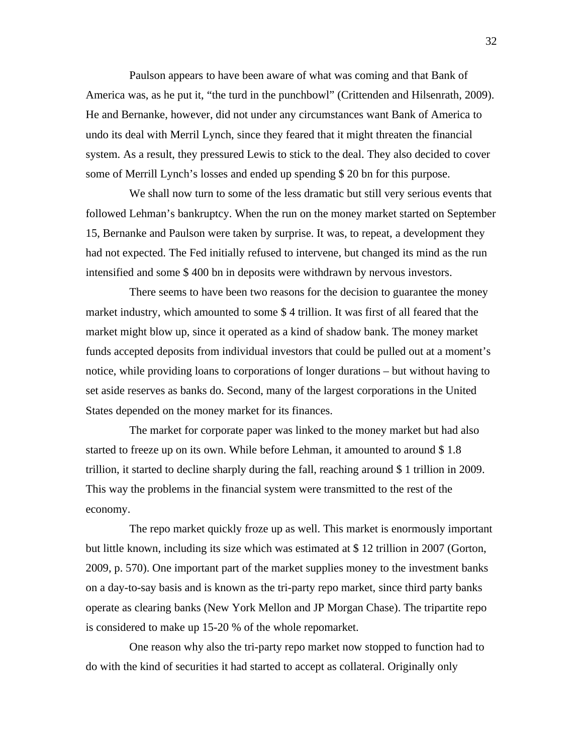Paulson appears to have been aware of what was coming and that Bank of America was, as he put it, "the turd in the punchbowl" (Crittenden and Hilsenrath, 2009). He and Bernanke, however, did not under any circumstances want Bank of America to undo its deal with Merril Lynch, since they feared that it might threaten the financial system. As a result, they pressured Lewis to stick to the deal. They also decided to cover some of Merrill Lynch's losses and ended up spending $ 20 bn for this purpose.

We shall now turn to some of the less dramatic but still very serious events that followed Lehman's bankruptcy. When the run on the money market started on September 15, Bernanke and Paulson were taken by surprise. It was, to repeat, a development they had not expected. The Fed initially refused to intervene, but changed its mind as the run intensified and some $ 400 bn in deposits were withdrawn by nervous investors.

There seems to have been two reasons for the decision to guarantee the money market industry, which amounted to some $ 4 trillion. It was first of all feared that the market might blow up, since it operated as a kind of shadow bank. The money market funds accepted deposits from individual investors that could be pulled out at a moment's notice, while providing loans to corporations of longer durations – but without having to set aside reserves as banks do. Second, many of the largest corporations in the United States depended on the money market for its finances.

The market for corporate paper was linked to the money market but had also started to freeze up on its own. While before Lehman, it amounted to around $ 1.8 trillion, it started to decline sharply during the fall, reaching around $ 1 trillion in 2009. This way the problems in the financial system were transmitted to the rest of the economy.

The repo market quickly froze up as well. This market is enormously important but little known, including its size which was estimated at $ 12 trillion in 2007 (Gorton, 2009, p. 570). One important part of the market supplies money to the investment banks on a day-to-say basis and is known as the tri-party repo market, since third party banks operate as clearing banks (New York Mellon and JP Morgan Chase). The tripartite repo is considered to make up 15-20 % of the whole repomarket.

One reason why also the tri-party repo market now stopped to function had to do with the kind of securities it had started to accept as collateral. Originally only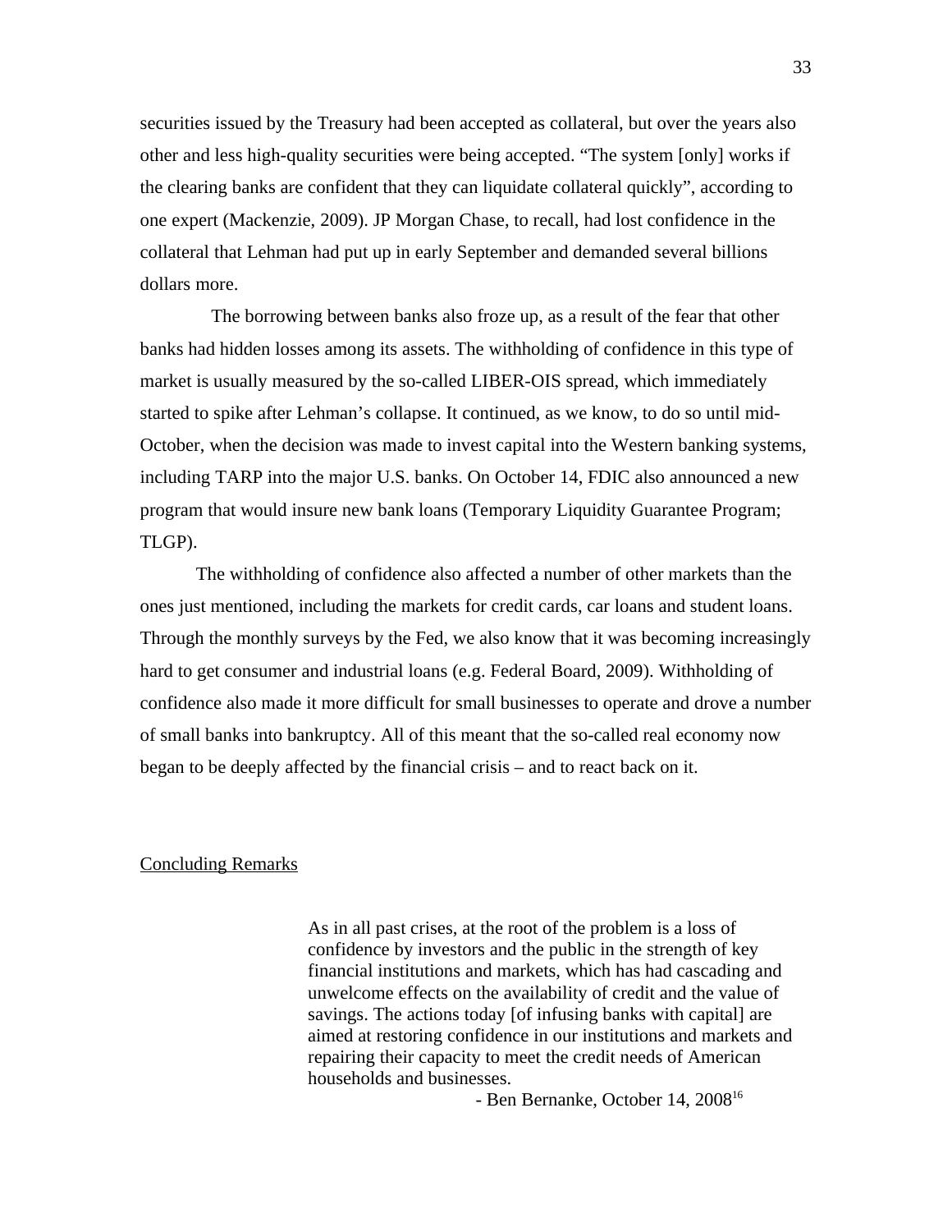securities issued by the Treasury had been accepted as collateral, but over the years also other and less high-quality securities were being accepted. "The system [only] works if the clearing banks are confident that they can liquidate collateral quickly", according to one expert (Mackenzie, 2009). JP Morgan Chase, to recall, had lost confidence in the collateral that Lehman had put up in early September and demanded several billions dollars more.

The borrowing between banks also froze up, as a result of the fear that other banks had hidden losses among its assets. The withholding of confidence in this type of market is usually measured by the so-called LIBER-OIS spread, which immediately started to spike after Lehman's collapse. It continued, as we know, to do so until mid-October, when the decision was made to invest capital into the Western banking systems, including TARP into the major U.S. banks. On October 14, FDIC also announced a new program that would insure new bank loans (Temporary Liquidity Guarantee Program; TLGP).

The withholding of confidence also affected a number of other markets than the ones just mentioned, including the markets for credit cards, car loans and student loans. Through the monthly surveys by the Fed, we also know that it was becoming increasingly hard to get consumer and industrial loans (e.g. Federal Board, 2009). Withholding of confidence also made it more difficult for small businesses to operate and drove a number of small banks into bankruptcy. All of this meant that the so-called real economy now began to be deeply affected by the financial crisis – and to react back on it.

## Concluding Remarks

> As in all past crises, at the root of the problem is a loss of confidence by investors and the public in the strength of key financial institutions and markets, which has had cascading and unwelcome effects on the availability of credit and the value of savings. The actions today [of infusing banks with capital] are aimed at restoring confidence in our institutions and markets and repairing their capacity to meet the credit needs of American households and businesses.
>
> - Ben Bernanke, October 14, 2008[16]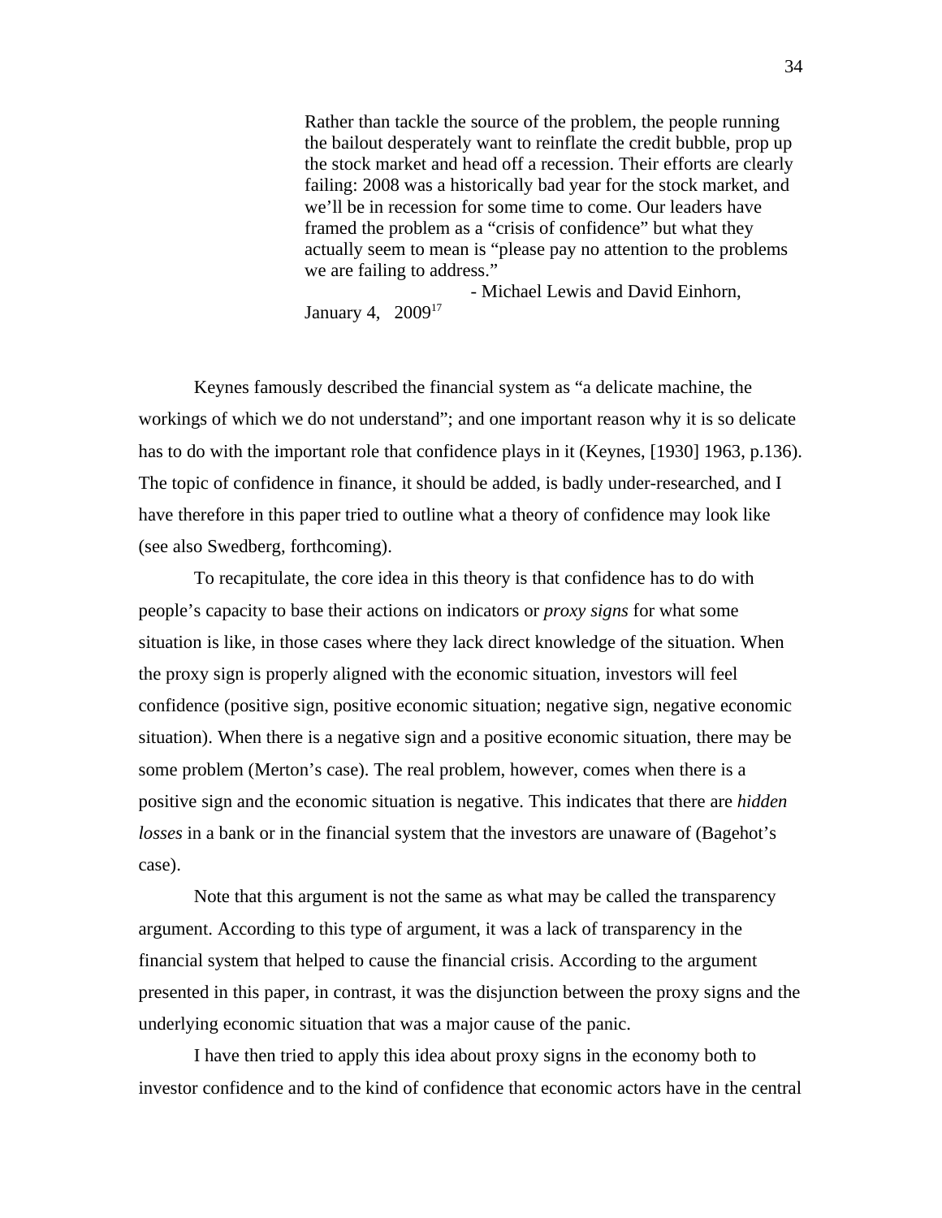> Rather than tackle the source of the problem, the people running the bailout desperately want to reinflate the credit bubble, prop up the stock market and head off a recession. Their efforts are clearly failing: 2008 was a historically bad year for the stock market, and we'll be in recession for some time to come. Our leaders have framed the problem as a "crisis of confidence" but what they actually seem to mean is "please pay no attention to the problems we are failing to address."
>
> - Michael Lewis and David Einhorn, January 4, 2009[17]

Keynes famously described the financial system as "a delicate machine, the workings of which we do not understand"; and one important reason why it is so delicate has to do with the important role that confidence plays in it (Keynes, [1930] 1963, p.136). The topic of confidence in finance, it should be added, is badly under-researched, and I have therefore in this paper tried to outline what a theory of confidence may look like (see also Swedberg, forthcoming).

To recapitulate, the core idea in this theory is that confidence has to do with people's capacity to base their actions on indicators or *proxy signs* for what some situation is like, in those cases where they lack direct knowledge of the situation. When the proxy sign is properly aligned with the economic situation, investors will feel confidence (positive sign, positive economic situation; negative sign, negative economic situation). When there is a negative sign and a positive economic situation, there may be some problem (Merton's case). The real problem, however, comes when there is a positive sign and the economic situation is negative. This indicates that there are *hidden losses* in a bank or in the financial system that the investors are unaware of (Bagehot's case).

Note that this argument is not the same as what may be called the transparency argument. According to this type of argument, it was a lack of transparency in the financial system that helped to cause the financial crisis. According to the argument presented in this paper, in contrast, it was the disjunction between the proxy signs and the underlying economic situation that was a major cause of the panic.

I have then tried to apply this idea about proxy signs in the economy both to investor confidence and to the kind of confidence that economic actors have in the central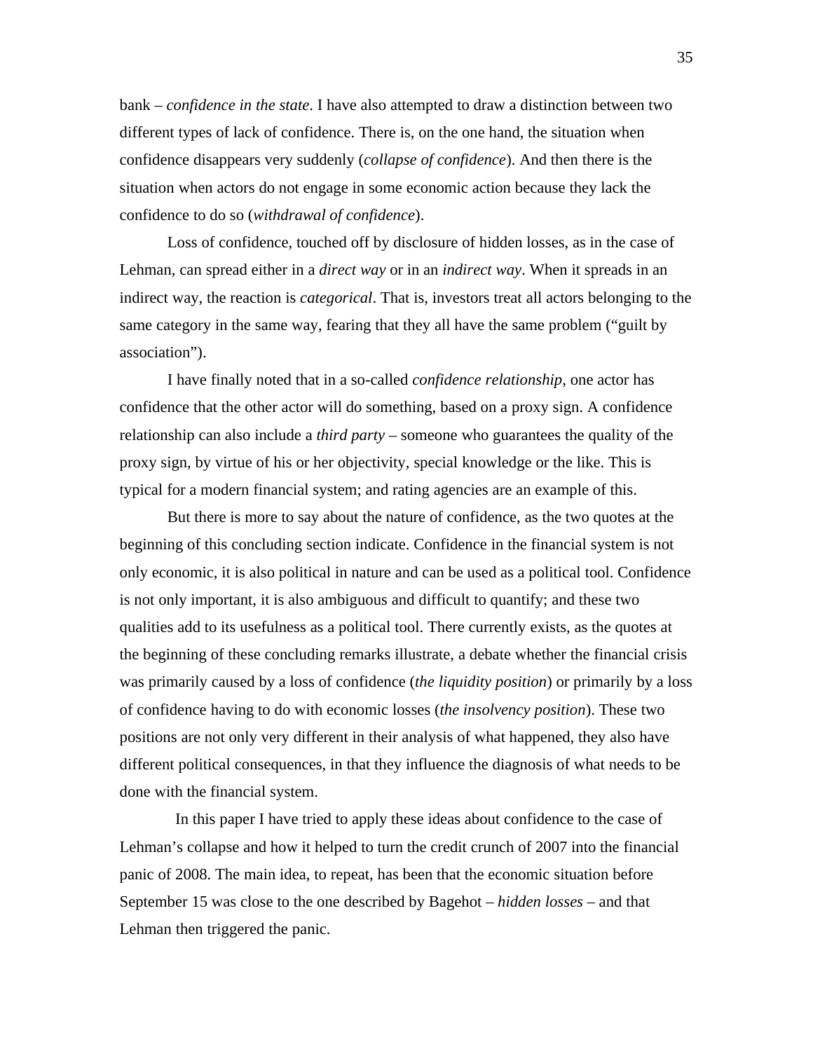bank – *confidence in the state*. I have also attempted to draw a distinction between two different types of lack of confidence. There is, on the one hand, the situation when confidence disappears very suddenly (*collapse of confidence*). And then there is the situation when actors do not engage in some economic action because they lack the confidence to do so (*withdrawal of confidence*).

Loss of confidence, touched off by disclosure of hidden losses, as in the case of Lehman, can spread either in a *direct way* or in an *indirect way*. When it spreads in an indirect way, the reaction is *categorical*. That is, investors treat all actors belonging to the same category in the same way, fearing that they all have the same problem ("guilt by association").

I have finally noted that in a so-called *confidence relationship*, one actor has confidence that the other actor will do something, based on a proxy sign. A confidence relationship can also include a *third party* – someone who guarantees the quality of the proxy sign, by virtue of his or her objectivity, special knowledge or the like. This is typical for a modern financial system; and rating agencies are an example of this.

But there is more to say about the nature of confidence, as the two quotes at the beginning of this concluding section indicate. Confidence in the financial system is not only economic, it is also political in nature and can be used as a political tool. Confidence is not only important, it is also ambiguous and difficult to quantify; and these two qualities add to its usefulness as a political tool. There currently exists, as the quotes at the beginning of these concluding remarks illustrate, a debate whether the financial crisis was primarily caused by a loss of confidence (*the liquidity position*) or primarily by a loss of confidence having to do with economic losses (*the insolvency position*). These two positions are not only very different in their analysis of what happened, they also have different political consequences, in that they influence the diagnosis of what needs to be done with the financial system.

In this paper I have tried to apply these ideas about confidence to the case of Lehman's collapse and how it helped to turn the credit crunch of 2007 into the financial panic of 2008. The main idea, to repeat, has been that the economic situation before September 15 was close to the one described by Bagehot – *hidden losses* – and that Lehman then triggered the panic.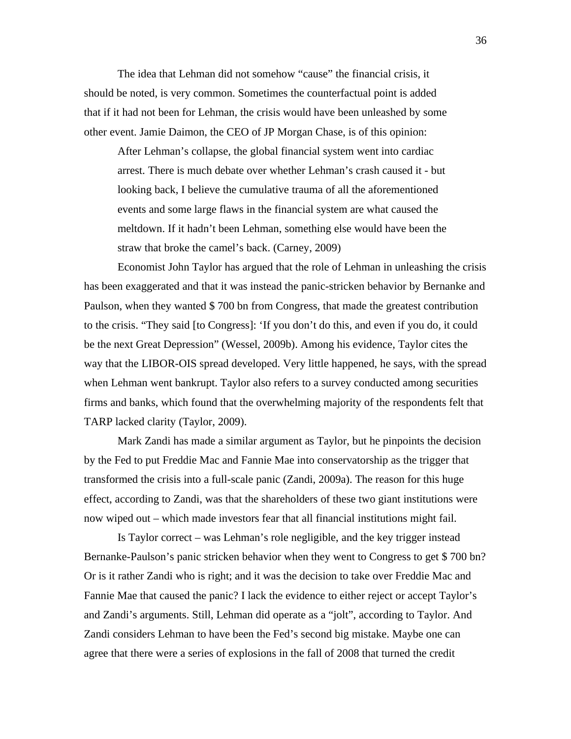The idea that Lehman did not somehow "cause" the financial crisis, it should be noted, is very common. Sometimes the counterfactual point is added that if it had not been for Lehman, the crisis would have been unleashed by some other event. Jamie Daimon, the CEO of JP Morgan Chase, is of this opinion:

> After Lehman's collapse, the global financial system went into cardiac arrest. There is much debate over whether Lehman's crash caused it - but looking back, I believe the cumulative trauma of all the aforementioned events and some large flaws in the financial system are what caused the meltdown. If it hadn't been Lehman, something else would have been the straw that broke the camel's back. (Carney, 2009)

Economist John Taylor has argued that the role of Lehman in unleashing the crisis has been exaggerated and that it was instead the panic-stricken behavior by Bernanke and Paulson, when they wanted $ 700 bn from Congress, that made the greatest contribution to the crisis. "They said [to Congress]: 'If you don't do this, and even if you do, it could be the next Great Depression" (Wessel, 2009b). Among his evidence, Taylor cites the way that the LIBOR-OIS spread developed. Very little happened, he says, with the spread when Lehman went bankrupt. Taylor also refers to a survey conducted among securities firms and banks, which found that the overwhelming majority of the respondents felt that TARP lacked clarity (Taylor, 2009).

Mark Zandi has made a similar argument as Taylor, but he pinpoints the decision by the Fed to put Freddie Mac and Fannie Mae into conservatorship as the trigger that transformed the crisis into a full-scale panic (Zandi, 2009a). The reason for this huge effect, according to Zandi, was that the shareholders of these two giant institutions were now wiped out – which made investors fear that all financial institutions might fail.

Is Taylor correct – was Lehman's role negligible, and the key trigger instead Bernanke-Paulson's panic stricken behavior when they went to Congress to get $ 700 bn? Or is it rather Zandi who is right; and it was the decision to take over Freddie Mac and Fannie Mae that caused the panic? I lack the evidence to either reject or accept Taylor's and Zandi's arguments. Still, Lehman did operate as a "jolt", according to Taylor. And Zandi considers Lehman to have been the Fed's second big mistake. Maybe one can agree that there were a series of explosions in the fall of 2008 that turned the credit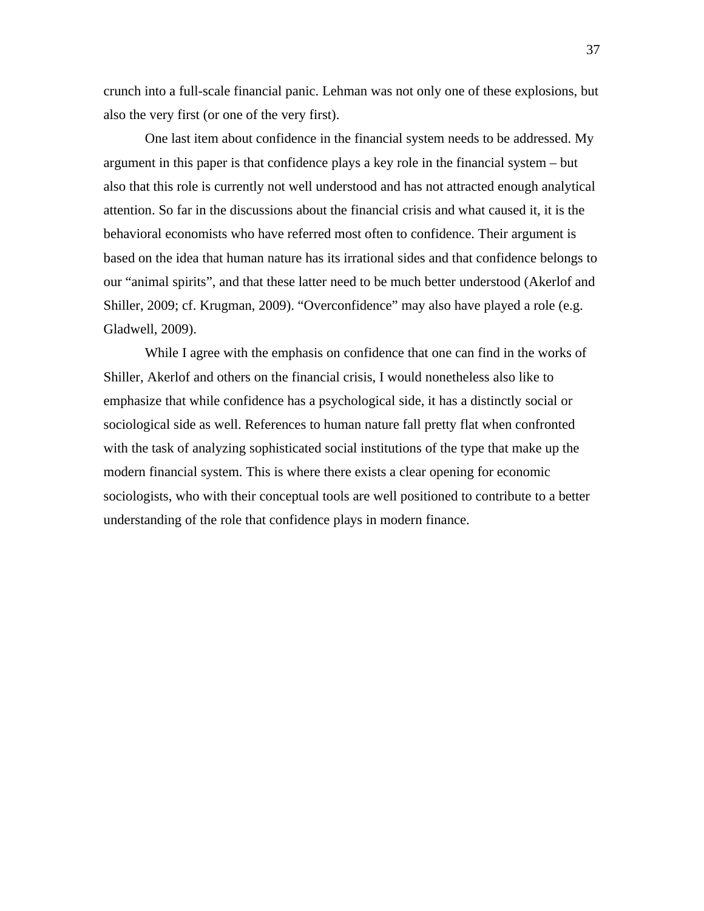crunch into a full-scale financial panic. Lehman was not only one of these explosions, but also the very first (or one of the very first).

One last item about confidence in the financial system needs to be addressed. My argument in this paper is that confidence plays a key role in the financial system – but also that this role is currently not well understood and has not attracted enough analytical attention. So far in the discussions about the financial crisis and what caused it, it is the behavioral economists who have referred most often to confidence. Their argument is based on the idea that human nature has its irrational sides and that confidence belongs to our "animal spirits", and that these latter need to be much better understood (Akerlof and Shiller, 2009; cf. Krugman, 2009). "Overconfidence" may also have played a role (e.g. Gladwell, 2009).

While I agree with the emphasis on confidence that one can find in the works of Shiller, Akerlof and others on the financial crisis, I would nonetheless also like to emphasize that while confidence has a psychological side, it has a distinctly social or sociological side as well. References to human nature fall pretty flat when confronted with the task of analyzing sophisticated social institutions of the type that make up the modern financial system. This is where there exists a clear opening for economic sociologists, who with their conceptual tools are well positioned to contribute to a better understanding of the role that confidence plays in modern finance.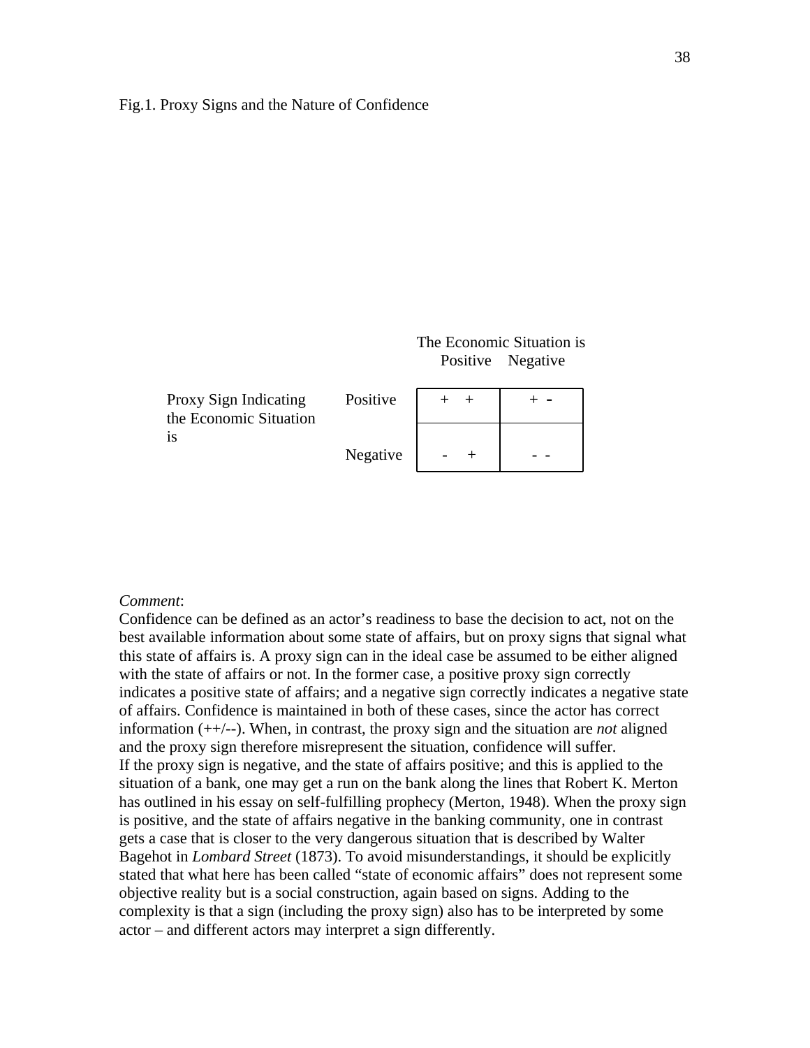Fig.1. Proxy Signs and the Nature of Confidence

| | | The Economic Situation is Positive | Negative |
|---|---|---|---|
| Proxy Sign Indicating the Economic Situation is | Positive | + + | + - |
| | Negative | - + | - - |

*Comment*:
Confidence can be defined as an actor's readiness to base the decision to act, not on the best available information about some state of affairs, but on proxy signs that signal what this state of affairs is. A proxy sign can in the ideal case be assumed to be either aligned with the state of affairs or not. In the former case, a positive proxy sign correctly indicates a positive state of affairs; and a negative sign correctly indicates a negative state of affairs. Confidence is maintained in both of these cases, since the actor has correct information (++/--). When, in contrast, the proxy sign and the situation are *not* aligned and the proxy sign therefore misrepresent the situation, confidence will suffer.
If the proxy sign is negative, and the state of affairs positive; and this is applied to the situation of a bank, one may get a run on the bank along the lines that Robert K. Merton has outlined in his essay on self-fulfilling prophecy (Merton, 1948). When the proxy sign is positive, and the state of affairs negative in the banking community, one in contrast gets a case that is closer to the very dangerous situation that is described by Walter Bagehot in *Lombard Street* (1873). To avoid misunderstandings, it should be explicitly stated that what here has been called "state of economic affairs" does not represent some objective reality but is a social construction, again based on signs. Adding to the complexity is that a sign (including the proxy sign) also has to be interpreted by some actor – and different actors may interpret a sign differently.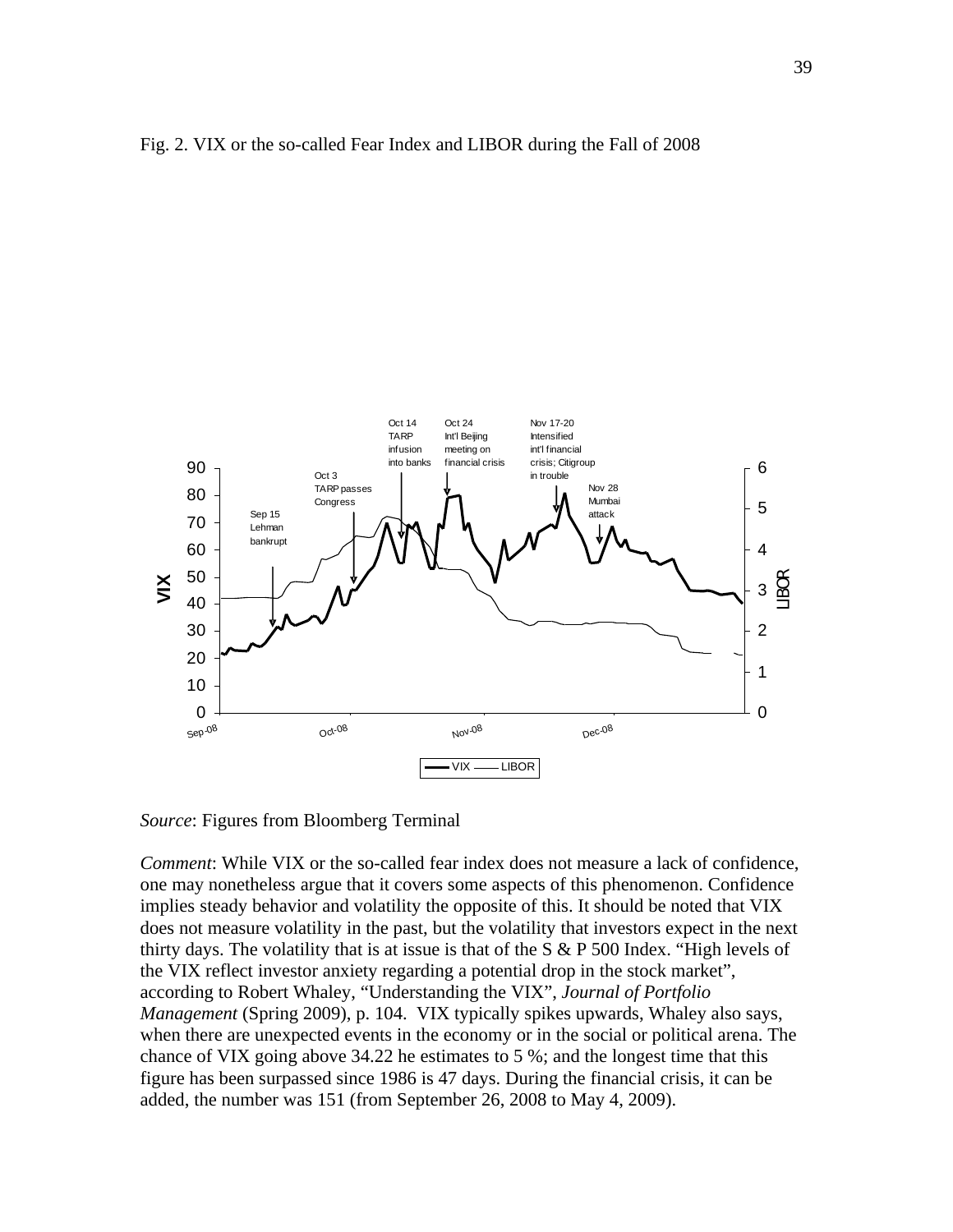Fig. 2. VIX or the so-called Fear Index and LIBOR during the Fall of 2008

*Source*: Figures from Bloomberg Terminal

*Comment*: While VIX or the so-called fear index does not measure a lack of confidence, one may nonetheless argue that it covers some aspects of this phenomenon. Confidence implies steady behavior and volatility the opposite of this. It should be noted that VIX does not measure volatility in the past, but the volatility that investors expect in the next thirty days. The volatility that is at issue is that of the S & P 500 Index. "High levels of the VIX reflect investor anxiety regarding a potential drop in the stock market", according to Robert Whaley, "Understanding the VIX", *Journal of Portfolio Management* (Spring 2009), p. 104. VIX typically spikes upwards, Whaley also says, when there are unexpected events in the economy or in the social or political arena. The chance of VIX going above 34.22 he estimates to 5 %; and the longest time that this figure has been surpassed since 1986 is 47 days. During the financial crisis, it can be added, the number was 151 (from September 26, 2008 to May 4, 2009).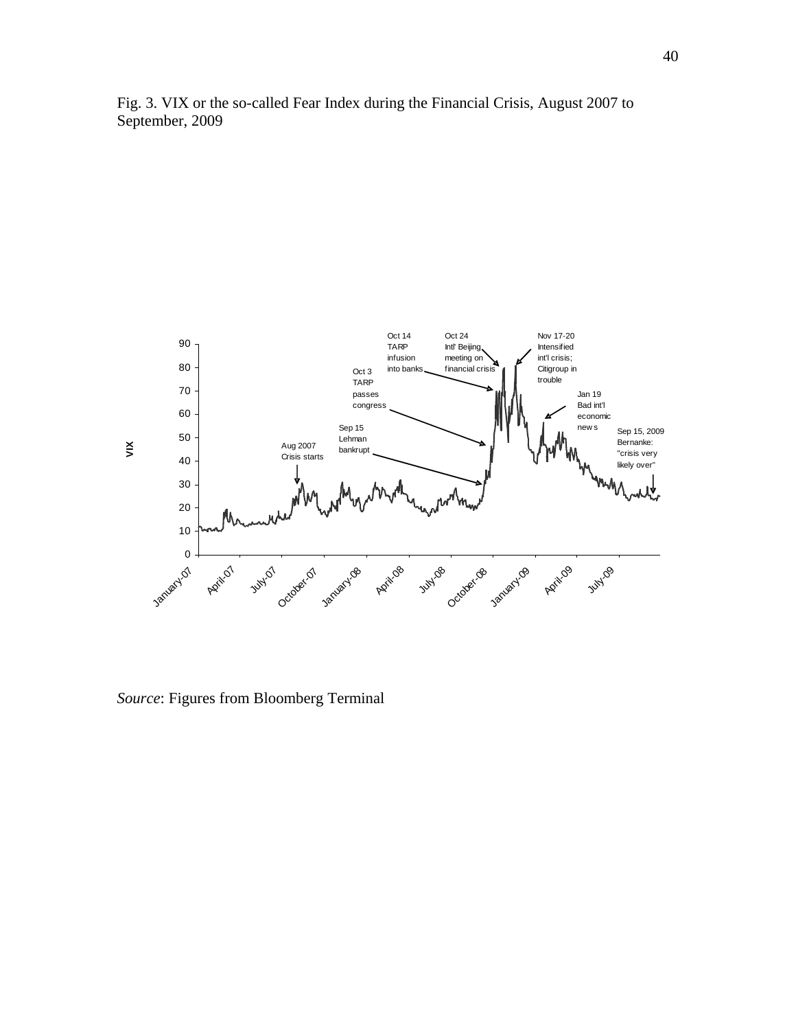Fig. 3. VIX or the so-called Fear Index during the Financial Crisis, August 2007 to September, 2009

*Source*: Figures from Bloomberg Terminal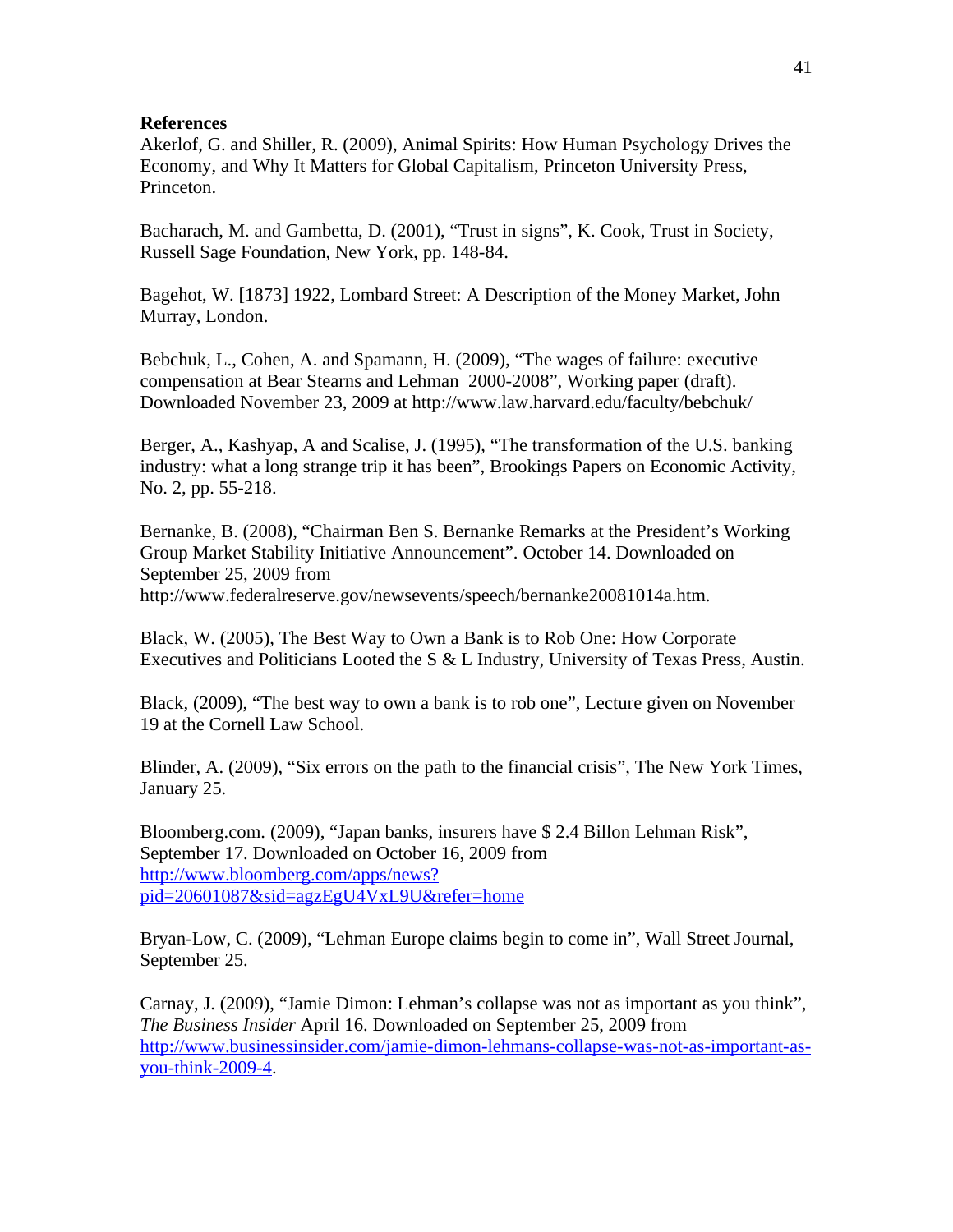**References**

Akerlof, G. and Shiller, R. (2009), Animal Spirits: How Human Psychology Drives the Economy, and Why It Matters for Global Capitalism, Princeton University Press, Princeton.

Bacharach, M. and Gambetta, D. (2001), "Trust in signs", K. Cook, Trust in Society, Russell Sage Foundation, New York, pp. 148-84.

Bagehot, W. [1873] 1922, Lombard Street: A Description of the Money Market, John Murray, London.

Bebchuk, L., Cohen, A. and Spamann, H. (2009), "The wages of failure: executive compensation at Bear Stearns and Lehman 2000-2008", Working paper (draft). Downloaded November 23, 2009 at http://www.law.harvard.edu/faculty/bebchuk/

Berger, A., Kashyap, A and Scalise, J. (1995), "The transformation of the U.S. banking industry: what a long strange trip it has been", Brookings Papers on Economic Activity, No. 2, pp. 55-218.

Bernanke, B. (2008), "Chairman Ben S. Bernanke Remarks at the President's Working Group Market Stability Initiative Announcement". October 14. Downloaded on September 25, 2009 from http://www.federalreserve.gov/newsevents/speech/bernanke20081014a.htm.

Black, W. (2005), The Best Way to Own a Bank is to Rob One: How Corporate Executives and Politicians Looted the S & L Industry, University of Texas Press, Austin.

Black, (2009), "The best way to own a bank is to rob one", Lecture given on November 19 at the Cornell Law School.

Blinder, A. (2009), "Six errors on the path to the financial crisis", The New York Times, January 25.

Bloomberg.com. (2009), "Japan banks, insurers have $ 2.4 Billon Lehman Risk", September 17. Downloaded on October 16, 2009 from http://www.bloomberg.com/apps/news?pid=20601087&sid=agzEgU4VxL9U&refer=home

Bryan-Low, C. (2009), "Lehman Europe claims begin to come in", Wall Street Journal, September 25.

Carnay, J. (2009), "Jamie Dimon: Lehman's collapse was not as important as you think", *The Business Insider* April 16. Downloaded on September 25, 2009 from http://www.businessinsider.com/jamie-dimon-lehmans-collapse-was-not-as-important-as-you-think-2009-4.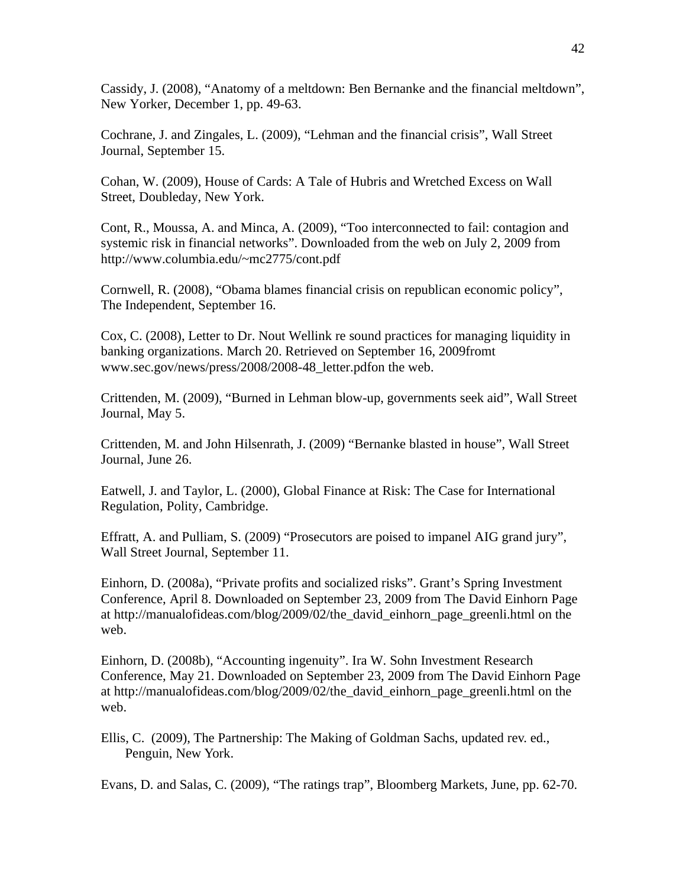Cassidy, J. (2008), “Anatomy of a meltdown: Ben Bernanke and the financial meltdown”, New Yorker, December 1, pp. 49-63.

Cochrane, J. and Zingales, L. (2009), “Lehman and the financial crisis”, Wall Street Journal, September 15.

Cohan, W. (2009), House of Cards: A Tale of Hubris and Wretched Excess on Wall Street, Doubleday, New York.

Cont, R., Moussa, A. and Minca, A. (2009), “Too interconnected to fail: contagion and systemic risk in financial networks”. Downloaded from the web on July 2, 2009 from http://www.columbia.edu/~mc2775/cont.pdf

Cornwell, R. (2008), “Obama blames financial crisis on republican economic policy”, The Independent, September 16.

Cox, C. (2008), Letter to Dr. Nout Wellink re sound practices for managing liquidity in banking organizations. March 20. Retrieved on September 16, 2009fromt www.sec.gov/news/press/2008/2008-48_letter.pdfon the web.

Crittenden, M. (2009), “Burned in Lehman blow-up, governments seek aid”, Wall Street Journal, May 5.

Crittenden, M. and John Hilsenrath, J. (2009) “Bernanke blasted in house”, Wall Street Journal, June 26.

Eatwell, J. and Taylor, L. (2000), Global Finance at Risk: The Case for International Regulation, Polity, Cambridge.

Effratt, A. and Pulliam, S. (2009) “Prosecutors are poised to impanel AIG grand jury”, Wall Street Journal, September 11.

Einhorn, D. (2008a), “Private profits and socialized risks”. Grant’s Spring Investment Conference, April 8. Downloaded on September 23, 2009 from The David Einhorn Page at http://manualofideas.com/blog/2009/02/the_david_einhorn_page_greenli.html on the web.

Einhorn, D. (2008b), “Accounting ingenuity”. Ira W. Sohn Investment Research Conference, May 21. Downloaded on September 23, 2009 from The David Einhorn Page at http://manualofideas.com/blog/2009/02/the_david_einhorn_page_greenli.html on the web.

Ellis, C. (2009), The Partnership: The Making of Goldman Sachs, updated rev. ed., Penguin, New York.

Evans, D. and Salas, C. (2009), “The ratings trap”, Bloomberg Markets, June, pp. 62-70.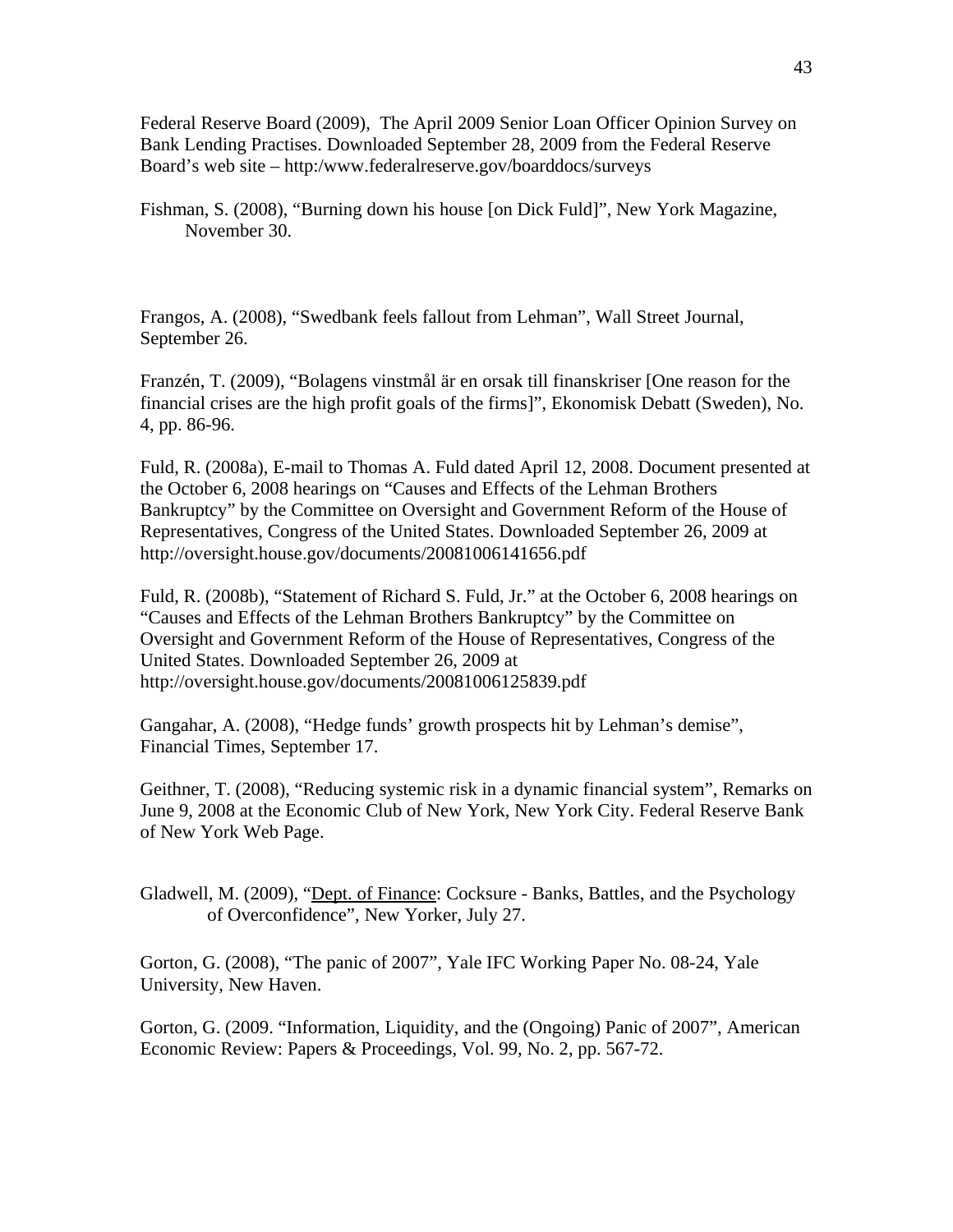Federal Reserve Board (2009), The April 2009 Senior Loan Officer Opinion Survey on Bank Lending Practises. Downloaded September 28, 2009 from the Federal Reserve Board's web site – http:/www.federalreserve.gov/boarddocs/surveys

Fishman, S. (2008), "Burning down his house [on Dick Fuld]", New York Magazine, November 30.

Frangos, A. (2008), "Swedbank feels fallout from Lehman", Wall Street Journal, September 26.

Franzén, T. (2009), "Bolagens vinstmål är en orsak till finanskriser [One reason for the financial crises are the high profit goals of the firms]", Ekonomisk Debatt (Sweden), No. 4, pp. 86-96.

Fuld, R. (2008a), E-mail to Thomas A. Fuld dated April 12, 2008. Document presented at the October 6, 2008 hearings on "Causes and Effects of the Lehman Brothers Bankruptcy" by the Committee on Oversight and Government Reform of the House of Representatives, Congress of the United States. Downloaded September 26, 2009 at http://oversight.house.gov/documents/20081006141656.pdf

Fuld, R. (2008b), "Statement of Richard S. Fuld, Jr." at the October 6, 2008 hearings on "Causes and Effects of the Lehman Brothers Bankruptcy" by the Committee on Oversight and Government Reform of the House of Representatives, Congress of the United States. Downloaded September 26, 2009 at http://oversight.house.gov/documents/20081006125839.pdf

Gangahar, A. (2008), "Hedge funds' growth prospects hit by Lehman's demise", Financial Times, September 17.

Geithner, T. (2008), "Reducing systemic risk in a dynamic financial system", Remarks on June 9, 2008 at the Economic Club of New York, New York City. Federal Reserve Bank of New York Web Page.

Gladwell, M. (2009), "Dept. of Finance: Cocksure - Banks, Battles, and the Psychology of Overconfidence", New Yorker, July 27.

Gorton, G. (2008), "The panic of 2007", Yale IFC Working Paper No. 08-24, Yale University, New Haven.

Gorton, G. (2009. "Information, Liquidity, and the (Ongoing) Panic of 2007", American Economic Review: Papers & Proceedings, Vol. 99, No. 2, pp. 567-72.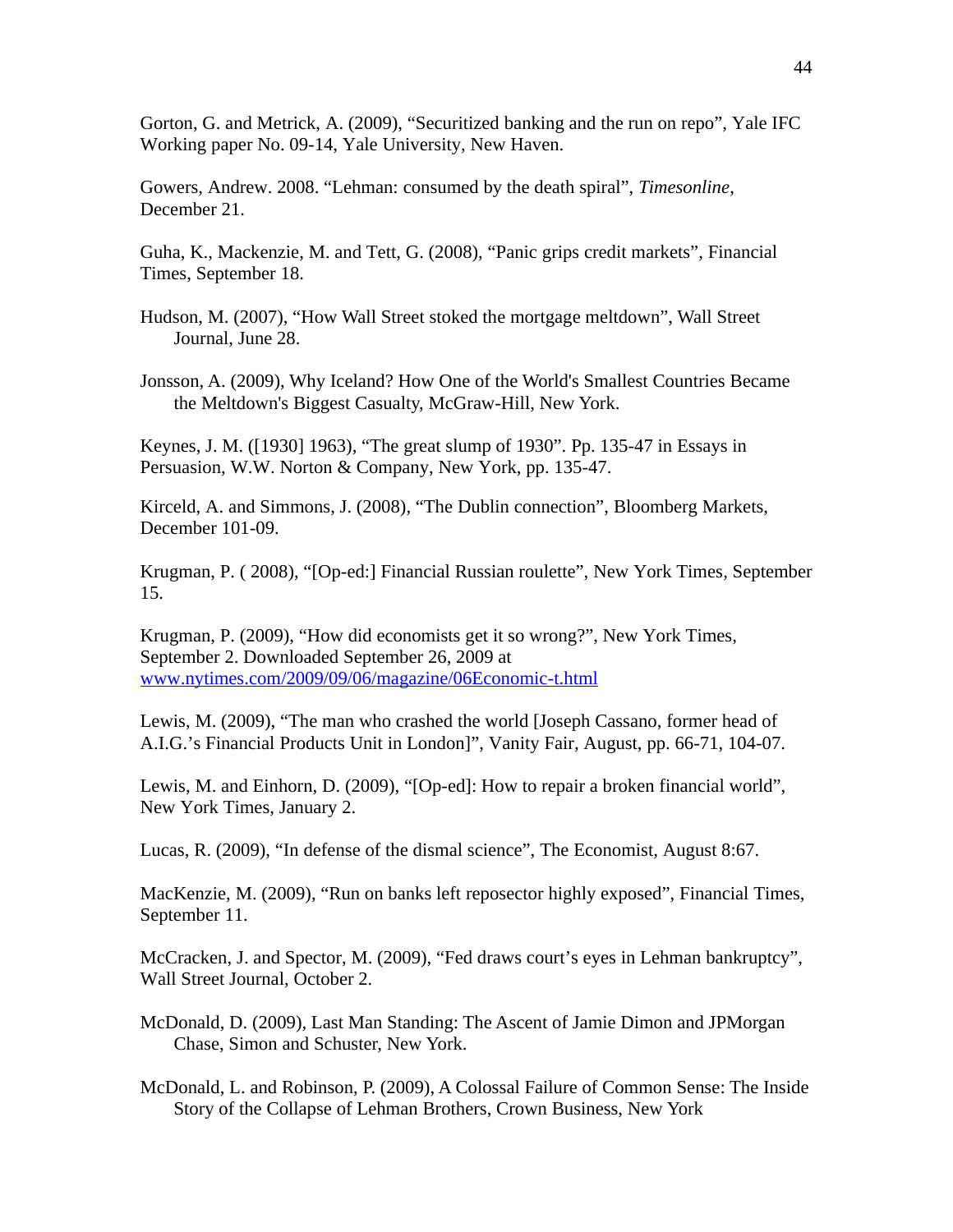Gorton, G. and Metrick, A. (2009), “Securitized banking and the run on repo”, Yale IFC Working paper No. 09-14, Yale University, New Haven.

Gowers, Andrew. 2008. “Lehman: consumed by the death spiral”, *Timesonline*, December 21.

Guha, K., Mackenzie, M. and Tett, G. (2008), “Panic grips credit markets”, Financial Times, September 18.

Hudson, M. (2007), “How Wall Street stoked the mortgage meltdown”, Wall Street Journal, June 28.

Jonsson, A. (2009), Why Iceland? How One of the World's Smallest Countries Became the Meltdown's Biggest Casualty, McGraw-Hill, New York.

Keynes, J. M. ([1930] 1963), “The great slump of 1930”. Pp. 135-47 in Essays in Persuasion, W.W. Norton & Company, New York, pp. 135-47.

Kirceld, A. and Simmons, J. (2008), “The Dublin connection”, Bloomberg Markets, December 101-09.

Krugman, P. ( 2008), “[Op-ed:] Financial Russian roulette”, New York Times, September 15.

Krugman, P. (2009), “How did economists get it so wrong?”, New York Times, September 2. Downloaded September 26, 2009 at www.nytimes.com/2009/09/06/magazine/06Economic-t.html

Lewis, M. (2009), “The man who crashed the world [Joseph Cassano, former head of A.I.G.’s Financial Products Unit in London]”, Vanity Fair, August, pp. 66-71, 104-07.

Lewis, M. and Einhorn, D. (2009), “[Op-ed]: How to repair a broken financial world”, New York Times, January 2.

Lucas, R. (2009), “In defense of the dismal science”, The Economist, August 8:67.

MacKenzie, M. (2009), “Run on banks left reposector highly exposed”, Financial Times, September 11.

McCracken, J. and Spector, M. (2009), “Fed draws court’s eyes in Lehman bankruptcy”, Wall Street Journal, October 2.

McDonald, D. (2009), Last Man Standing: The Ascent of Jamie Dimon and JPMorgan Chase, Simon and Schuster, New York.

McDonald, L. and Robinson, P. (2009), A Colossal Failure of Common Sense: The Inside Story of the Collapse of Lehman Brothers, Crown Business, New York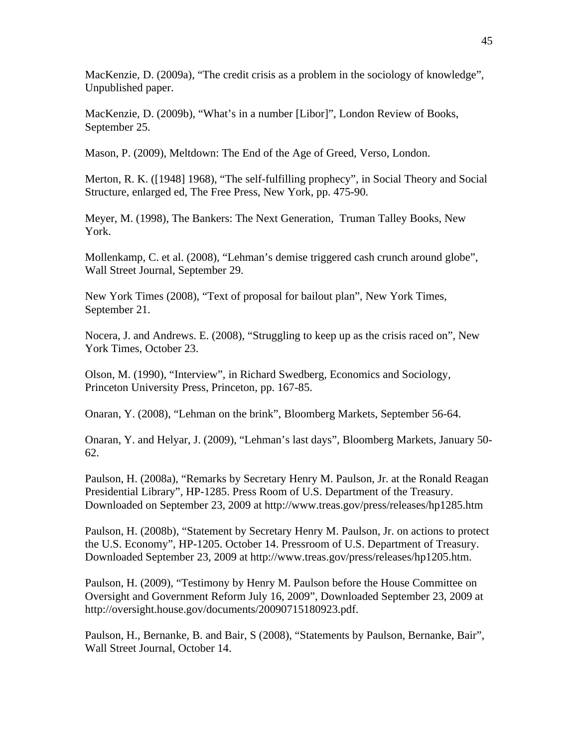MacKenzie, D. (2009a), "The credit crisis as a problem in the sociology of knowledge", Unpublished paper.

MacKenzie, D. (2009b), "What's in a number [Libor]", London Review of Books, September 25.

Mason, P. (2009), Meltdown: The End of the Age of Greed, Verso, London.

Merton, R. K. ([1948] 1968), "The self-fulfilling prophecy", in Social Theory and Social Structure, enlarged ed, The Free Press, New York, pp. 475-90.

Meyer, M. (1998), The Bankers: The Next Generation, Truman Talley Books, New York.

Mollenkamp, C. et al. (2008), "Lehman's demise triggered cash crunch around globe", Wall Street Journal, September 29.

New York Times (2008), "Text of proposal for bailout plan", New York Times, September 21.

Nocera, J. and Andrews. E. (2008), "Struggling to keep up as the crisis raced on", New York Times, October 23.

Olson, M. (1990), "Interview", in Richard Swedberg, Economics and Sociology, Princeton University Press, Princeton, pp. 167-85.

Onaran, Y. (2008), "Lehman on the brink", Bloomberg Markets, September 56-64.

Onaran, Y. and Helyar, J. (2009), "Lehman's last days", Bloomberg Markets, January 50-62.

Paulson, H. (2008a), "Remarks by Secretary Henry M. Paulson, Jr. at the Ronald Reagan Presidential Library", HP-1285. Press Room of U.S. Department of the Treasury. Downloaded on September 23, 2009 at http://www.treas.gov/press/releases/hp1285.htm

Paulson, H. (2008b), "Statement by Secretary Henry M. Paulson, Jr. on actions to protect the U.S. Economy", HP-1205. October 14. Pressroom of U.S. Department of Treasury. Downloaded September 23, 2009 at http://www.treas.gov/press/releases/hp1205.htm.

Paulson, H. (2009), "Testimony by Henry M. Paulson before the House Committee on Oversight and Government Reform July 16, 2009", Downloaded September 23, 2009 at http://oversight.house.gov/documents/20090715180923.pdf.

Paulson, H., Bernanke, B. and Bair, S (2008), "Statements by Paulson, Bernanke, Bair", Wall Street Journal, October 14.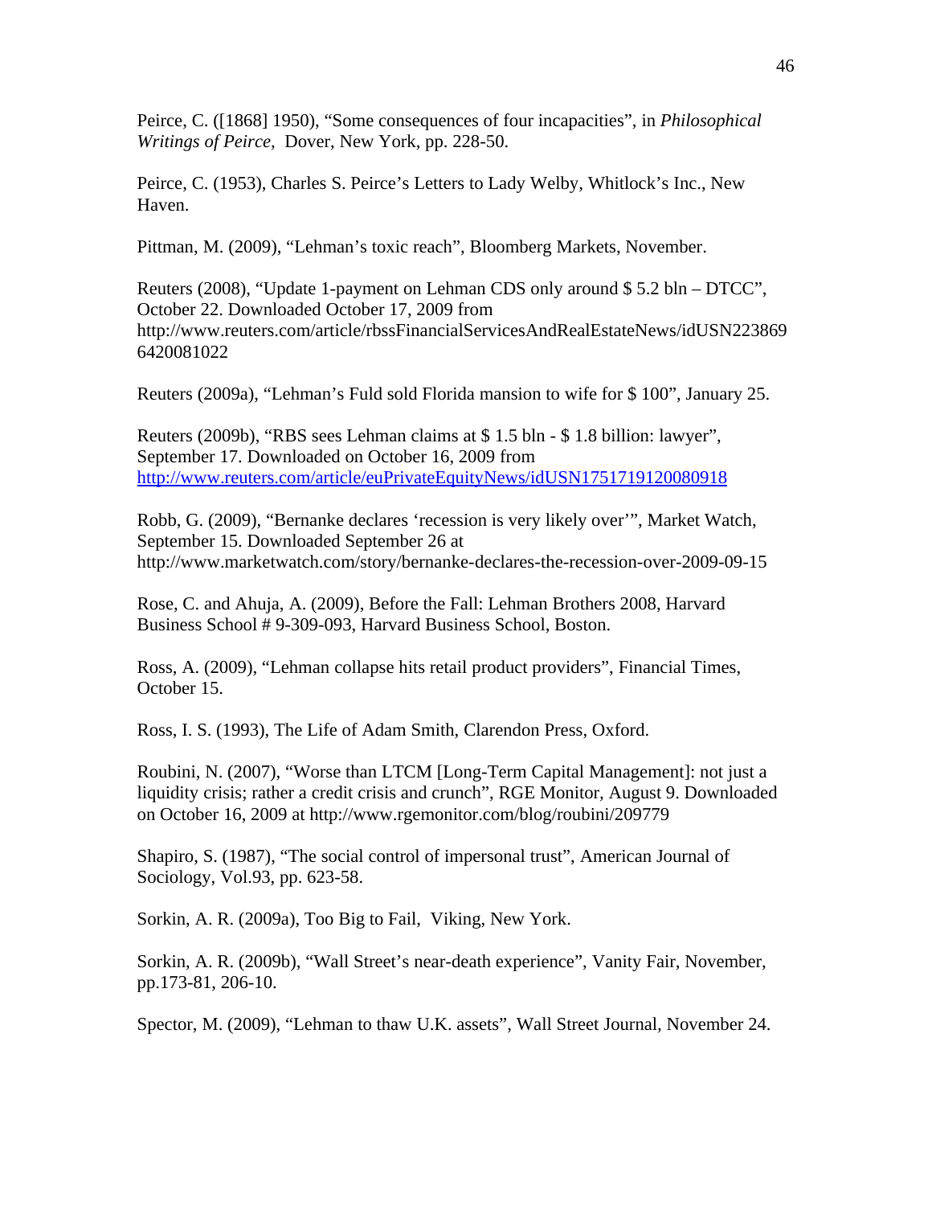Peirce, C. ([1868] 1950), "Some consequences of four incapacities", in *Philosophical Writings of Peirce,* Dover, New York, pp. 228-50.

Peirce, C. (1953), Charles S. Peirce's Letters to Lady Welby, Whitlock's Inc., New Haven.

Pittman, M. (2009), "Lehman's toxic reach", Bloomberg Markets, November.

Reuters (2008), "Update 1-payment on Lehman CDS only around $ 5.2 bln – DTCC", October 22. Downloaded October 17, 2009 from http://www.reuters.com/article/rbssFinancialServicesAndRealEstateNews/idUSN2238696420081022

Reuters (2009a), "Lehman's Fuld sold Florida mansion to wife for $ 100", January 25.

Reuters (2009b), "RBS sees Lehman claims at $ 1.5 bln - $ 1.8 billion: lawyer", September 17. Downloaded on October 16, 2009 from http://www.reuters.com/article/euPrivateEquityNews/idUSN1751719120080918

Robb, G. (2009), "Bernanke declares 'recession is very likely over'", Market Watch, September 15. Downloaded September 26 at http://www.marketwatch.com/story/bernanke-declares-the-recession-over-2009-09-15

Rose, C. and Ahuja, A. (2009), Before the Fall: Lehman Brothers 2008, Harvard Business School # 9-309-093, Harvard Business School, Boston.

Ross, A. (2009), "Lehman collapse hits retail product providers", Financial Times, October 15.

Ross, I. S. (1993), The Life of Adam Smith, Clarendon Press, Oxford.

Roubini, N. (2007), "Worse than LTCM [Long-Term Capital Management]: not just a liquidity crisis; rather a credit crisis and crunch", RGE Monitor, August 9. Downloaded on October 16, 2009 at http://www.rgemonitor.com/blog/roubini/209779

Shapiro, S. (1987), "The social control of impersonal trust", American Journal of Sociology, Vol.93, pp. 623-58.

Sorkin, A. R. (2009a), Too Big to Fail, Viking, New York.

Sorkin, A. R. (2009b), "Wall Street's near-death experience", Vanity Fair, November, pp.173-81, 206-10.

Spector, M. (2009), "Lehman to thaw U.K. assets", Wall Street Journal, November 24.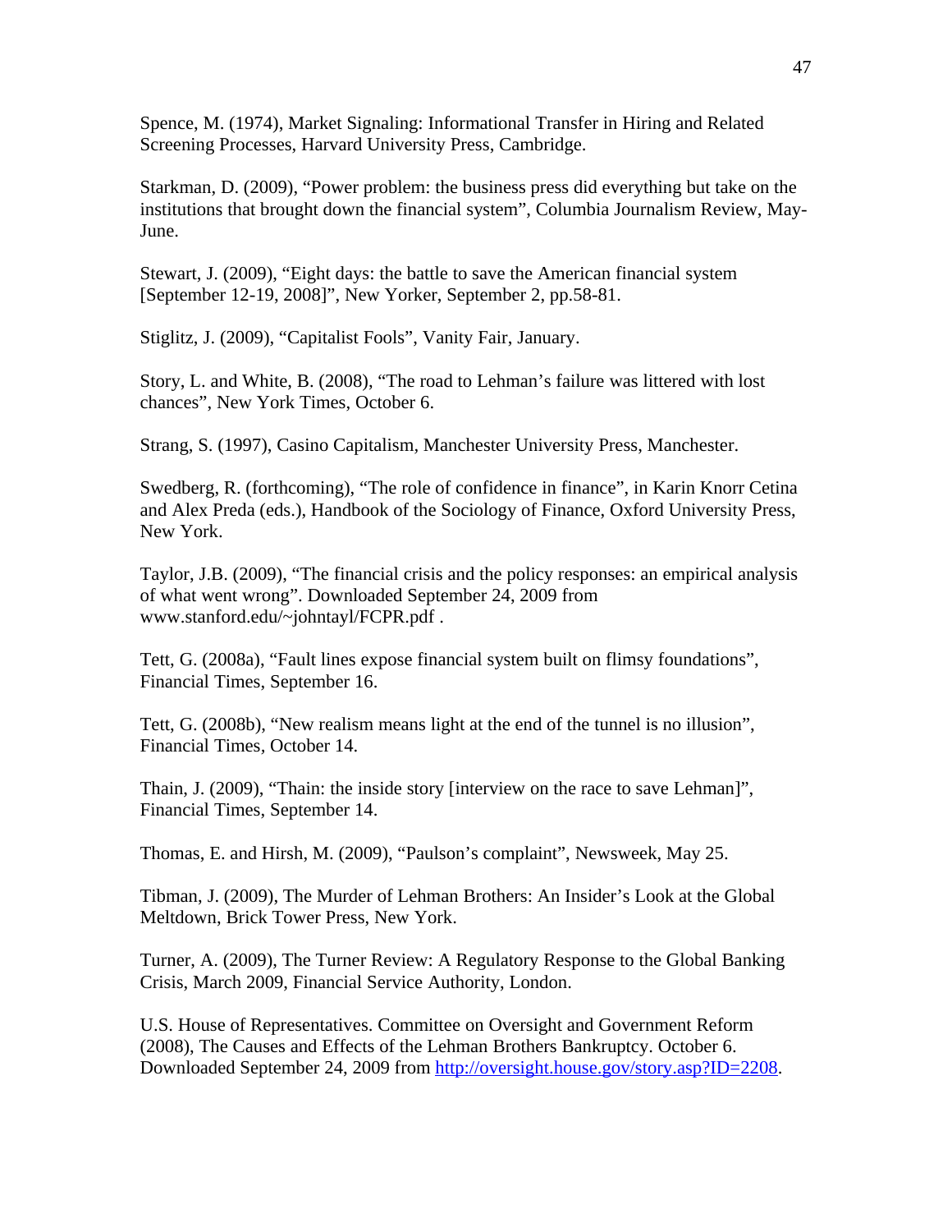Spence, M. (1974), Market Signaling: Informational Transfer in Hiring and Related Screening Processes, Harvard University Press, Cambridge.

Starkman, D. (2009), "Power problem: the business press did everything but take on the institutions that brought down the financial system", Columbia Journalism Review, May-June.

Stewart, J. (2009), "Eight days: the battle to save the American financial system [September 12-19, 2008]", New Yorker, September 2, pp.58-81.

Stiglitz, J. (2009), "Capitalist Fools", Vanity Fair, January.

Story, L. and White, B. (2008), "The road to Lehman's failure was littered with lost chances", New York Times, October 6.

Strang, S. (1997), Casino Capitalism, Manchester University Press, Manchester.

Swedberg, R. (forthcoming), "The role of confidence in finance", in Karin Knorr Cetina and Alex Preda (eds.), Handbook of the Sociology of Finance, Oxford University Press, New York.

Taylor, J.B. (2009), "The financial crisis and the policy responses: an empirical analysis of what went wrong". Downloaded September 24, 2009 from www.stanford.edu/~johntayl/FCPR.pdf .

Tett, G. (2008a), "Fault lines expose financial system built on flimsy foundations", Financial Times, September 16.

Tett, G. (2008b), "New realism means light at the end of the tunnel is no illusion", Financial Times, October 14.

Thain, J. (2009), "Thain: the inside story [interview on the race to save Lehman]", Financial Times, September 14.

Thomas, E. and Hirsh, M. (2009), "Paulson's complaint", Newsweek, May 25.

Tibman, J. (2009), The Murder of Lehman Brothers: An Insider's Look at the Global Meltdown, Brick Tower Press, New York.

Turner, A. (2009), The Turner Review: A Regulatory Response to the Global Banking Crisis, March 2009, Financial Service Authority, London.

U.S. House of Representatives. Committee on Oversight and Government Reform (2008), The Causes and Effects of the Lehman Brothers Bankruptcy. October 6. Downloaded September 24, 2009 from http://oversight.house.gov/story.asp?ID=2208.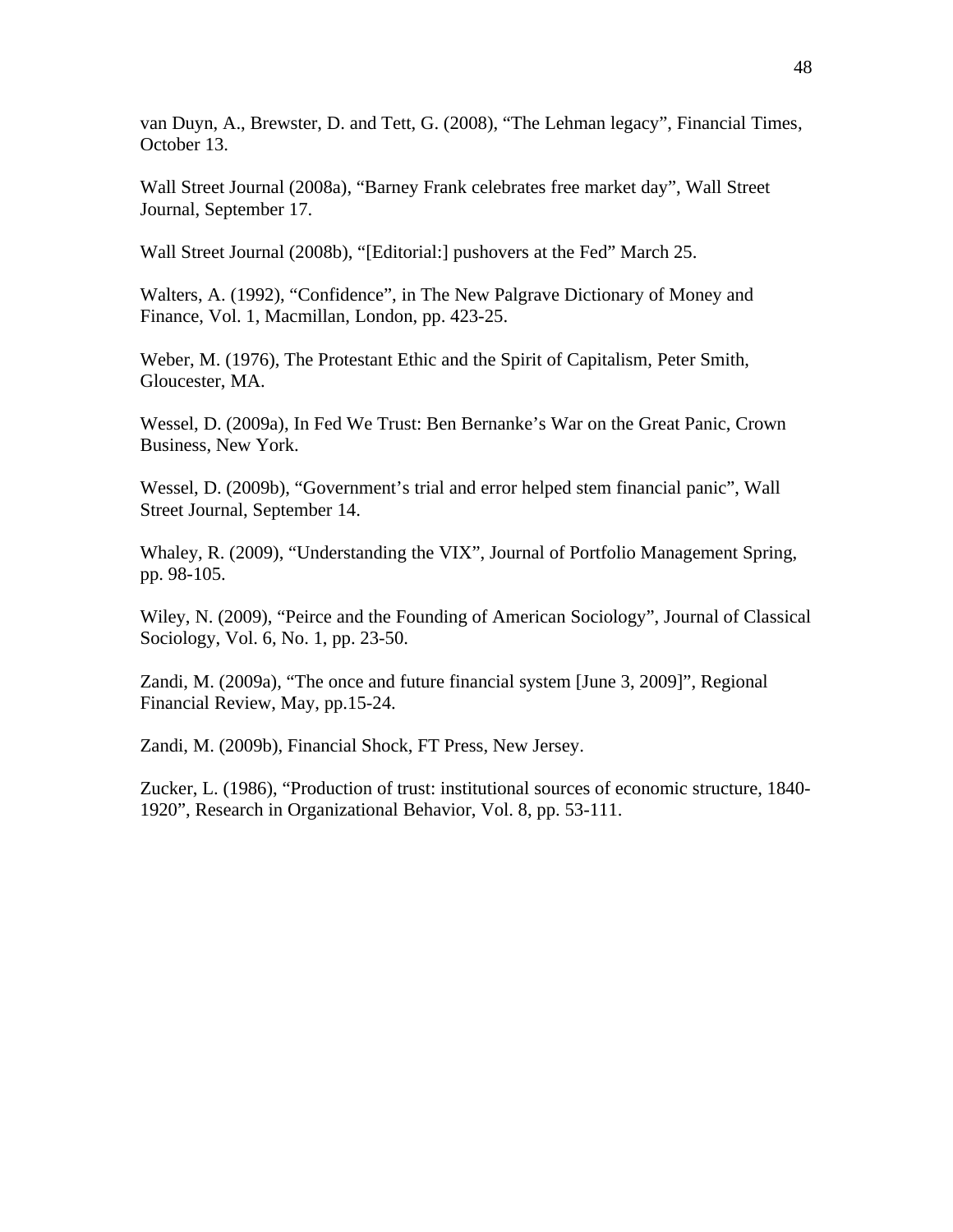van Duyn, A., Brewster, D. and Tett, G. (2008), “The Lehman legacy”, Financial Times, October 13.

Wall Street Journal (2008a), “Barney Frank celebrates free market day”, Wall Street Journal, September 17.

Wall Street Journal (2008b), “[Editorial:] pushovers at the Fed” March 25.

Walters, A. (1992), “Confidence”, in The New Palgrave Dictionary of Money and Finance, Vol. 1, Macmillan, London, pp. 423-25.

Weber, M. (1976), The Protestant Ethic and the Spirit of Capitalism, Peter Smith, Gloucester, MA.

Wessel, D. (2009a), In Fed We Trust: Ben Bernanke’s War on the Great Panic, Crown Business, New York.

Wessel, D. (2009b), “Government’s trial and error helped stem financial panic”, Wall Street Journal, September 14.

Whaley, R. (2009), “Understanding the VIX”, Journal of Portfolio Management Spring, pp. 98-105.

Wiley, N. (2009), “Peirce and the Founding of American Sociology”, Journal of Classical Sociology, Vol. 6, No. 1, pp. 23-50.

Zandi, M. (2009a), “The once and future financial system [June 3, 2009]”, Regional Financial Review, May, pp.15-24.

Zandi, M. (2009b), Financial Shock, FT Press, New Jersey.

Zucker, L. (1986), “Production of trust: institutional sources of economic structure, 1840-1920”, Research in Organizational Behavior, Vol. 8, pp. 53-111.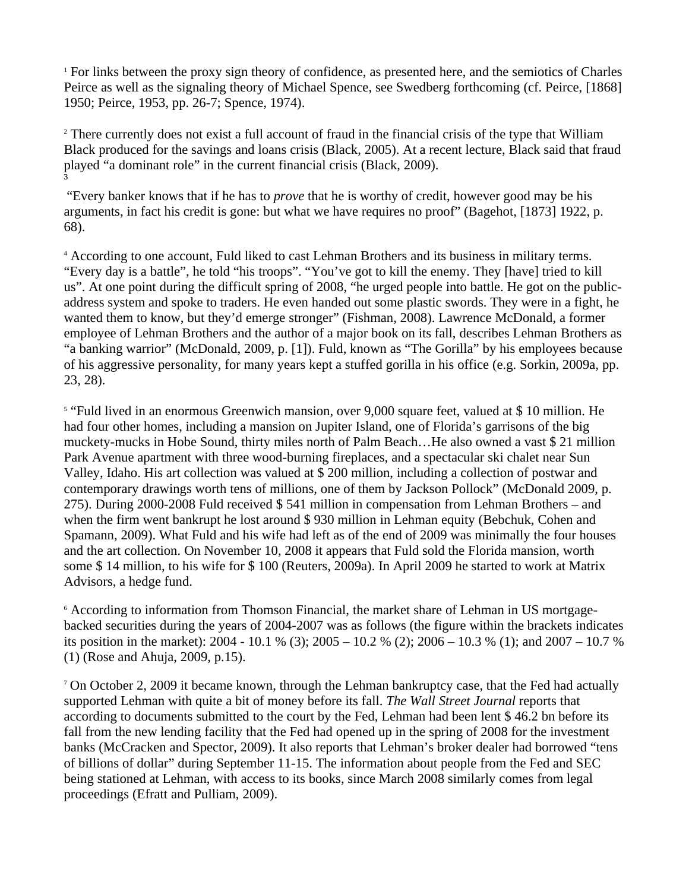[1] For links between the proxy sign theory of confidence, as presented here, and the semiotics of Charles Peirce as well as the signaling theory of Michael Spence, see Swedberg forthcoming (cf. Peirce, [1868] 1950; Peirce, 1953, pp. 26-7; Spence, 1974).

[2] There currently does not exist a full account of fraud in the financial crisis of the type that William Black produced for the savings and loans crisis (Black, 2005). At a recent lecture, Black said that fraud played "a dominant role" in the current financial crisis (Black, 2009).

[3] "Every banker knows that if he has to *prove* that he is worthy of credit, however good may be his arguments, in fact his credit is gone: but what we have requires no proof" (Bagehot, [1873] 1922, p. 68).

[4] According to one account, Fuld liked to cast Lehman Brothers and its business in military terms. "Every day is a battle", he told "his troops". "You've got to kill the enemy. They [have] tried to kill us". At one point during the difficult spring of 2008, "he urged people into battle. He got on the public-address system and spoke to traders. He even handed out some plastic swords. They were in a fight, he wanted them to know, but they'd emerge stronger" (Fishman, 2008). Lawrence McDonald, a former employee of Lehman Brothers and the author of a major book on its fall, describes Lehman Brothers as "a banking warrior" (McDonald, 2009, p. [1]). Fuld, known as "The Gorilla" by his employees because of his aggressive personality, for many years kept a stuffed gorilla in his office (e.g. Sorkin, 2009a, pp. 23, 28).

[5] "Fuld lived in an enormous Greenwich mansion, over 9,000 square feet, valued at $ 10 million. He had four other homes, including a mansion on Jupiter Island, one of Florida's garrisons of the big muckety-mucks in Hobe Sound, thirty miles north of Palm Beach…He also owned a vast $ 21 million Park Avenue apartment with three wood-burning fireplaces, and a spectacular ski chalet near Sun Valley, Idaho. His art collection was valued at $ 200 million, including a collection of postwar and contemporary drawings worth tens of millions, one of them by Jackson Pollock" (McDonald 2009, p. 275). During 2000-2008 Fuld received $ 541 million in compensation from Lehman Brothers – and when the firm went bankrupt he lost around $ 930 million in Lehman equity (Bebchuk, Cohen and Spamann, 2009). What Fuld and his wife had left as of the end of 2009 was minimally the four houses and the art collection. On November 10, 2008 it appears that Fuld sold the Florida mansion, worth some $ 14 million, to his wife for $ 100 (Reuters, 2009a). In April 2009 he started to work at Matrix Advisors, a hedge fund.

[6] According to information from Thomson Financial, the market share of Lehman in US mortgage-backed securities during the years of 2004-2007 was as follows (the figure within the brackets indicates its position in the market): 2004 - 10.1 % (3); 2005 – 10.2 % (2); 2006 – 10.3 % (1); and 2007 – 10.7 % (1) (Rose and Ahuja, 2009, p.15).

[7] On October 2, 2009 it became known, through the Lehman bankruptcy case, that the Fed had actually supported Lehman with quite a bit of money before its fall. *The Wall Street Journal* reports that according to documents submitted to the court by the Fed, Lehman had been lent $ 46.2 bn before its fall from the new lending facility that the Fed had opened up in the spring of 2008 for the investment banks (McCracken and Spector, 2009). It also reports that Lehman's broker dealer had borrowed "tens of billions of dollar" during September 11-15. The information about people from the Fed and SEC being stationed at Lehman, with access to its books, since March 2008 similarly comes from legal proceedings (Efratt and Pulliam, 2009).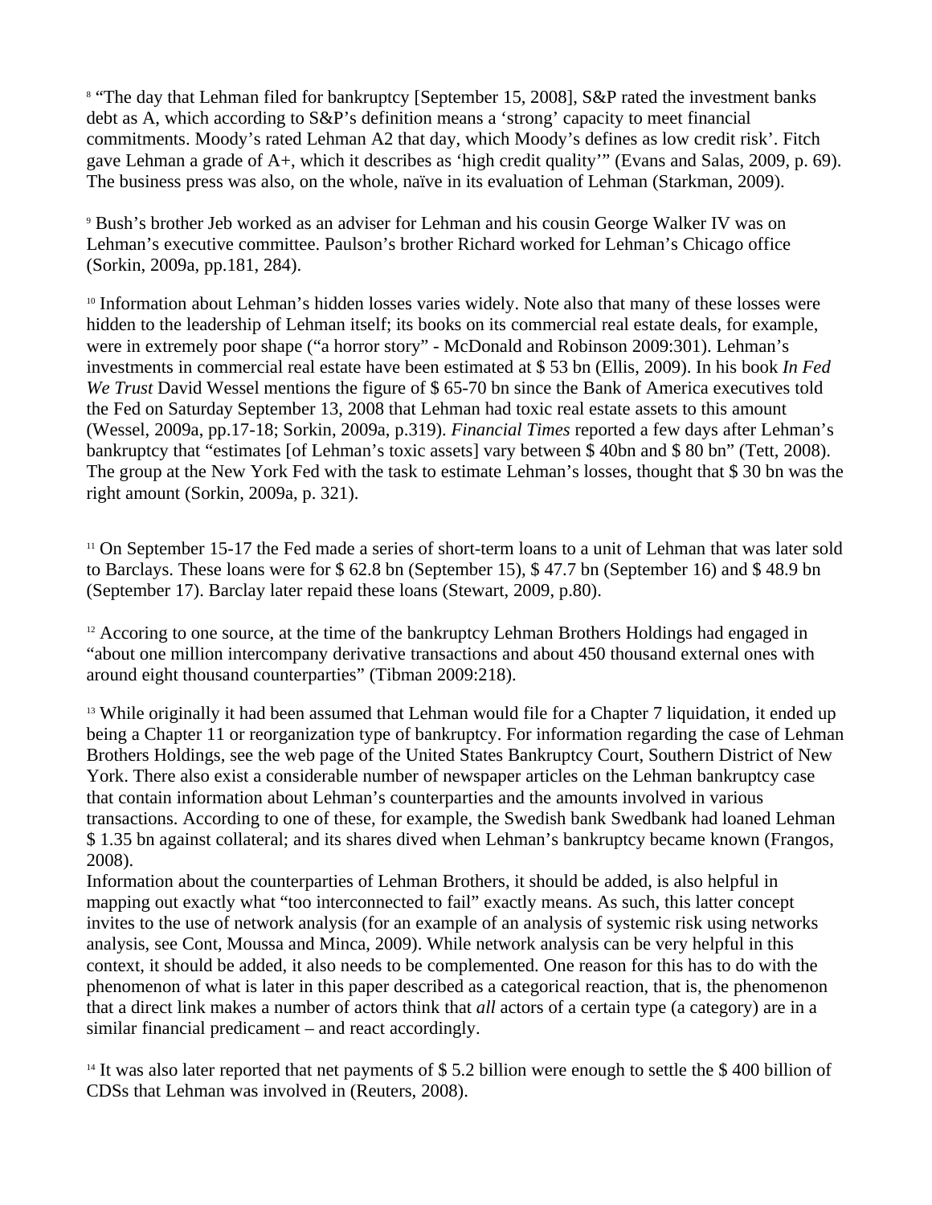[8] "The day that Lehman filed for bankruptcy [September 15, 2008], S&P rated the investment banks debt as A, which according to S&P's definition means a 'strong' capacity to meet financial commitments. Moody's rated Lehman A2 that day, which Moody's defines as low credit risk'. Fitch gave Lehman a grade of A+, which it describes as 'high credit quality'" (Evans and Salas, 2009, p. 69). The business press was also, on the whole, naïve in its evaluation of Lehman (Starkman, 2009).

[9] Bush's brother Jeb worked as an adviser for Lehman and his cousin George Walker IV was on Lehman's executive committee. Paulson's brother Richard worked for Lehman's Chicago office (Sorkin, 2009a, pp.181, 284).

[10] Information about Lehman's hidden losses varies widely. Note also that many of these losses were hidden to the leadership of Lehman itself; its books on its commercial real estate deals, for example, were in extremely poor shape ("a horror story" - McDonald and Robinson 2009:301). Lehman's investments in commercial real estate have been estimated at $ 53 bn (Ellis, 2009). In his book *In Fed We Trust* David Wessel mentions the figure of $ 65-70 bn since the Bank of America executives told the Fed on Saturday September 13, 2008 that Lehman had toxic real estate assets to this amount (Wessel, 2009a, pp.17-18; Sorkin, 2009a, p.319). *Financial Times* reported a few days after Lehman's bankruptcy that "estimates [of Lehman's toxic assets] vary between $ 40bn and $ 80 bn" (Tett, 2008). The group at the New York Fed with the task to estimate Lehman's losses, thought that $ 30 bn was the right amount (Sorkin, 2009a, p. 321).

[11] On September 15-17 the Fed made a series of short-term loans to a unit of Lehman that was later sold to Barclays. These loans were for $ 62.8 bn (September 15), $ 47.7 bn (September 16) and $ 48.9 bn (September 17). Barclay later repaid these loans (Stewart, 2009, p.80).

[12] Accoring to one source, at the time of the bankruptcy Lehman Brothers Holdings had engaged in "about one million intercompany derivative transactions and about 450 thousand external ones with around eight thousand counterparties" (Tibman 2009:218).

[13] While originally it had been assumed that Lehman would file for a Chapter 7 liquidation, it ended up being a Chapter 11 or reorganization type of bankruptcy. For information regarding the case of Lehman Brothers Holdings, see the web page of the United States Bankruptcy Court, Southern District of New York. There also exist a considerable number of newspaper articles on the Lehman bankruptcy case that contain information about Lehman's counterparties and the amounts involved in various transactions. According to one of these, for example, the Swedish bank Swedbank had loaned Lehman $ 1.35 bn against collateral; and its shares dived when Lehman's bankruptcy became known (Frangos, 2008).
Information about the counterparties of Lehman Brothers, it should be added, is also helpful in mapping out exactly what "too interconnected to fail" exactly means. As such, this latter concept invites to the use of network analysis (for an example of an analysis of systemic risk using networks analysis, see Cont, Moussa and Minca, 2009). While network analysis can be very helpful in this context, it should be added, it also needs to be complemented. One reason for this has to do with the phenomenon of what is later in this paper described as a categorical reaction, that is, the phenomenon that a direct link makes a number of actors think that *all* actors of a certain type (a category) are in a similar financial predicament – and react accordingly.

[14] It was also later reported that net payments of $ 5.2 billion were enough to settle the $ 400 billion of CDSs that Lehman was involved in (Reuters, 2008).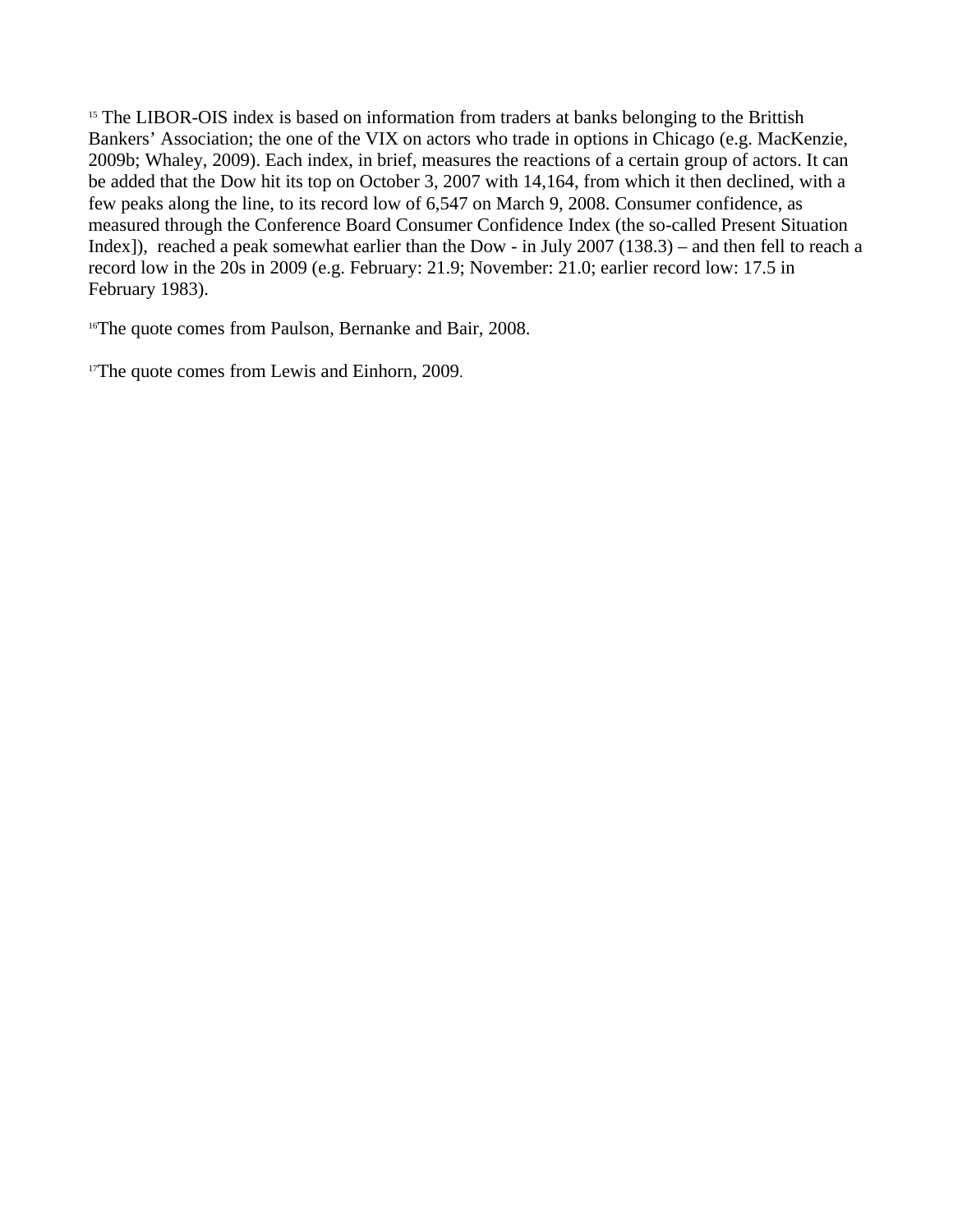[15] The LIBOR-OIS index is based on information from traders at banks belonging to the Brittish Bankers' Association; the one of the VIX on actors who trade in options in Chicago (e.g. MacKenzie, 2009b; Whaley, 2009). Each index, in brief, measures the reactions of a certain group of actors. It can be added that the Dow hit its top on October 3, 2007 with 14,164, from which it then declined, with a few peaks along the line, to its record low of 6,547 on March 9, 2008. Consumer confidence, as measured through the Conference Board Consumer Confidence Index (the so-called Present Situation Index]), reached a peak somewhat earlier than the Dow - in July 2007 (138.3) – and then fell to reach a record low in the 20s in 2009 (e.g. February: 21.9; November: 21.0; earlier record low: 17.5 in February 1983).

[16]The quote comes from Paulson, Bernanke and Bair, 2008.

[17]The quote comes from Lewis and Einhorn, 2009.